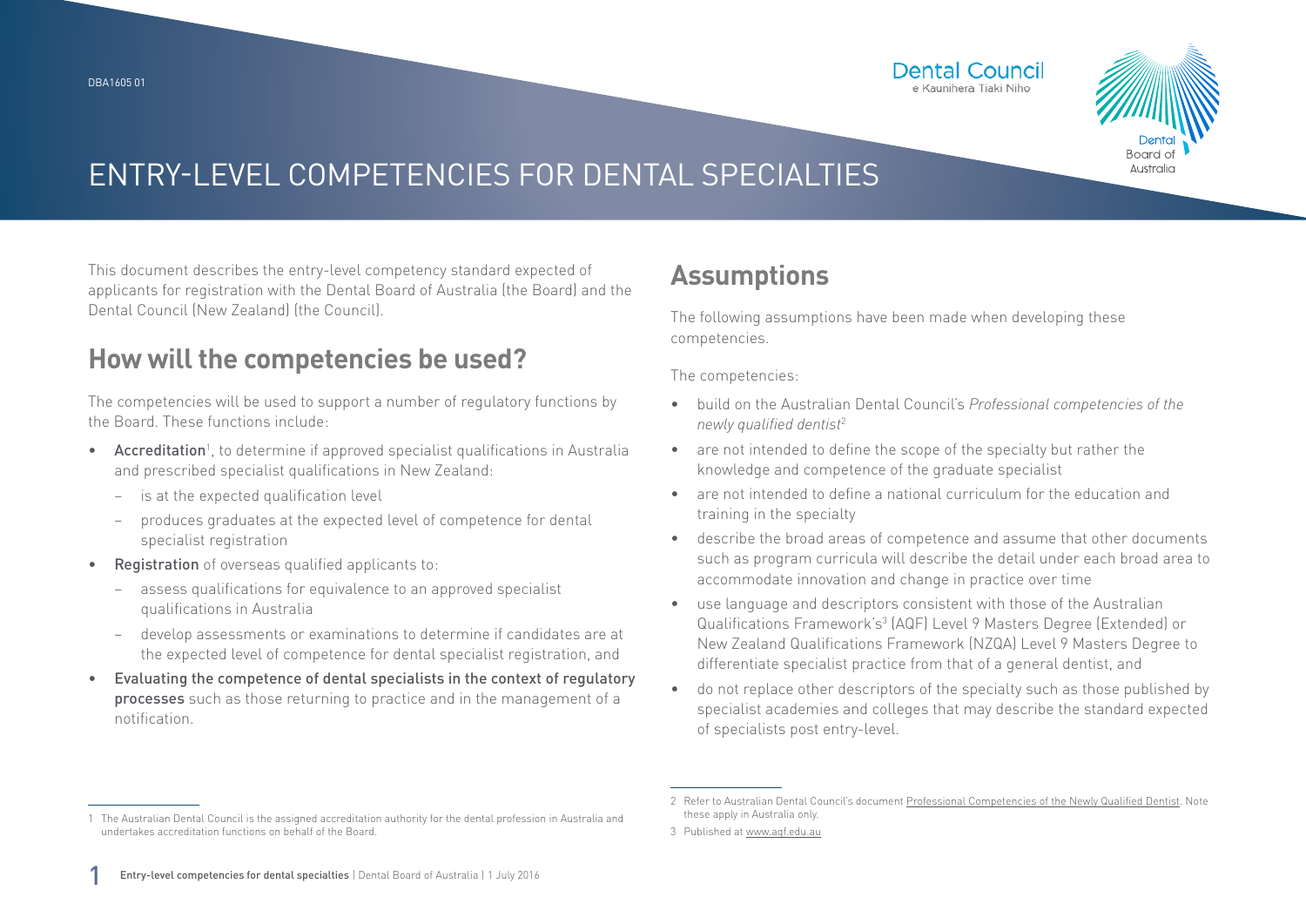# ENTRY-LEVEL COMPETENCIES FOR DENTAL SPECIALTIES

This document describes the entry-level competency standard expected of applicants for registration with the Dental Board of Australia (the Board) and the Dental Council (New Zealand) (the Council).

## How will the competencies be used?

The competencies will be used to support a number of regulatory functions by the Board. These functions include:

- **Accreditation**[1], to determine if approved specialist qualifications in Australia and prescribed specialist qualifications in New Zealand:
  - is at the expected qualification level
  - produces graduates at the expected level of competence for dental specialist registration
- **Registration** of overseas qualified applicants to:
  - assess qualifications for equivalence to an approved specialist qualifications in Australia
  - develop assessments or examinations to determine if candidates are at the expected level of competence for dental specialist registration, and
- **Evaluating the competence of dental specialists in the context of regulatory processes** such as those returning to practice and in the management of a notification.

## Assumptions

The following assumptions have been made when developing these competencies.

The competencies:

- build on the Australian Dental Council's *Professional competencies of the newly qualified dentist*[2]
- are not intended to define the scope of the specialty but rather the knowledge and competence of the graduate specialist
- are not intended to define a national curriculum for the education and training in the specialty
- describe the broad areas of competence and assume that other documents such as program curricula will describe the detail under each broad area to accommodate innovation and change in practice over time
- use language and descriptors consistent with those of the Australian Qualifications Framework's[3] (AQF) Level 9 Masters Degree (Extended) or New Zealand Qualifications Framework (NZQA) Level 9 Masters Degree to differentiate specialist practice from that of a general dentist, and
- do not replace other descriptors of the specialty such as those published by specialist academies and colleges that may describe the standard expected of specialists post entry-level.

---

1 The Australian Dental Council is the assigned accreditation authority for the dental profession in Australia and undertakes accreditation functions on behalf of the Board.

2 Refer to Australian Dental Council's document Professional Competencies of the Newly Qualified Dentist. Note these apply in Australia only.

3 Published at www.aqf.edu.au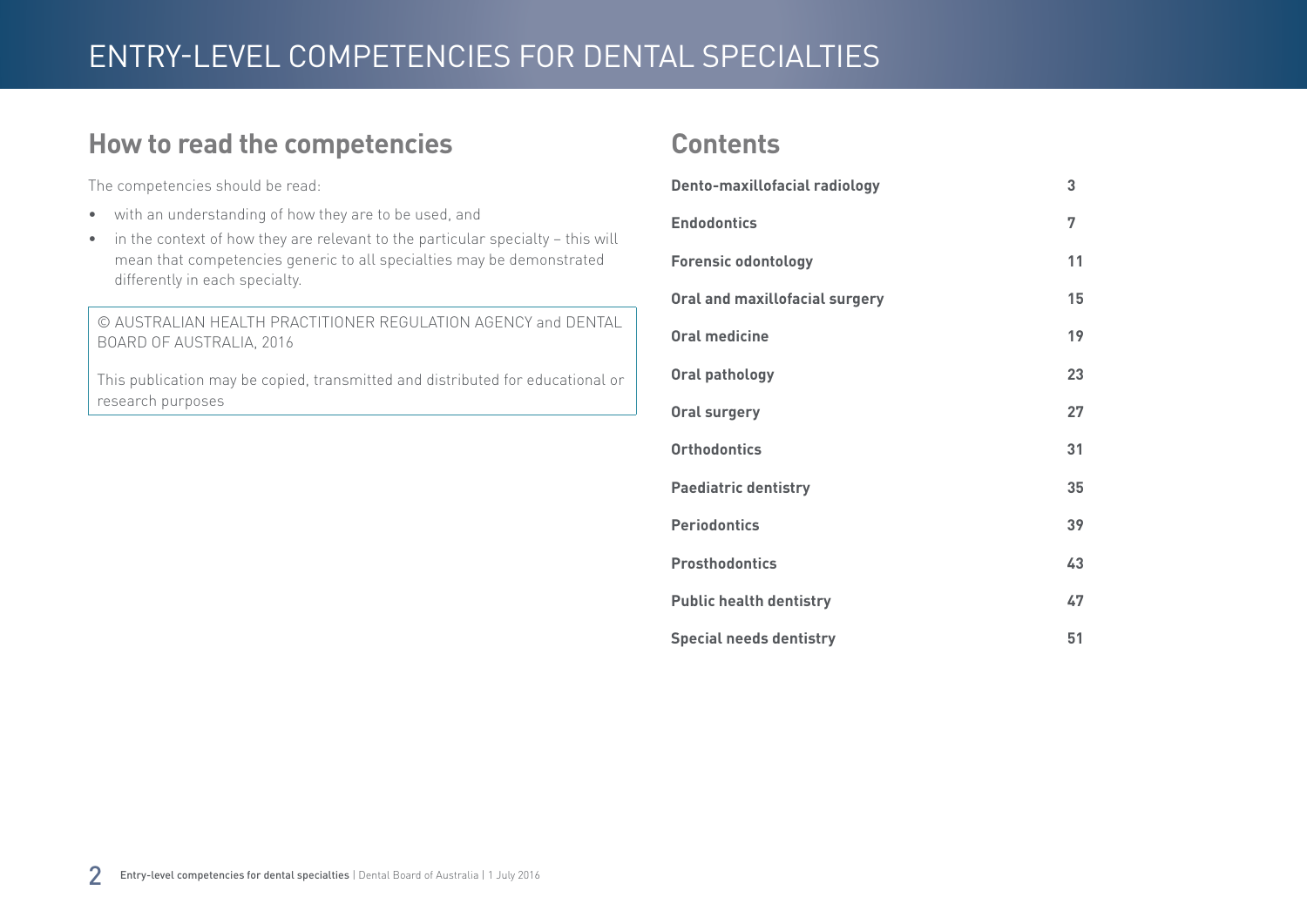## How to read the competencies

The competencies should be read:

- with an understanding of how they are to be used, and
- in the context of how they are relevant to the particular specialty – this will mean that competencies generic to all specialties may be demonstrated differently in each specialty.

© AUSTRALIAN HEALTH PRACTITIONER REGULATION AGENCY and DENTAL BOARD OF AUSTRALIA, 2016

This publication may be copied, transmitted and distributed for educational or research purposes

## Contents

| | |
|---|---|
| **Dento-maxillofacial radiology** | **3** |
| **Endodontics** | **7** |
| **Forensic odontology** | **11** |
| **Oral and maxillofacial surgery** | **15** |
| **Oral medicine** | **19** |
| **Oral pathology** | **23** |
| **Oral surgery** | **27** |
| **Orthodontics** | **31** |
| **Paediatric dentistry** | **35** |
| **Periodontics** | **39** |
| **Prosthodontics** | **43** |
| **Public health dentistry** | **47** |
| **Special needs dentistry** | **51** |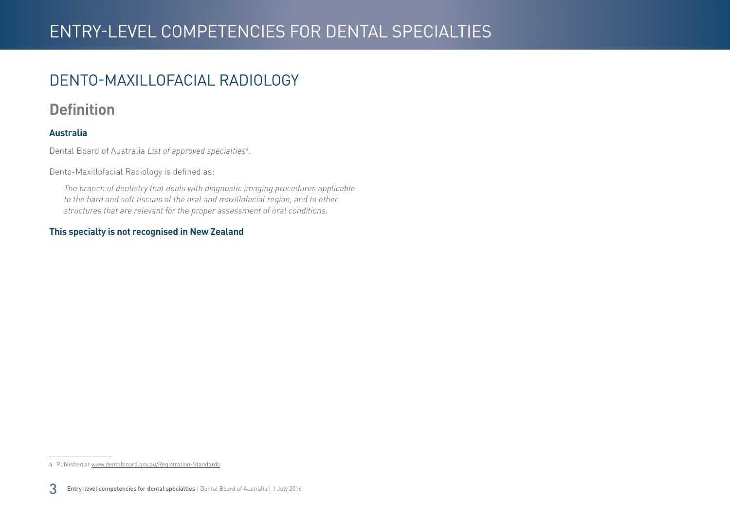## DENTO-MAXILLOFACIAL RADIOLOGY

### Definition

**Australia**

Dental Board of Australia *List of approved specialties*[4].

Dento-Maxillofacial Radiology is defined as:

> *The branch of dentistry that deals with diagnostic imaging procedures applicable to the hard and soft tissues of the oral and maxillofacial region, and to other structures that are relevant for the proper assessment of oral conditions.*

**This specialty is not recognised in New Zealand**

---

4 Published at www.dentalboard.gov.au/Registration-Standards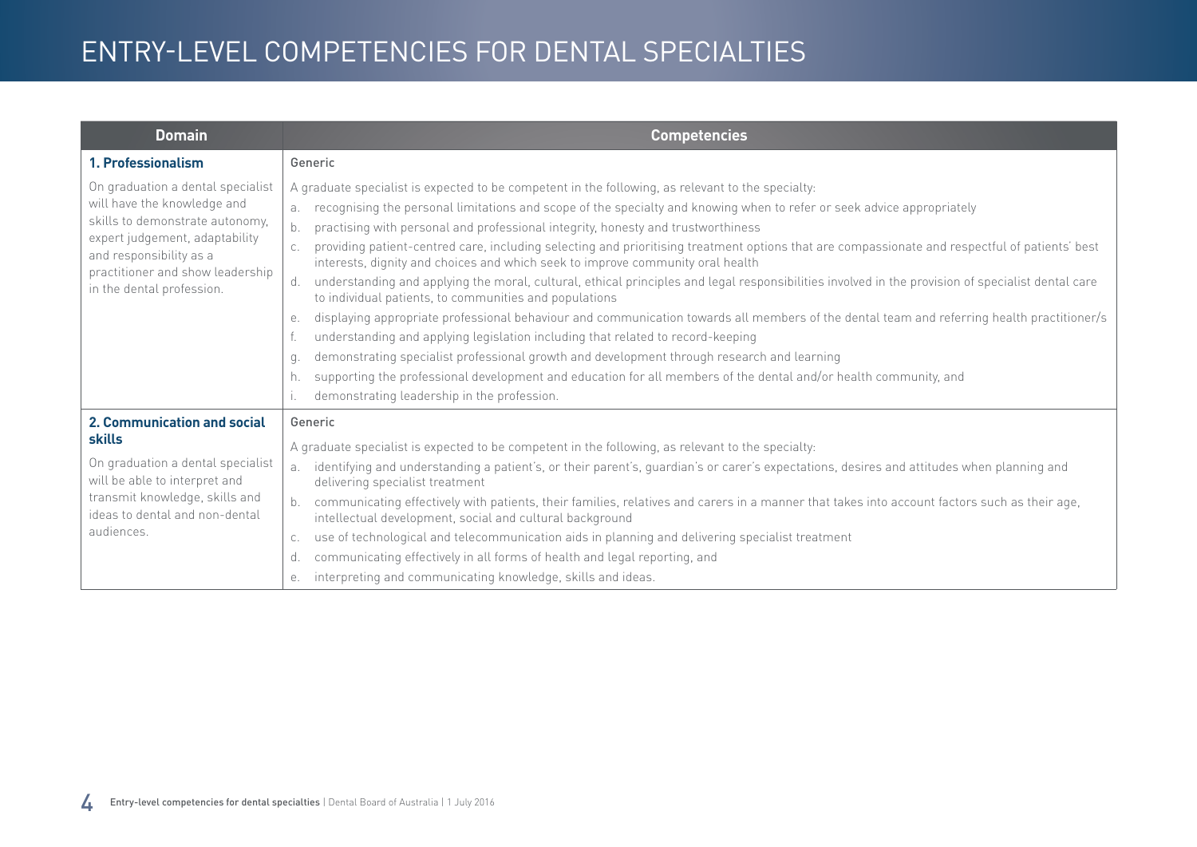# ENTRY-LEVEL COMPETENCIES FOR DENTAL SPECIALTIES

| Domain | Competencies |
| --- | --- |
| **1. Professionalism**<br><br>On graduation a dental specialist will have the knowledge and skills to demonstrate autonomy, expert judgement, adaptability and responsibility as a practitioner and show leadership in the dental profession. | Generic<br><br>A graduate specialist is expected to be competent in the following, as relevant to the specialty:<br>a. recognising the personal limitations and scope of the specialty and knowing when to refer or seek advice appropriately<br>b. practising with personal and professional integrity, honesty and trustworthiness<br>c. providing patient-centred care, including selecting and prioritising treatment options that are compassionate and respectful of patients' best interests, dignity and choices and which seek to improve community oral health<br>d. understanding and applying the moral, cultural, ethical principles and legal responsibilities involved in the provision of specialist dental care to individual patients, to communities and populations<br>e. displaying appropriate professional behaviour and communication towards all members of the dental team and referring health practitioner/s<br>f. understanding and applying legislation including that related to record-keeping<br>g. demonstrating specialist professional growth and development through research and learning<br>h. supporting the professional development and education for all members of the dental and/or health community, and<br>i. demonstrating leadership in the profession. |
| **2. Communication and social skills**<br><br>On graduation a dental specialist will be able to interpret and transmit knowledge, skills and ideas to dental and non-dental audiences. | Generic<br><br>A graduate specialist is expected to be competent in the following, as relevant to the specialty:<br>a. identifying and understanding a patient's, or their parent's, guardian's or carer's expectations, desires and attitudes when planning and delivering specialist treatment<br>b. communicating effectively with patients, their families, relatives and carers in a manner that takes into account factors such as their age, intellectual development, social and cultural background<br>c. use of technological and telecommunication aids in planning and delivering specialist treatment<br>d. communicating effectively in all forms of health and legal reporting, and<br>e. interpreting and communicating knowledge, skills and ideas. |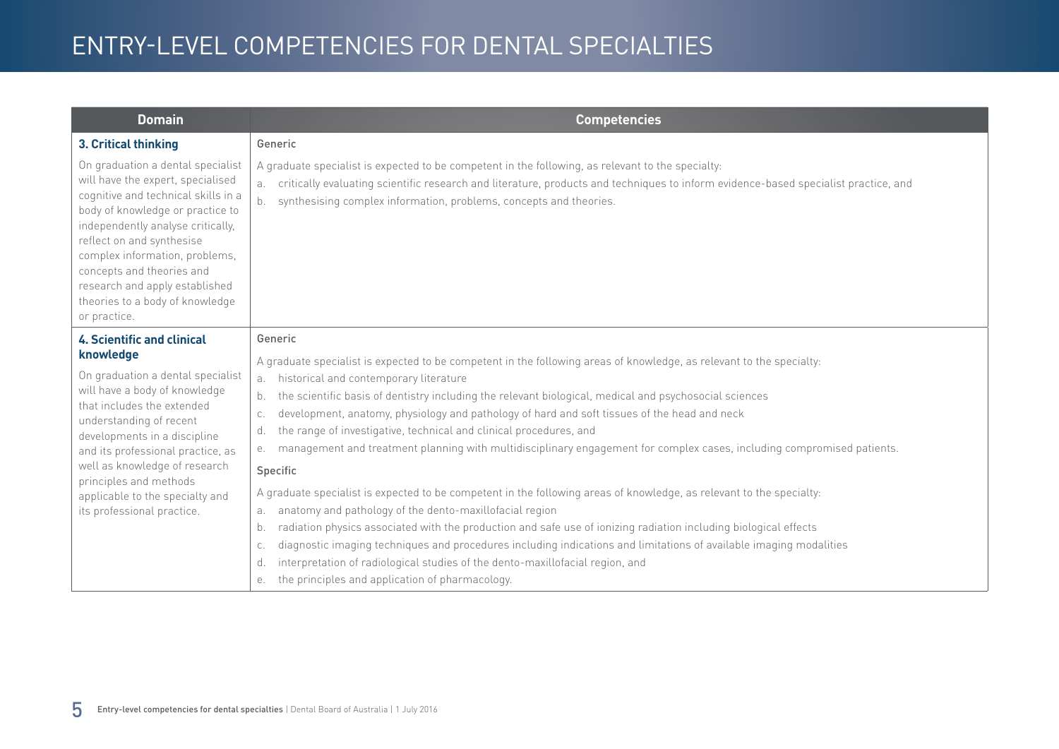# ENTRY-LEVEL COMPETENCIES FOR DENTAL SPECIALTIES

| Domain | Competencies |
|---|---|
| **3. Critical thinking**<br><br>On graduation a dental specialist will have the expert, specialised cognitive and technical skills in a body of knowledge or practice to independently analyse critically, reflect on and synthesise complex information, problems, concepts and theories and research and apply established theories to a body of knowledge or practice. | Generic<br><br>A graduate specialist is expected to be competent in the following, as relevant to the specialty:<br>a. critically evaluating scientific research and literature, products and techniques to inform evidence-based specialist practice, and<br>b. synthesising complex information, problems, concepts and theories. |
| **4. Scientific and clinical knowledge**<br><br>On graduation a dental specialist will have a body of knowledge that includes the extended understanding of recent developments in a discipline and its professional practice, as well as knowledge of research principles and methods applicable to the specialty and its professional practice. | Generic<br><br>A graduate specialist is expected to be competent in the following areas of knowledge, as relevant to the specialty:<br>a. historical and contemporary literature<br>b. the scientific basis of dentistry including the relevant biological, medical and psychosocial sciences<br>c. development, anatomy, physiology and pathology of hard and soft tissues of the head and neck<br>d. the range of investigative, technical and clinical procedures, and<br>e. management and treatment planning with multidisciplinary engagement for complex cases, including compromised patients.<br><br>Specific<br><br>A graduate specialist is expected to be competent in the following areas of knowledge, as relevant to the specialty:<br>a. anatomy and pathology of the dento-maxillofacial region<br>b. radiation physics associated with the production and safe use of ionizing radiation including biological effects<br>c. diagnostic imaging techniques and procedures including indications and limitations of available imaging modalities<br>d. interpretation of radiological studies of the dento-maxillofacial region, and<br>e. the principles and application of pharmacology. |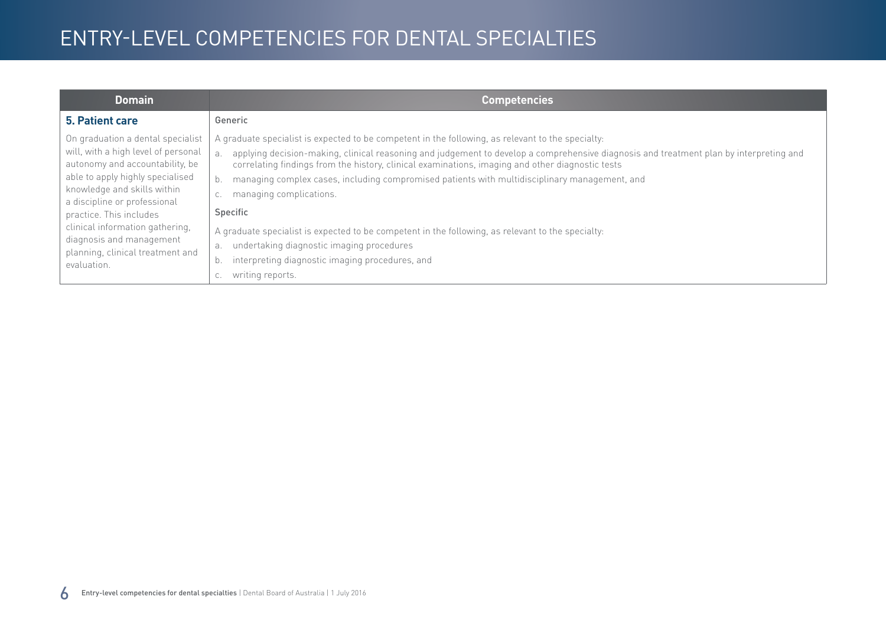# ENTRY-LEVEL COMPETENCIES FOR DENTAL SPECIALTIES

| Domain | Competencies |
|---|---|
| **5. Patient care**<br><br>On graduation a dental specialist will, with a high level of personal autonomy and accountability, be able to apply highly specialised knowledge and skills within a discipline or professional practice. This includes clinical information gathering, diagnosis and management planning, clinical treatment and evaluation. | Generic<br><br>A graduate specialist is expected to be competent in the following, as relevant to the specialty:<br>a. applying decision-making, clinical reasoning and judgement to develop a comprehensive diagnosis and treatment plan by interpreting and correlating findings from the history, clinical examinations, imaging and other diagnostic tests<br>b. managing complex cases, including compromised patients with multidisciplinary management, and<br>c. managing complications.<br><br>Specific<br><br>A graduate specialist is expected to be competent in the following, as relevant to the specialty:<br>a. undertaking diagnostic imaging procedures<br>b. interpreting diagnostic imaging procedures, and<br>c. writing reports. |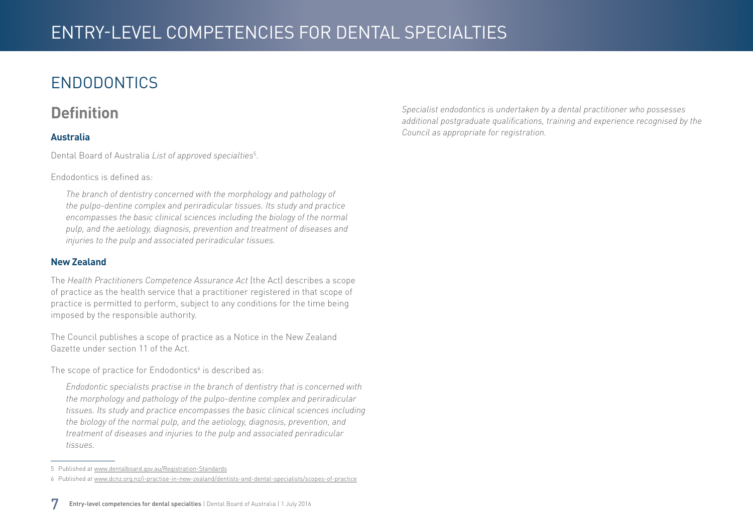# ENDODONTICS

## Definition

### Australia

Dental Board of Australia *List of approved specialties*[5].

Endodontics is defined as:

> *The branch of dentistry concerned with the morphology and pathology of the pulpo-dentine complex and periradicular tissues. Its study and practice encompasses the basic clinical sciences including the biology of the normal pulp, and the aetiology, diagnosis, prevention and treatment of diseases and injuries to the pulp and associated periradicular tissues.*

### New Zealand

The *Health Practitioners Competence Assurance Act* (the Act) describes a scope of practice as the health service that a practitioner registered in that scope of practice is permitted to perform, subject to any conditions for the time being imposed by the responsible authority.

The Council publishes a scope of practice as a Notice in the New Zealand Gazette under section 11 of the Act.

The scope of practice for Endodontics[6] is described as:

> *Endodontic specialists practise in the branch of dentistry that is concerned with the morphology and pathology of the pulpo-dentine complex and periradicular tissues. Its study and practice encompasses the basic clinical sciences including the biology of the normal pulp, and the aetiology, diagnosis, prevention, and treatment of diseases and injuries to the pulp and associated periradicular tissues.*
>
> *Specialist endodontics is undertaken by a dental practitioner who possesses additional postgraduate qualifications, training and experience recognised by the Council as appropriate for registration.*

---

5 Published at www.dentalboard.gov.au/Registration-Standards

6 Published at www.dcnz.org.nz/i-practise-in-new-zealand/dentists-and-dental-specialists/scopes-of-practice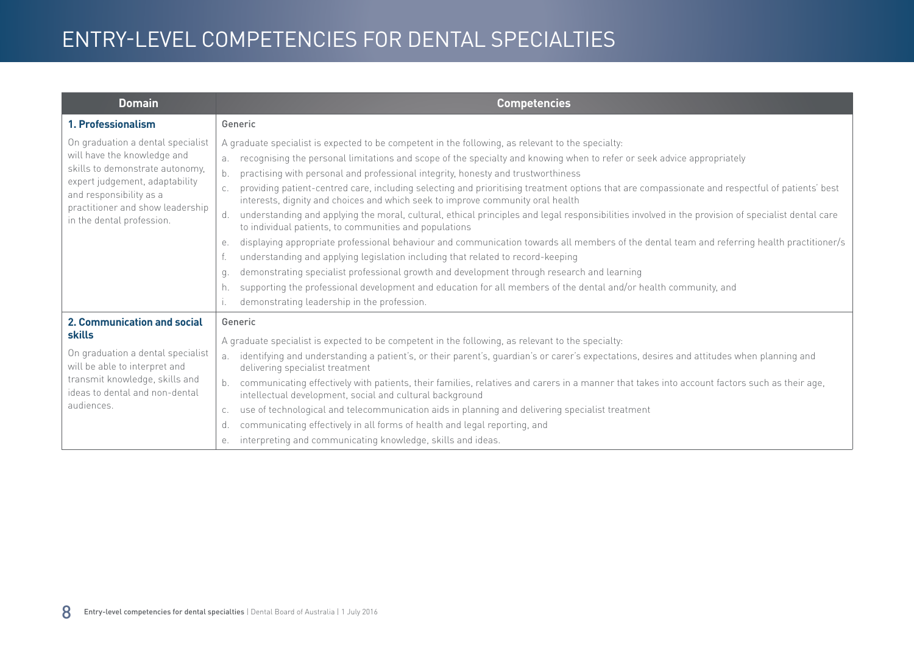# ENTRY-LEVEL COMPETENCIES FOR DENTAL SPECIALTIES

| Domain | Competencies |
|---|---|
| **1. Professionalism**<br><br>On graduation a dental specialist will have the knowledge and skills to demonstrate autonomy, expert judgement, adaptability and responsibility as a practitioner and show leadership in the dental profession. | Generic<br><br>A graduate specialist is expected to be competent in the following, as relevant to the specialty:<br>a. recognising the personal limitations and scope of the specialty and knowing when to refer or seek advice appropriately<br>b. practising with personal and professional integrity, honesty and trustworthiness<br>c. providing patient-centred care, including selecting and prioritising treatment options that are compassionate and respectful of patients' best interests, dignity and choices and which seek to improve community oral health<br>d. understanding and applying the moral, cultural, ethical principles and legal responsibilities involved in the provision of specialist dental care to individual patients, to communities and populations<br>e. displaying appropriate professional behaviour and communication towards all members of the dental team and referring health practitioner/s<br>f. understanding and applying legislation including that related to record-keeping<br>g. demonstrating specialist professional growth and development through research and learning<br>h. supporting the professional development and education for all members of the dental and/or health community, and<br>i. demonstrating leadership in the profession. |
| **2. Communication and social skills**<br><br>On graduation a dental specialist will be able to interpret and transmit knowledge, skills and ideas to dental and non-dental audiences. | Generic<br><br>A graduate specialist is expected to be competent in the following, as relevant to the specialty:<br>a. identifying and understanding a patient's, or their parent's, guardian's or carer's expectations, desires and attitudes when planning and delivering specialist treatment<br>b. communicating effectively with patients, their families, relatives and carers in a manner that takes into account factors such as their age, intellectual development, social and cultural background<br>c. use of technological and telecommunication aids in planning and delivering specialist treatment<br>d. communicating effectively in all forms of health and legal reporting, and<br>e. interpreting and communicating knowledge, skills and ideas. |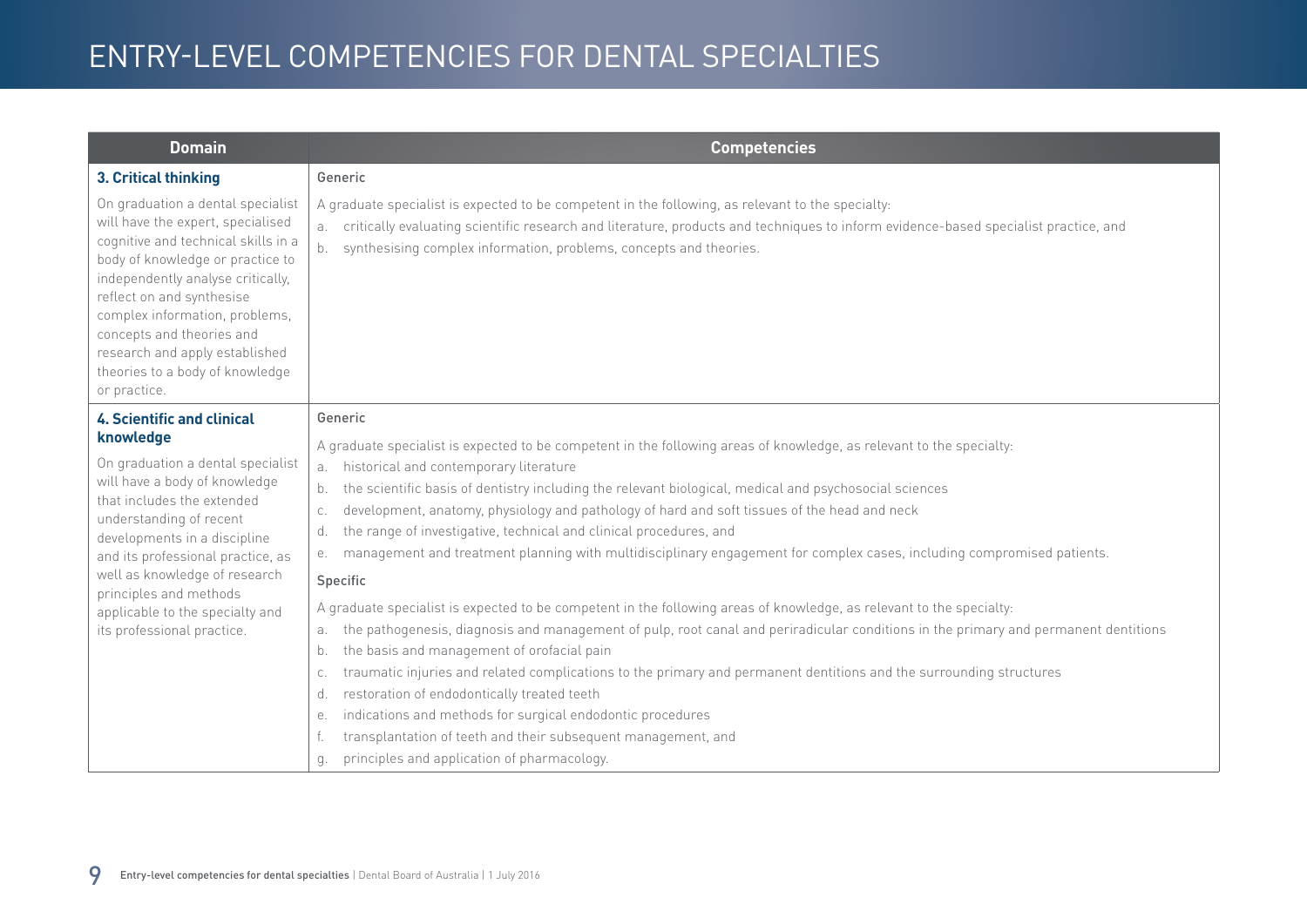| Domain | Competencies |
|---|---|
| **3. Critical thinking**<br><br>On graduation a dental specialist will have the expert, specialised cognitive and technical skills in a body of knowledge or practice to independently analyse critically, reflect on and synthesise complex information, problems, concepts and theories and research and apply established theories to a body of knowledge or practice. | Generic<br><br>A graduate specialist is expected to be competent in the following, as relevant to the specialty:<br>a. critically evaluating scientific research and literature, products and techniques to inform evidence-based specialist practice, and<br>b. synthesising complex information, problems, concepts and theories. |
| **4. Scientific and clinical knowledge**<br><br>On graduation a dental specialist will have a body of knowledge that includes the extended understanding of recent developments in a discipline and its professional practice, as well as knowledge of research principles and methods applicable to the specialty and its professional practice. | Generic<br><br>A graduate specialist is expected to be competent in the following areas of knowledge, as relevant to the specialty:<br>a. historical and contemporary literature<br>b. the scientific basis of dentistry including the relevant biological, medical and psychosocial sciences<br>c. development, anatomy, physiology and pathology of hard and soft tissues of the head and neck<br>d. the range of investigative, technical and clinical procedures, and<br>e. management and treatment planning with multidisciplinary engagement for complex cases, including compromised patients.<br><br>Specific<br><br>A graduate specialist is expected to be competent in the following areas of knowledge, as relevant to the specialty:<br>a. the pathogenesis, diagnosis and management of pulp, root canal and periradicular conditions in the primary and permanent dentitions<br>b. the basis and management of orofacial pain<br>c. traumatic injuries and related complications to the primary and permanent dentitions and the surrounding structures<br>d. restoration of endodontically treated teeth<br>e. indications and methods for surgical endodontic procedures<br>f. transplantation of teeth and their subsequent management, and<br>g. principles and application of pharmacology. |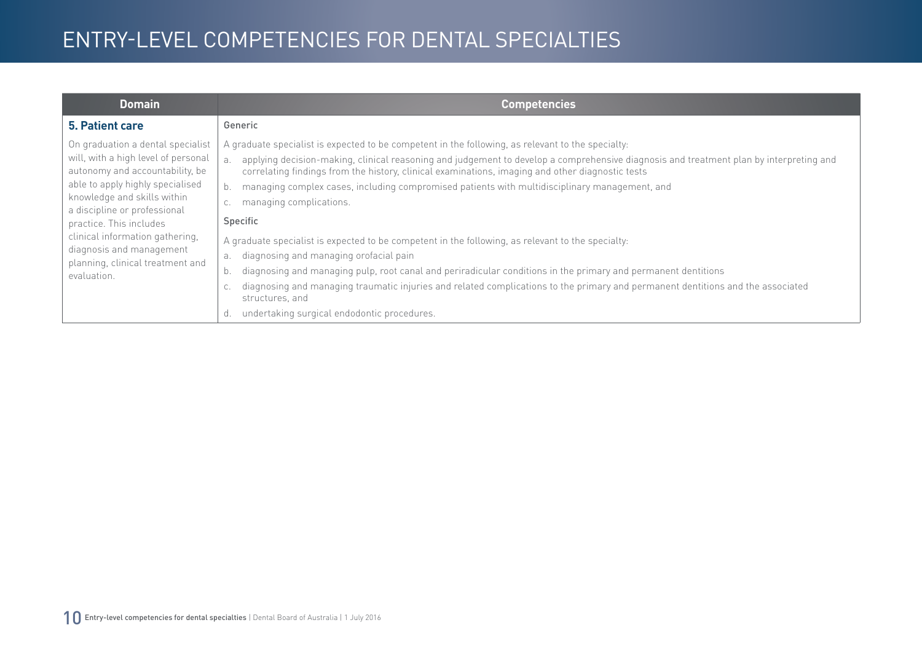| Domain | Competencies |
|---|---|
| **5. Patient care**<br><br>On graduation a dental specialist will, with a high level of personal autonomy and accountability, be able to apply highly specialised knowledge and skills within a discipline or professional practice. This includes clinical information gathering, diagnosis and management planning, clinical treatment and evaluation. | Generic<br><br>A graduate specialist is expected to be competent in the following, as relevant to the specialty:<br>a. applying decision-making, clinical reasoning and judgement to develop a comprehensive diagnosis and treatment plan by interpreting and correlating findings from the history, clinical examinations, imaging and other diagnostic tests<br>b. managing complex cases, including compromised patients with multidisciplinary management, and<br>c. managing complications.<br><br>Specific<br><br>A graduate specialist is expected to be competent in the following, as relevant to the specialty:<br>a. diagnosing and managing orofacial pain<br>b. diagnosing and managing pulp, root canal and periradicular conditions in the primary and permanent dentitions<br>c. diagnosing and managing traumatic injuries and related complications to the primary and permanent dentitions and the associated structures, and<br>d. undertaking surgical endodontic procedures. |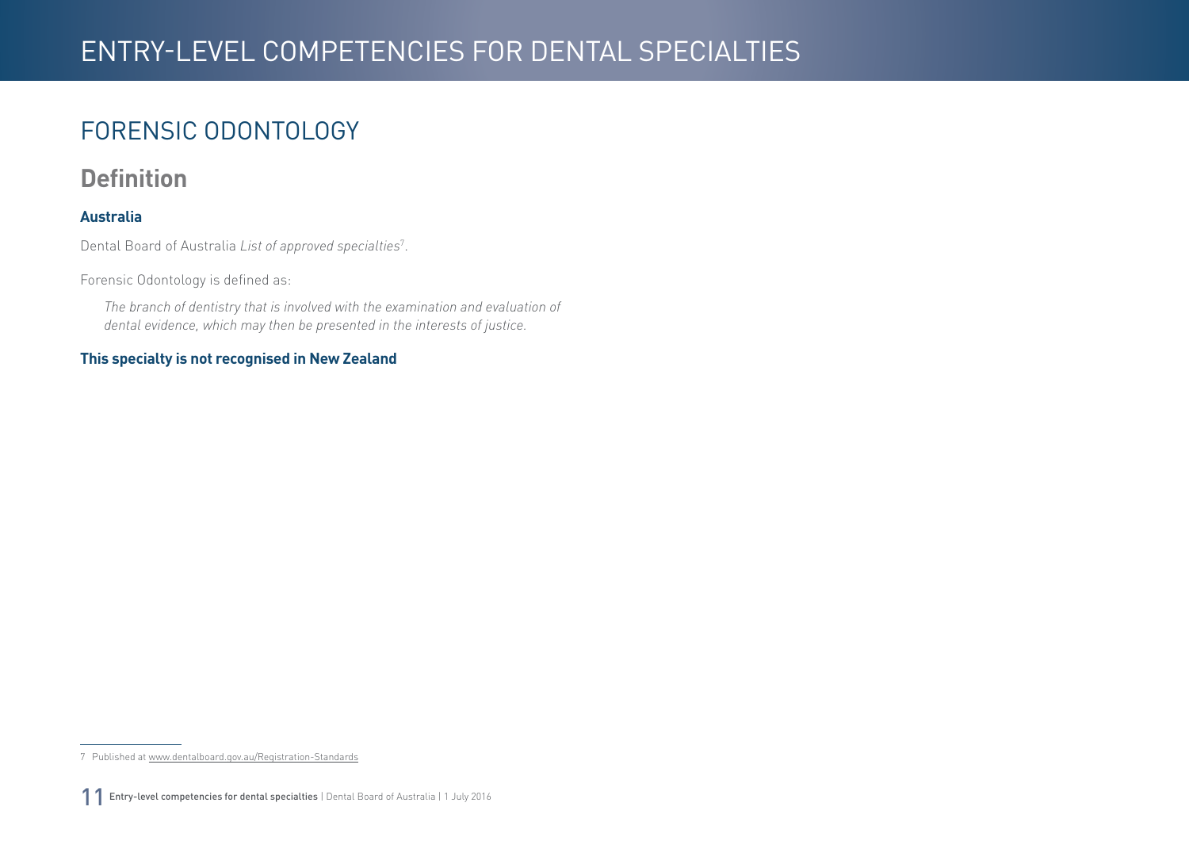# FORENSIC ODONTOLOGY

## Definition

### Australia

Dental Board of Australia *List of approved specialties*[7].

Forensic Odontology is defined as:

> *The branch of dentistry that is involved with the examination and evaluation of dental evidence, which may then be presented in the interests of justice.*

**This specialty is not recognised in New Zealand**

---

7 Published at www.dentalboard.gov.au/Registration-Standards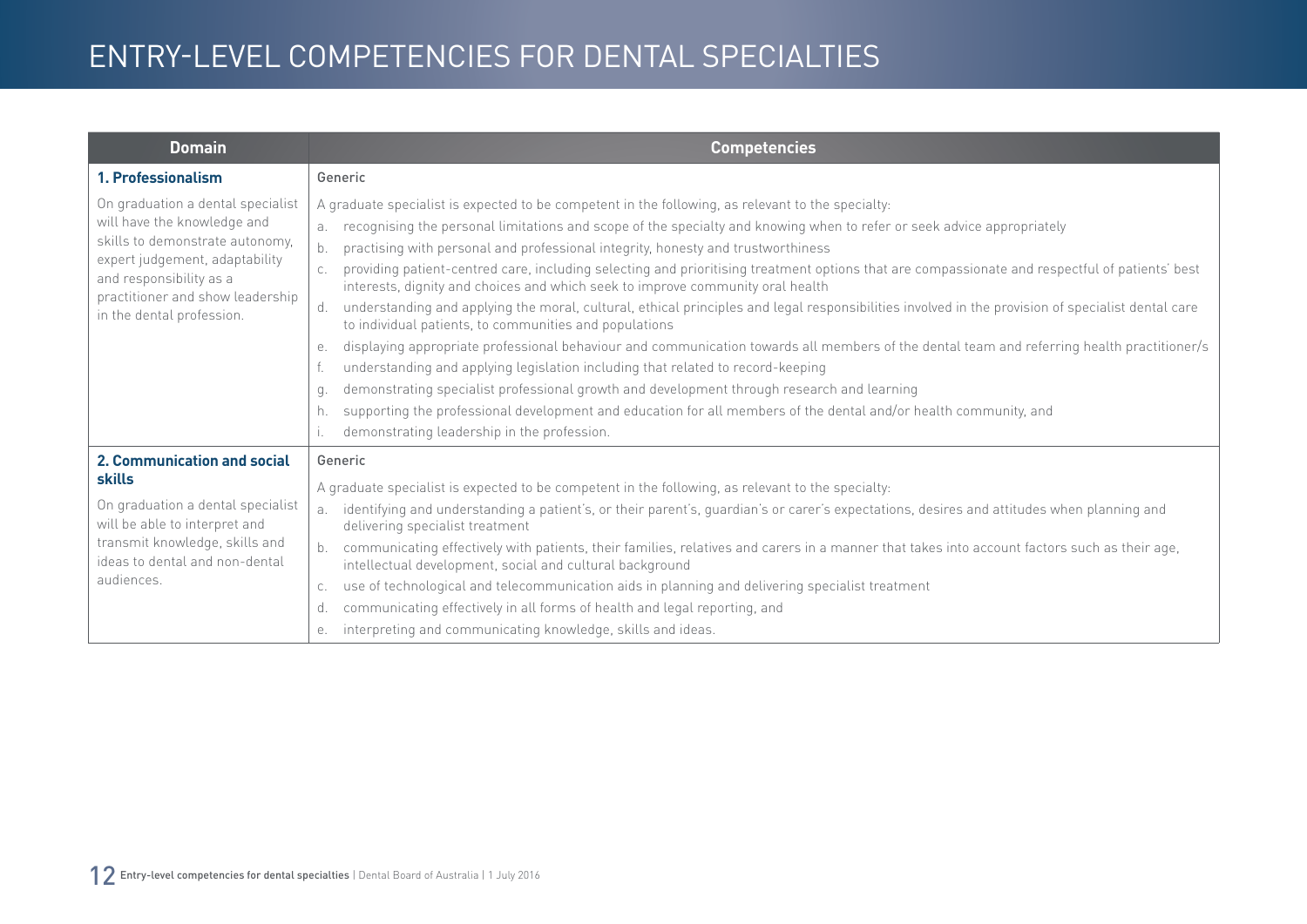# ENTRY-LEVEL COMPETENCIES FOR DENTAL SPECIALTIES

| Domain | Competencies |
|---|---|
| **1. Professionalism**<br><br>On graduation a dental specialist will have the knowledge and skills to demonstrate autonomy, expert judgement, adaptability and responsibility as a practitioner and show leadership in the dental profession. | Generic<br><br>A graduate specialist is expected to be competent in the following, as relevant to the specialty:<br>a. recognising the personal limitations and scope of the specialty and knowing when to refer or seek advice appropriately<br>b. practising with personal and professional integrity, honesty and trustworthiness<br>c. providing patient-centred care, including selecting and prioritising treatment options that are compassionate and respectful of patients' best interests, dignity and choices and which seek to improve community oral health<br>d. understanding and applying the moral, cultural, ethical principles and legal responsibilities involved in the provision of specialist dental care to individual patients, to communities and populations<br>e. displaying appropriate professional behaviour and communication towards all members of the dental team and referring health practitioner/s<br>f. understanding and applying legislation including that related to record-keeping<br>g. demonstrating specialist professional growth and development through research and learning<br>h. supporting the professional development and education for all members of the dental and/or health community, and<br>i. demonstrating leadership in the profession. |
| **2. Communication and social skills**<br><br>On graduation a dental specialist will be able to interpret and transmit knowledge, skills and ideas to dental and non-dental audiences. | Generic<br><br>A graduate specialist is expected to be competent in the following, as relevant to the specialty:<br>a. identifying and understanding a patient's, or their parent's, guardian's or carer's expectations, desires and attitudes when planning and delivering specialist treatment<br>b. communicating effectively with patients, their families, relatives and carers in a manner that takes into account factors such as their age, intellectual development, social and cultural background<br>c. use of technological and telecommunication aids in planning and delivering specialist treatment<br>d. communicating effectively in all forms of health and legal reporting, and<br>e. interpreting and communicating knowledge, skills and ideas. |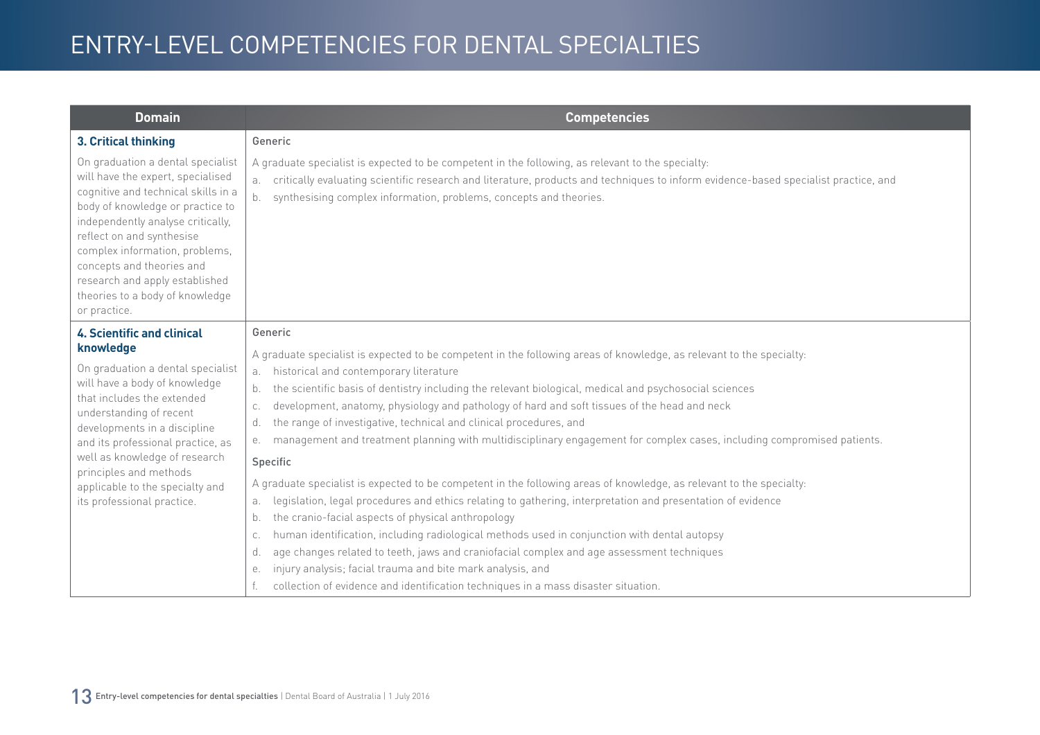# ENTRY-LEVEL COMPETENCIES FOR DENTAL SPECIALTIES

| Domain | Competencies |
|---|---|
| **3. Critical thinking**<br><br>On graduation a dental specialist will have the expert, specialised cognitive and technical skills in a body of knowledge or practice to independently analyse critically, reflect on and synthesise complex information, problems, concepts and theories and research and apply established theories to a body of knowledge or practice. | Generic<br><br>A graduate specialist is expected to be competent in the following, as relevant to the specialty:<br>a. critically evaluating scientific research and literature, products and techniques to inform evidence-based specialist practice, and<br>b. synthesising complex information, problems, concepts and theories. |
| **4. Scientific and clinical knowledge**<br><br>On graduation a dental specialist will have a body of knowledge that includes the extended understanding of recent developments in a discipline and its professional practice, as well as knowledge of research principles and methods applicable to the specialty and its professional practice. | Generic<br><br>A graduate specialist is expected to be competent in the following areas of knowledge, as relevant to the specialty:<br>a. historical and contemporary literature<br>b. the scientific basis of dentistry including the relevant biological, medical and psychosocial sciences<br>c. development, anatomy, physiology and pathology of hard and soft tissues of the head and neck<br>d. the range of investigative, technical and clinical procedures, and<br>e. management and treatment planning with multidisciplinary engagement for complex cases, including compromised patients.<br><br>Specific<br><br>A graduate specialist is expected to be competent in the following areas of knowledge, as relevant to the specialty:<br>a. legislation, legal procedures and ethics relating to gathering, interpretation and presentation of evidence<br>b. the cranio-facial aspects of physical anthropology<br>c. human identification, including radiological methods used in conjunction with dental autopsy<br>d. age changes related to teeth, jaws and craniofacial complex and age assessment techniques<br>e. injury analysis; facial trauma and bite mark analysis, and<br>f. collection of evidence and identification techniques in a mass disaster situation. |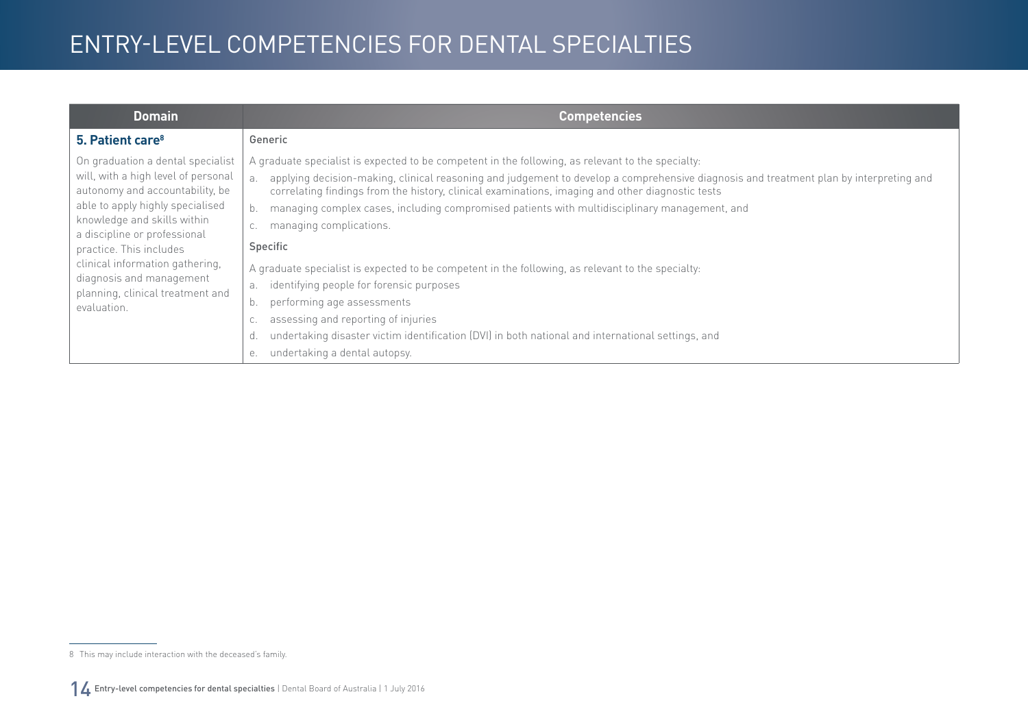| Domain | Competencies |
|---|---|
| **5. Patient care**[8]<br><br>On graduation a dental specialist will, with a high level of personal autonomy and accountability, be able to apply highly specialised knowledge and skills within a discipline or professional practice. This includes clinical information gathering, diagnosis and management planning, clinical treatment and evaluation. | Generic<br><br>A graduate specialist is expected to be competent in the following, as relevant to the specialty:<br>a. applying decision-making, clinical reasoning and judgement to develop a comprehensive diagnosis and treatment plan by interpreting and correlating findings from the history, clinical examinations, imaging and other diagnostic tests<br>b. managing complex cases, including compromised patients with multidisciplinary management, and<br>c. managing complications.<br><br>Specific<br><br>A graduate specialist is expected to be competent in the following, as relevant to the specialty:<br>a. identifying people for forensic purposes<br>b. performing age assessments<br>c. assessing and reporting of injuries<br>d. undertaking disaster victim identification (DVI) in both national and international settings, and<br>e. undertaking a dental autopsy. |

8 This may include interaction with the deceased's family.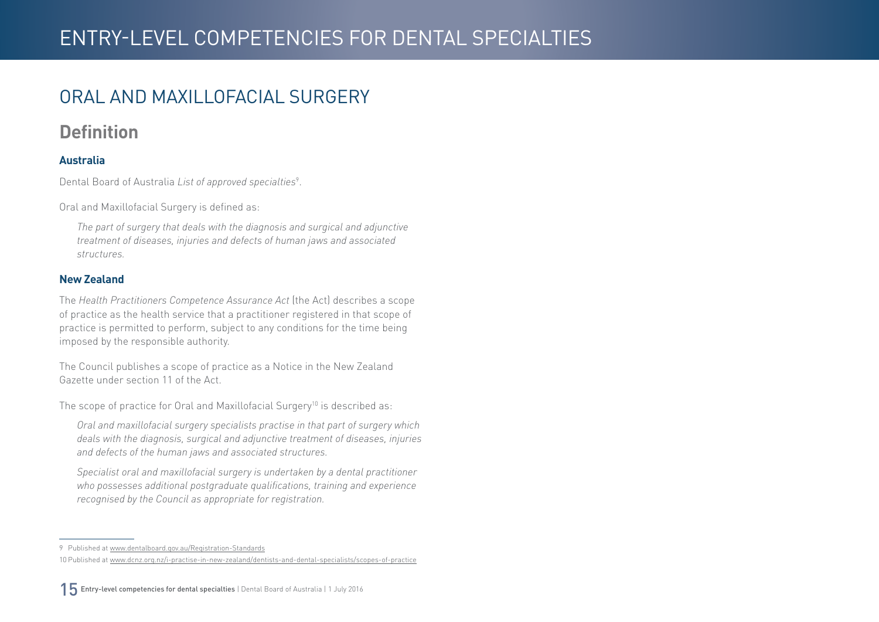# ORAL AND MAXILLOFACIAL SURGERY

## Definition

### Australia

Dental Board of Australia *List of approved specialties*[9].

Oral and Maxillofacial Surgery is defined as:

> *The part of surgery that deals with the diagnosis and surgical and adjunctive treatment of diseases, injuries and defects of human jaws and associated structures.*

### New Zealand

The *Health Practitioners Competence Assurance Act* (the Act) describes a scope of practice as the health service that a practitioner registered in that scope of practice is permitted to perform, subject to any conditions for the time being imposed by the responsible authority.

The Council publishes a scope of practice as a Notice in the New Zealand Gazette under section 11 of the Act.

The scope of practice for Oral and Maxillofacial Surgery[10] is described as:

> *Oral and maxillofacial surgery specialists practise in that part of surgery which deals with the diagnosis, surgical and adjunctive treatment of diseases, injuries and defects of the human jaws and associated structures.*
>
> *Specialist oral and maxillofacial surgery is undertaken by a dental practitioner who possesses additional postgraduate qualifications, training and experience recognised by the Council as appropriate for registration.*

---

9 Published at www.dentalboard.gov.au/Registration-Standards

10 Published at www.dcnz.org.nz/i-practise-in-new-zealand/dentists-and-dental-specialists/scopes-of-practice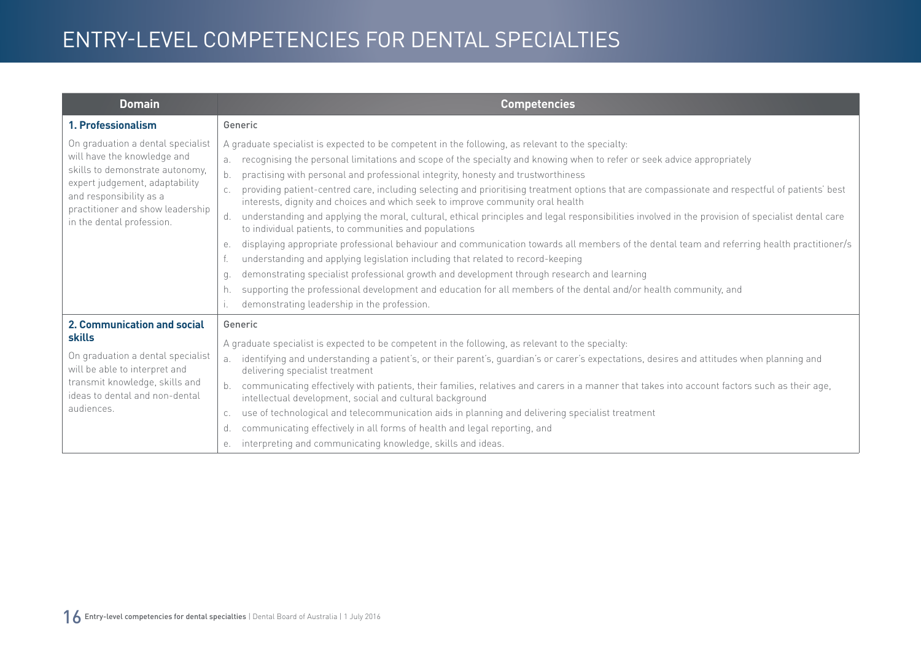| Domain | Competencies |
|---|---|
| **1. Professionalism**<br><br>On graduation a dental specialist will have the knowledge and skills to demonstrate autonomy, expert judgement, adaptability and responsibility as a practitioner and show leadership in the dental profession. | Generic<br><br>A graduate specialist is expected to be competent in the following, as relevant to the specialty:<br>a. recognising the personal limitations and scope of the specialty and knowing when to refer or seek advice appropriately<br>b. practising with personal and professional integrity, honesty and trustworthiness<br>c. providing patient-centred care, including selecting and prioritising treatment options that are compassionate and respectful of patients' best interests, dignity and choices and which seek to improve community oral health<br>d. understanding and applying the moral, cultural, ethical principles and legal responsibilities involved in the provision of specialist dental care to individual patients, to communities and populations<br>e. displaying appropriate professional behaviour and communication towards all members of the dental team and referring health practitioner/s<br>f. understanding and applying legislation including that related to record-keeping<br>g. demonstrating specialist professional growth and development through research and learning<br>h. supporting the professional development and education for all members of the dental and/or health community, and<br>i. demonstrating leadership in the profession. |
| **2. Communication and social skills**<br><br>On graduation a dental specialist will be able to interpret and transmit knowledge, skills and ideas to dental and non-dental audiences. | Generic<br><br>A graduate specialist is expected to be competent in the following, as relevant to the specialty:<br>a. identifying and understanding a patient's, or their parent's, guardian's or carer's expectations, desires and attitudes when planning and delivering specialist treatment<br>b. communicating effectively with patients, their families, relatives and carers in a manner that takes into account factors such as their age, intellectual development, social and cultural background<br>c. use of technological and telecommunication aids in planning and delivering specialist treatment<br>d. communicating effectively in all forms of health and legal reporting, and<br>e. interpreting and communicating knowledge, skills and ideas. |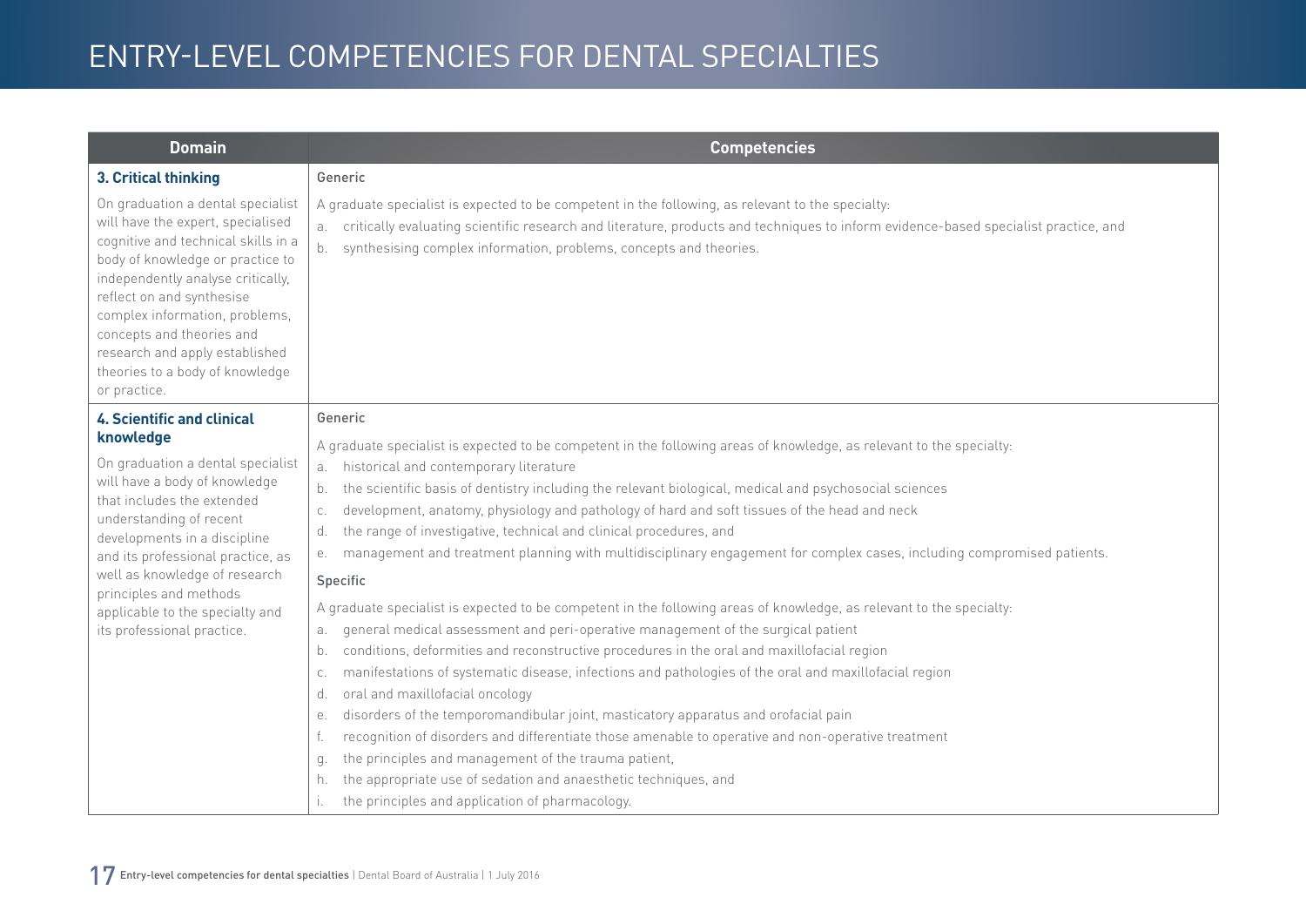# ENTRY-LEVEL COMPETENCIES FOR DENTAL SPECIALTIES

| Domain | Competencies |
| --- | --- |
| **3. Critical thinking**<br><br>On graduation a dental specialist will have the expert, specialised cognitive and technical skills in a body of knowledge or practice to independently analyse critically, reflect on and synthesise complex information, problems, concepts and theories and research and apply established theories to a body of knowledge or practice. | Generic<br><br>A graduate specialist is expected to be competent in the following, as relevant to the specialty:<br>a. critically evaluating scientific research and literature, products and techniques to inform evidence-based specialist practice, and<br>b. synthesising complex information, problems, concepts and theories. |
| **4. Scientific and clinical knowledge**<br><br>On graduation a dental specialist will have a body of knowledge that includes the extended understanding of recent developments in a discipline and its professional practice, as well as knowledge of research principles and methods applicable to the specialty and its professional practice. | Generic<br><br>A graduate specialist is expected to be competent in the following areas of knowledge, as relevant to the specialty:<br>a. historical and contemporary literature<br>b. the scientific basis of dentistry including the relevant biological, medical and psychosocial sciences<br>c. development, anatomy, physiology and pathology of hard and soft tissues of the head and neck<br>d. the range of investigative, technical and clinical procedures, and<br>e. management and treatment planning with multidisciplinary engagement for complex cases, including compromised patients.<br><br>Specific<br><br>A graduate specialist is expected to be competent in the following areas of knowledge, as relevant to the specialty:<br>a. general medical assessment and peri-operative management of the surgical patient<br>b. conditions, deformities and reconstructive procedures in the oral and maxillofacial region<br>c. manifestations of systematic disease, infections and pathologies of the oral and maxillofacial region<br>d. oral and maxillofacial oncology<br>e. disorders of the temporomandibular joint, masticatory apparatus and orofacial pain<br>f. recognition of disorders and differentiate those amenable to operative and non-operative treatment<br>g. the principles and management of the trauma patient,<br>h. the appropriate use of sedation and anaesthetic techniques, and<br>i. the principles and application of pharmacology. |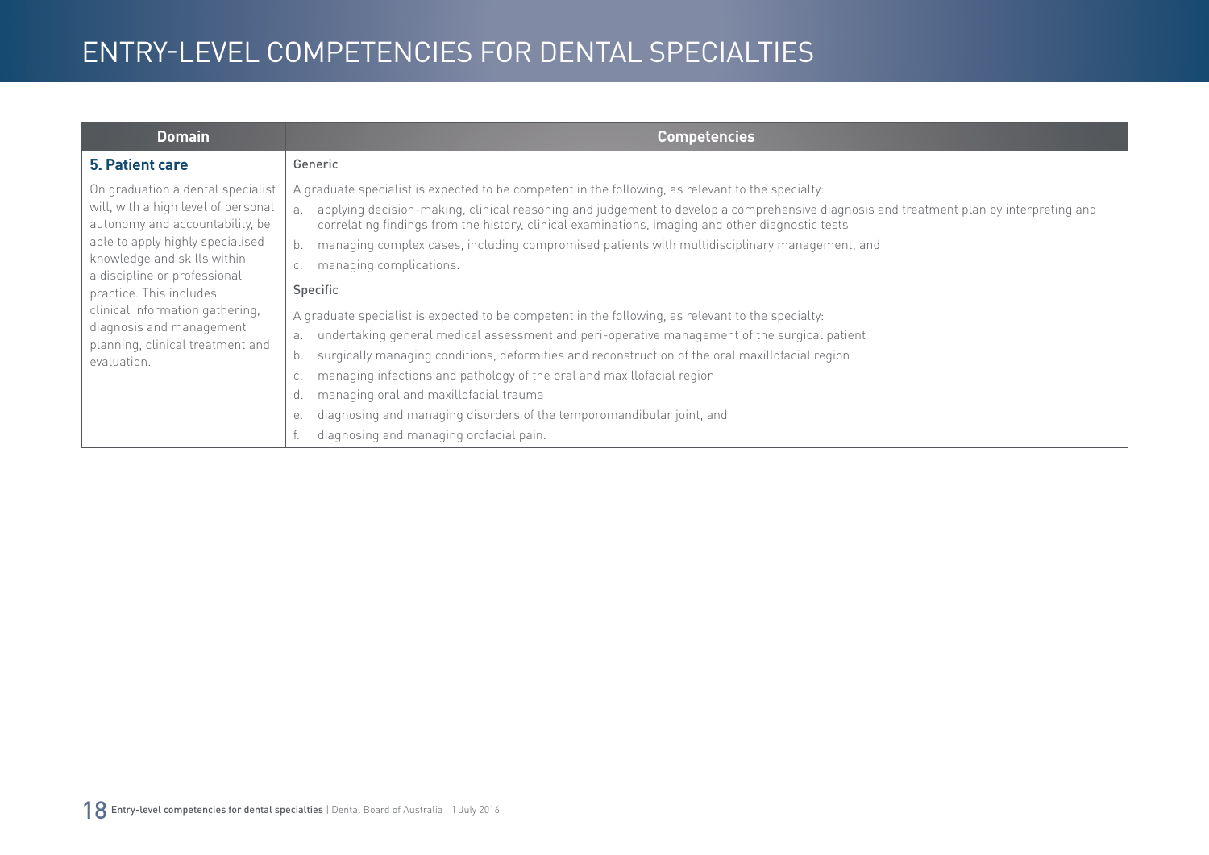| Domain | Competencies |
| --- | --- |
| **5. Patient care**<br><br>On graduation a dental specialist will, with a high level of personal autonomy and accountability, be able to apply highly specialised knowledge and skills within a discipline or professional practice. This includes clinical information gathering, diagnosis and management planning, clinical treatment and evaluation. | Generic<br><br>A graduate specialist is expected to be competent in the following, as relevant to the specialty:<br>a. applying decision-making, clinical reasoning and judgement to develop a comprehensive diagnosis and treatment plan by interpreting and correlating findings from the history, clinical examinations, imaging and other diagnostic tests<br>b. managing complex cases, including compromised patients with multidisciplinary management, and<br>c. managing complications.<br><br>Specific<br><br>A graduate specialist is expected to be competent in the following, as relevant to the specialty:<br>a. undertaking general medical assessment and peri-operative management of the surgical patient<br>b. surgically managing conditions, deformities and reconstruction of the oral maxillofacial region<br>c. managing infections and pathology of the oral and maxillofacial region<br>d. managing oral and maxillofacial trauma<br>e. diagnosing and managing disorders of the temporomandibular joint, and<br>f. diagnosing and managing orofacial pain. |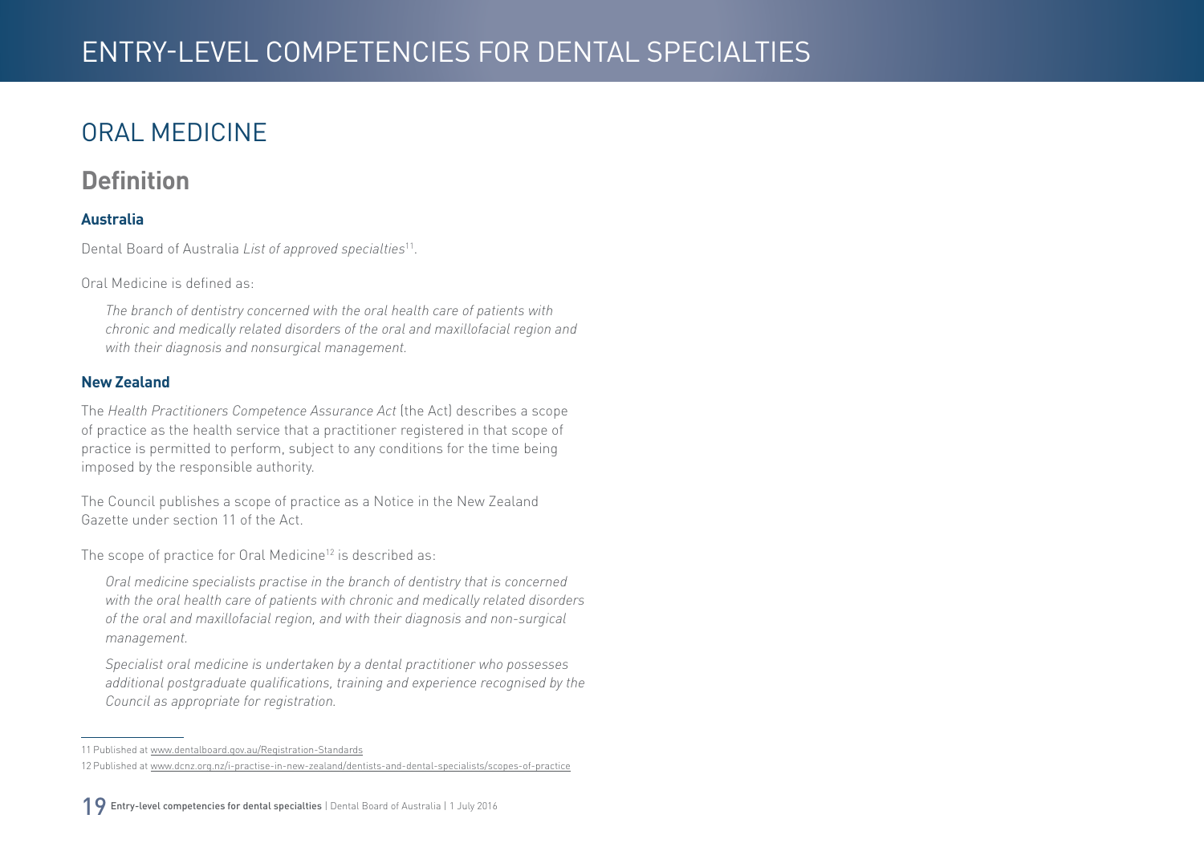# ORAL MEDICINE

## Definition

### Australia

Dental Board of Australia *List of approved specialties*[11].

Oral Medicine is defined as:

> *The branch of dentistry concerned with the oral health care of patients with chronic and medically related disorders of the oral and maxillofacial region and with their diagnosis and nonsurgical management.*

### New Zealand

The *Health Practitioners Competence Assurance Act* (the Act) describes a scope of practice as the health service that a practitioner registered in that scope of practice is permitted to perform, subject to any conditions for the time being imposed by the responsible authority.

The Council publishes a scope of practice as a Notice in the New Zealand Gazette under section 11 of the Act.

The scope of practice for Oral Medicine[12] is described as:

> *Oral medicine specialists practise in the branch of dentistry that is concerned with the oral health care of patients with chronic and medically related disorders of the oral and maxillofacial region, and with their diagnosis and non-surgical management.*
>
> *Specialist oral medicine is undertaken by a dental practitioner who possesses additional postgraduate qualifications, training and experience recognised by the Council as appropriate for registration.*

---

11 Published at www.dentalboard.gov.au/Registration-Standards

12 Published at www.dcnz.org.nz/i-practise-in-new-zealand/dentists-and-dental-specialists/scopes-of-practice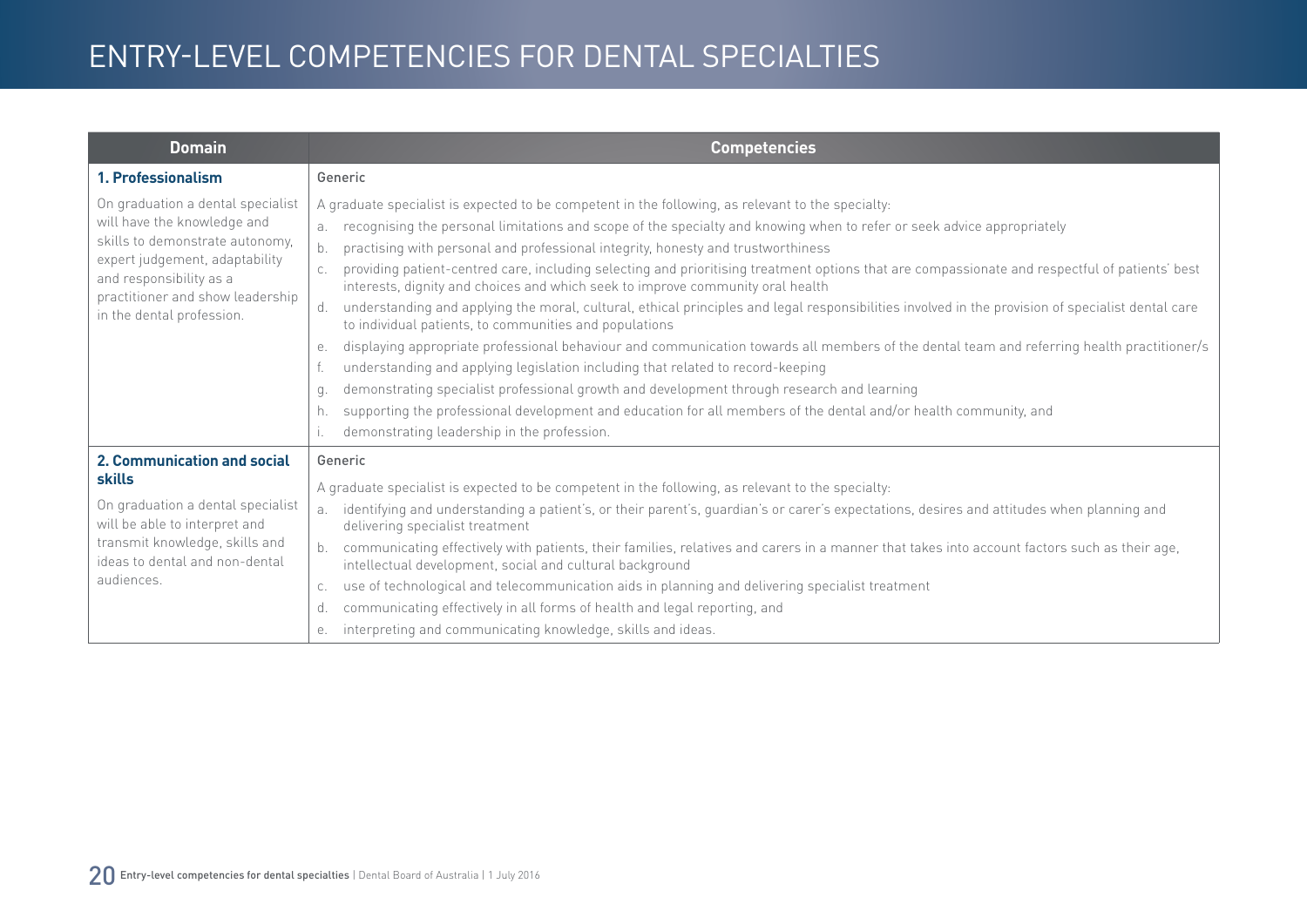# ENTRY-LEVEL COMPETENCIES FOR DENTAL SPECIALTIES

| Domain | Competencies |
|---|---|
| **1. Professionalism**<br><br>On graduation a dental specialist will have the knowledge and skills to demonstrate autonomy, expert judgement, adaptability and responsibility as a practitioner and show leadership in the dental profession. | Generic<br><br>A graduate specialist is expected to be competent in the following, as relevant to the specialty:<br>a. recognising the personal limitations and scope of the specialty and knowing when to refer or seek advice appropriately<br>b. practising with personal and professional integrity, honesty and trustworthiness<br>c. providing patient-centred care, including selecting and prioritising treatment options that are compassionate and respectful of patients' best interests, dignity and choices and which seek to improve community oral health<br>d. understanding and applying the moral, cultural, ethical principles and legal responsibilities involved in the provision of specialist dental care to individual patients, to communities and populations<br>e. displaying appropriate professional behaviour and communication towards all members of the dental team and referring health practitioner/s<br>f. understanding and applying legislation including that related to record-keeping<br>g. demonstrating specialist professional growth and development through research and learning<br>h. supporting the professional development and education for all members of the dental and/or health community, and<br>i. demonstrating leadership in the profession. |
| **2. Communication and social skills**<br><br>On graduation a dental specialist will be able to interpret and transmit knowledge, skills and ideas to dental and non-dental audiences. | Generic<br><br>A graduate specialist is expected to be competent in the following, as relevant to the specialty:<br>a. identifying and understanding a patient's, or their parent's, guardian's or carer's expectations, desires and attitudes when planning and delivering specialist treatment<br>b. communicating effectively with patients, their families, relatives and carers in a manner that takes into account factors such as their age, intellectual development, social and cultural background<br>c. use of technological and telecommunication aids in planning and delivering specialist treatment<br>d. communicating effectively in all forms of health and legal reporting, and<br>e. interpreting and communicating knowledge, skills and ideas. |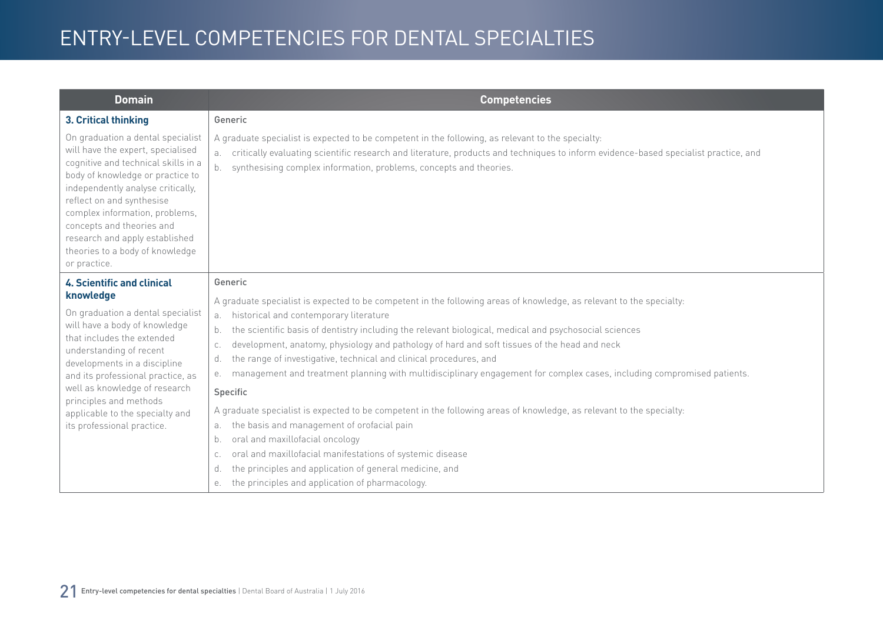# ENTRY-LEVEL COMPETENCIES FOR DENTAL SPECIALTIES

| Domain | Competencies |
|---|---|
| **3. Critical thinking**<br><br>On graduation a dental specialist will have the expert, specialised cognitive and technical skills in a body of knowledge or practice to independently analyse critically, reflect on and synthesise complex information, problems, concepts and theories and research and apply established theories to a body of knowledge or practice. | Generic<br><br>A graduate specialist is expected to be competent in the following, as relevant to the specialty:<br>a. critically evaluating scientific research and literature, products and techniques to inform evidence-based specialist practice, and<br>b. synthesising complex information, problems, concepts and theories. |
| **4. Scientific and clinical knowledge**<br><br>On graduation a dental specialist will have a body of knowledge that includes the extended understanding of recent developments in a discipline and its professional practice, as well as knowledge of research principles and methods applicable to the specialty and its professional practice. | Generic<br><br>A graduate specialist is expected to be competent in the following areas of knowledge, as relevant to the specialty:<br>a. historical and contemporary literature<br>b. the scientific basis of dentistry including the relevant biological, medical and psychosocial sciences<br>c. development, anatomy, physiology and pathology of hard and soft tissues of the head and neck<br>d. the range of investigative, technical and clinical procedures, and<br>e. management and treatment planning with multidisciplinary engagement for complex cases, including compromised patients.<br><br>Specific<br><br>A graduate specialist is expected to be competent in the following areas of knowledge, as relevant to the specialty:<br>a. the basis and management of orofacial pain<br>b. oral and maxillofacial oncology<br>c. oral and maxillofacial manifestations of systemic disease<br>d. the principles and application of general medicine, and<br>e. the principles and application of pharmacology. |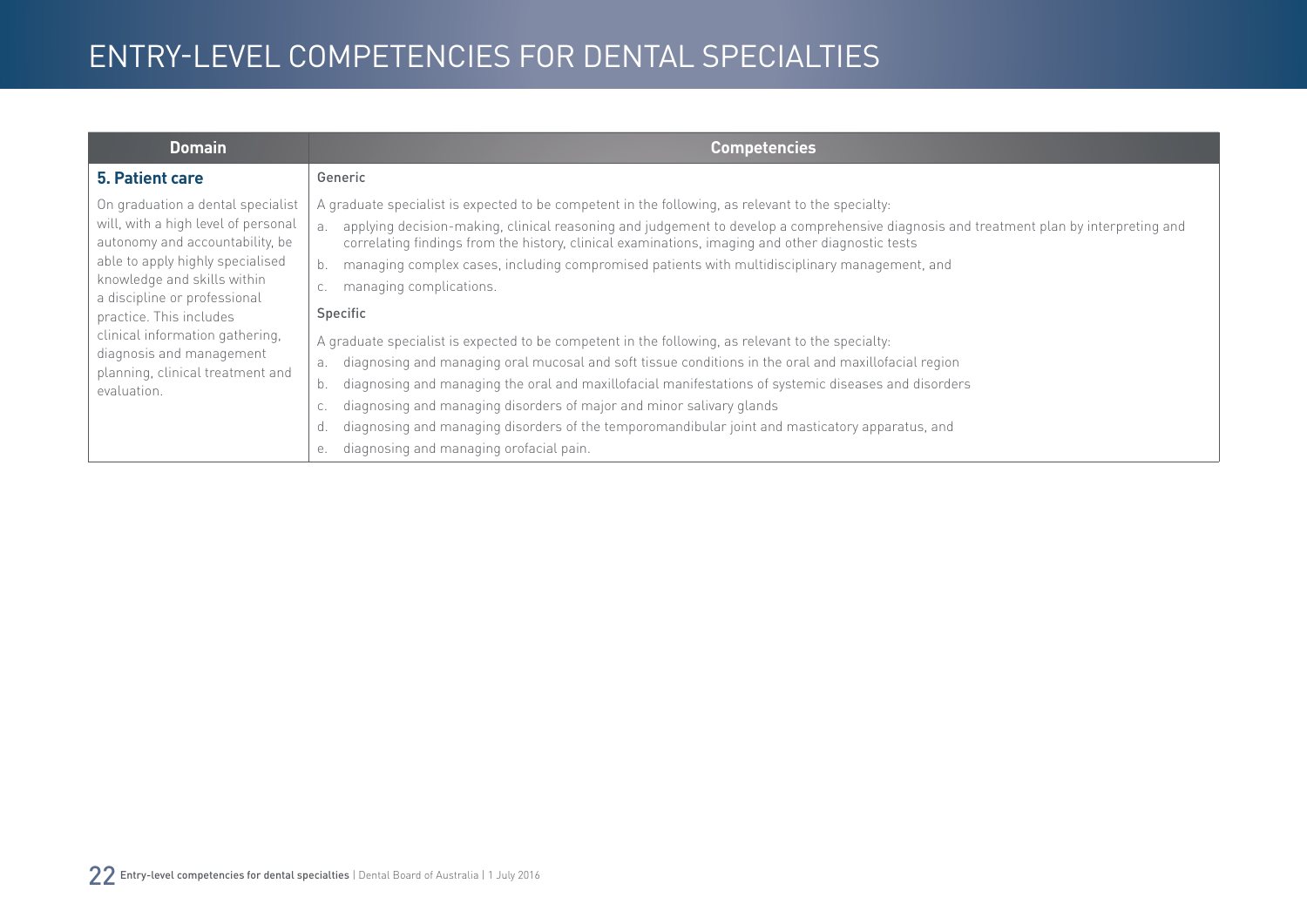| Domain | Competencies |
|---|---|
| **5. Patient care**<br><br>On graduation a dental specialist will, with a high level of personal autonomy and accountability, be able to apply highly specialised knowledge and skills within a discipline or professional practice. This includes clinical information gathering, diagnosis and management planning, clinical treatment and evaluation. | Generic<br><br>A graduate specialist is expected to be competent in the following, as relevant to the specialty:<br>a. applying decision-making, clinical reasoning and judgement to develop a comprehensive diagnosis and treatment plan by interpreting and correlating findings from the history, clinical examinations, imaging and other diagnostic tests<br>b. managing complex cases, including compromised patients with multidisciplinary management, and<br>c. managing complications.<br><br>Specific<br><br>A graduate specialist is expected to be competent in the following, as relevant to the specialty:<br>a. diagnosing and managing oral mucosal and soft tissue conditions in the oral and maxillofacial region<br>b. diagnosing and managing the oral and maxillofacial manifestations of systemic diseases and disorders<br>c. diagnosing and managing disorders of major and minor salivary glands<br>d. diagnosing and managing disorders of the temporomandibular joint and masticatory apparatus, and<br>e. diagnosing and managing orofacial pain. |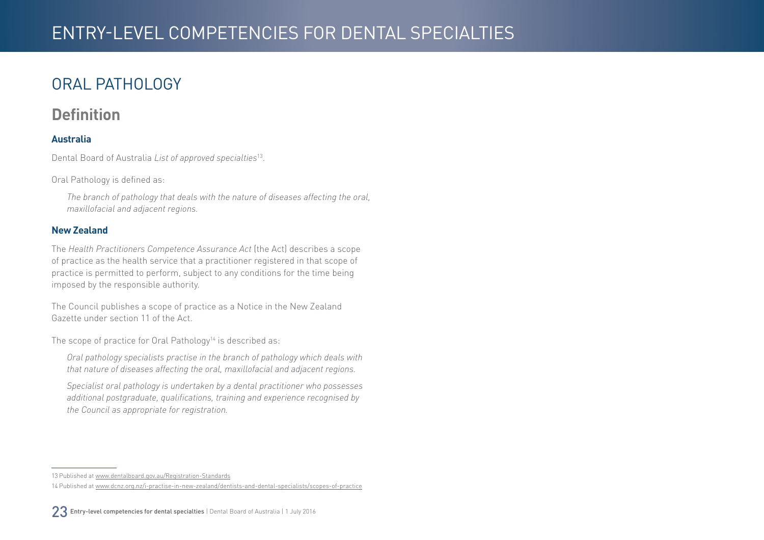## ORAL PATHOLOGY

### Definition

#### Australia

Dental Board of Australia *List of approved specialties*[13].

Oral Pathology is defined as:

> *The branch of pathology that deals with the nature of diseases affecting the oral, maxillofacial and adjacent regions.*

#### New Zealand

The *Health Practitioners Competence Assurance Act* (the Act) describes a scope of practice as the health service that a practitioner registered in that scope of practice is permitted to perform, subject to any conditions for the time being imposed by the responsible authority.

The Council publishes a scope of practice as a Notice in the New Zealand Gazette under section 11 of the Act.

The scope of practice for Oral Pathology[14] is described as:

> *Oral pathology specialists practise in the branch of pathology which deals with that nature of diseases affecting the oral, maxillofacial and adjacent regions.*
>
> *Specialist oral pathology is undertaken by a dental practitioner who possesses additional postgraduate, qualifications, training and experience recognised by the Council as appropriate for registration.*

---

13 Published at www.dentalboard.gov.au/Registration-Standards

14 Published at www.dcnz.org.nz/i-practise-in-new-zealand/dentists-and-dental-specialists/scopes-of-practice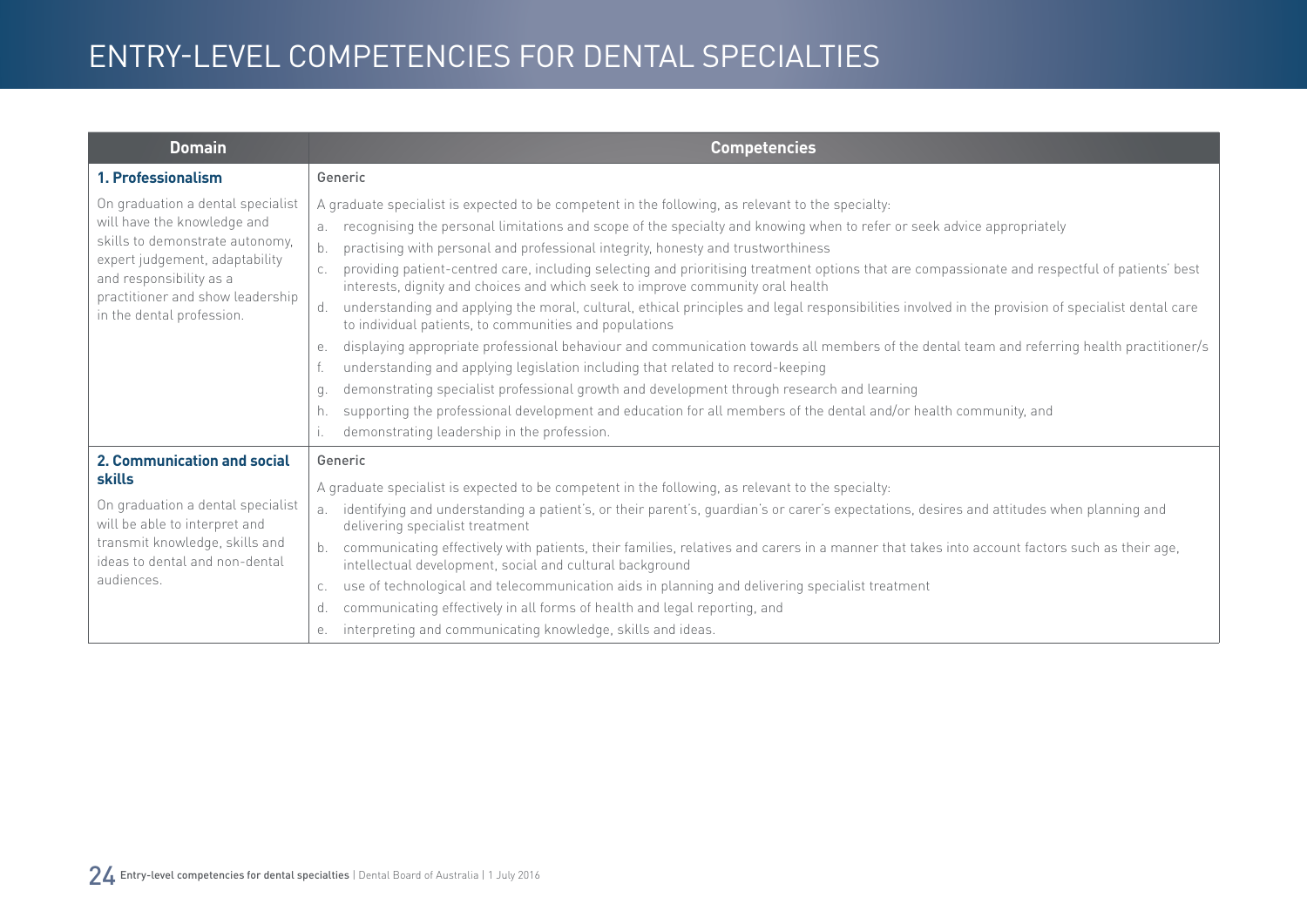# ENTRY-LEVEL COMPETENCIES FOR DENTAL SPECIALTIES

| Domain | Competencies |
|---|---|
| **1. Professionalism**<br><br>On graduation a dental specialist will have the knowledge and skills to demonstrate autonomy, expert judgement, adaptability and responsibility as a practitioner and show leadership in the dental profession. | Generic<br><br>A graduate specialist is expected to be competent in the following, as relevant to the specialty:<br>a. recognising the personal limitations and scope of the specialty and knowing when to refer or seek advice appropriately<br>b. practising with personal and professional integrity, honesty and trustworthiness<br>c. providing patient-centred care, including selecting and prioritising treatment options that are compassionate and respectful of patients' best interests, dignity and choices and which seek to improve community oral health<br>d. understanding and applying the moral, cultural, ethical principles and legal responsibilities involved in the provision of specialist dental care to individual patients, to communities and populations<br>e. displaying appropriate professional behaviour and communication towards all members of the dental team and referring health practitioner/s<br>f. understanding and applying legislation including that related to record-keeping<br>g. demonstrating specialist professional growth and development through research and learning<br>h. supporting the professional development and education for all members of the dental and/or health community, and<br>i. demonstrating leadership in the profession. |
| **2. Communication and social skills**<br><br>On graduation a dental specialist will be able to interpret and transmit knowledge, skills and ideas to dental and non-dental audiences. | Generic<br><br>A graduate specialist is expected to be competent in the following, as relevant to the specialty:<br>a. identifying and understanding a patient's, or their parent's, guardian's or carer's expectations, desires and attitudes when planning and delivering specialist treatment<br>b. communicating effectively with patients, their families, relatives and carers in a manner that takes into account factors such as their age, intellectual development, social and cultural background<br>c. use of technological and telecommunication aids in planning and delivering specialist treatment<br>d. communicating effectively in all forms of health and legal reporting, and<br>e. interpreting and communicating knowledge, skills and ideas. |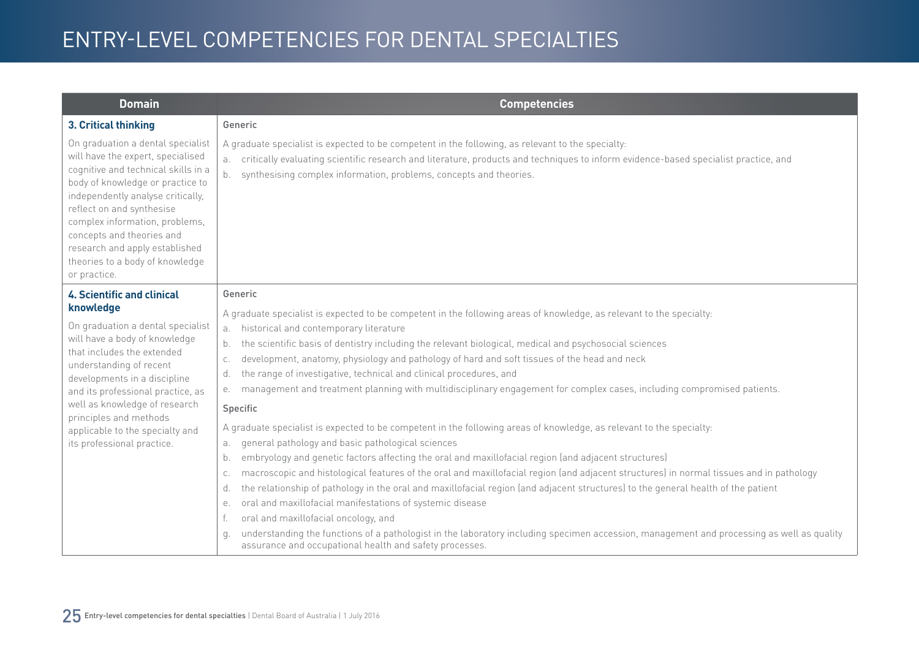| Domain | Competencies |
|---|---|
| **3. Critical thinking**<br><br>On graduation a dental specialist will have the expert, specialised cognitive and technical skills in a body of knowledge or practice to independently analyse critically, reflect on and synthesise complex information, problems, concepts and theories and research and apply established theories to a body of knowledge or practice. | Generic<br><br>A graduate specialist is expected to be competent in the following, as relevant to the specialty:<br>a. critically evaluating scientific research and literature, products and techniques to inform evidence-based specialist practice, and<br>b. synthesising complex information, problems, concepts and theories. |
| **4. Scientific and clinical knowledge**<br><br>On graduation a dental specialist will have a body of knowledge that includes the extended understanding of recent developments in a discipline and its professional practice, as well as knowledge of research principles and methods applicable to the specialty and its professional practice. | Generic<br><br>A graduate specialist is expected to be competent in the following areas of knowledge, as relevant to the specialty:<br>a. historical and contemporary literature<br>b. the scientific basis of dentistry including the relevant biological, medical and psychosocial sciences<br>c. development, anatomy, physiology and pathology of hard and soft tissues of the head and neck<br>d. the range of investigative, technical and clinical procedures, and<br>e. management and treatment planning with multidisciplinary engagement for complex cases, including compromised patients.<br><br>Specific<br><br>A graduate specialist is expected to be competent in the following areas of knowledge, as relevant to the specialty:<br>a. general pathology and basic pathological sciences<br>b. embryology and genetic factors affecting the oral and maxillofacial region (and adjacent structures)<br>c. macroscopic and histological features of the oral and maxillofacial region (and adjacent structures) in normal tissues and in pathology<br>d. the relationship of pathology in the oral and maxillofacial region (and adjacent structures) to the general health of the patient<br>e. oral and maxillofacial manifestations of systemic disease<br>f. oral and maxillofacial oncology, and<br>g. understanding the functions of a pathologist in the laboratory including specimen accession, management and processing as well as quality assurance and occupational health and safety processes. |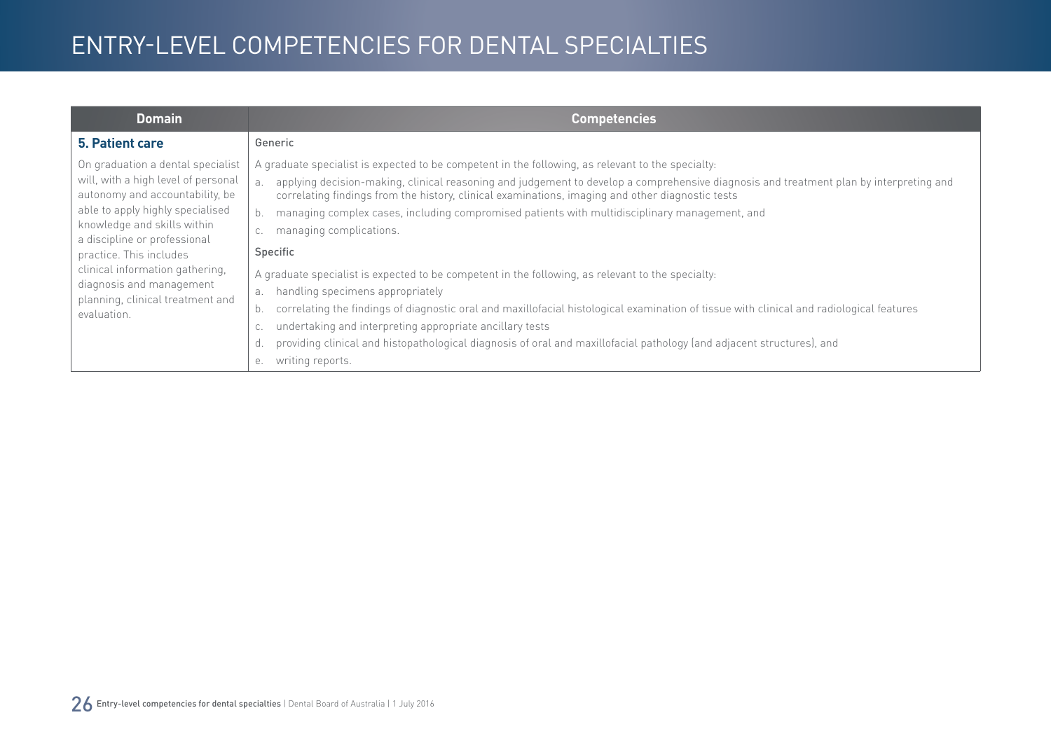| Domain | Competencies |
| --- | --- |
| **5. Patient care**<br><br>On graduation a dental specialist will, with a high level of personal autonomy and accountability, be able to apply highly specialised knowledge and skills within a discipline or professional practice. This includes clinical information gathering, diagnosis and management planning, clinical treatment and evaluation. | Generic<br><br>A graduate specialist is expected to be competent in the following, as relevant to the specialty:<br>a. applying decision-making, clinical reasoning and judgement to develop a comprehensive diagnosis and treatment plan by interpreting and correlating findings from the history, clinical examinations, imaging and other diagnostic tests<br>b. managing complex cases, including compromised patients with multidisciplinary management, and<br>c. managing complications.<br><br>Specific<br><br>A graduate specialist is expected to be competent in the following, as relevant to the specialty:<br>a. handling specimens appropriately<br>b. correlating the findings of diagnostic oral and maxillofacial histological examination of tissue with clinical and radiological features<br>c. undertaking and interpreting appropriate ancillary tests<br>d. providing clinical and histopathological diagnosis of oral and maxillofacial pathology (and adjacent structures), and<br>e. writing reports. |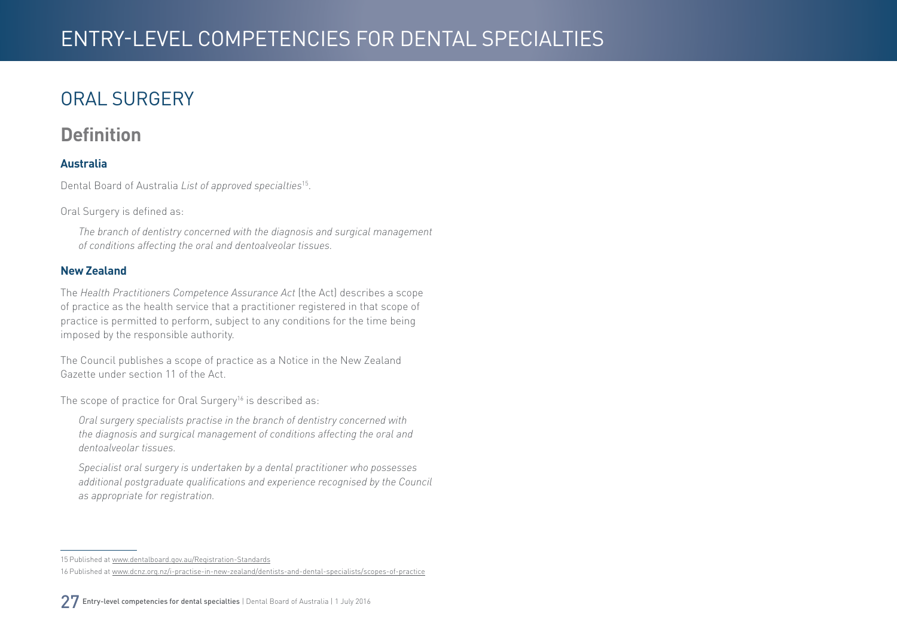# ORAL SURGERY

## Definition

### Australia

Dental Board of Australia *List of approved specialties*[15].

Oral Surgery is defined as:

> *The branch of dentistry concerned with the diagnosis and surgical management of conditions affecting the oral and dentoalveolar tissues.*

### New Zealand

The *Health Practitioners Competence Assurance Act* (the Act) describes a scope of practice as the health service that a practitioner registered in that scope of practice is permitted to perform, subject to any conditions for the time being imposed by the responsible authority.

The Council publishes a scope of practice as a Notice in the New Zealand Gazette under section 11 of the Act.

The scope of practice for Oral Surgery[16] is described as:

> *Oral surgery specialists practise in the branch of dentistry concerned with the diagnosis and surgical management of conditions affecting the oral and dentoalveolar tissues.*
>
> *Specialist oral surgery is undertaken by a dental practitioner who possesses additional postgraduate qualifications and experience recognised by the Council as appropriate for registration.*

---

15 Published at www.dentalboard.gov.au/Registration-Standards

16 Published at www.dcnz.org.nz/i-practise-in-new-zealand/dentists-and-dental-specialists/scopes-of-practice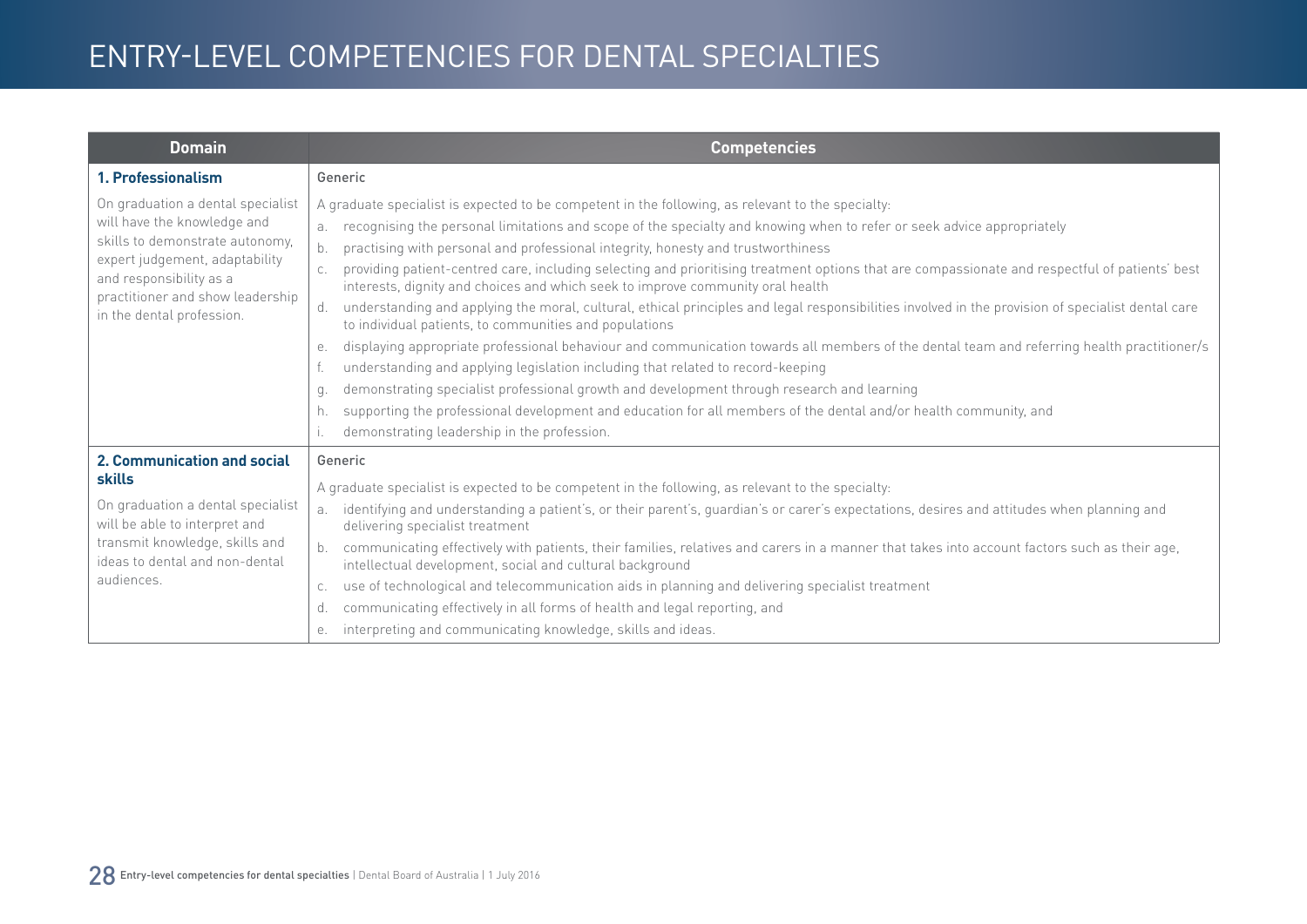# ENTRY-LEVEL COMPETENCIES FOR DENTAL SPECIALTIES

| Domain | Competencies |
|---|---|
| **1. Professionalism**<br><br>On graduation a dental specialist will have the knowledge and skills to demonstrate autonomy, expert judgement, adaptability and responsibility as a practitioner and show leadership in the dental profession. | Generic<br><br>A graduate specialist is expected to be competent in the following, as relevant to the specialty:<br>a. recognising the personal limitations and scope of the specialty and knowing when to refer or seek advice appropriately<br>b. practising with personal and professional integrity, honesty and trustworthiness<br>c. providing patient-centred care, including selecting and prioritising treatment options that are compassionate and respectful of patients' best interests, dignity and choices and which seek to improve community oral health<br>d. understanding and applying the moral, cultural, ethical principles and legal responsibilities involved in the provision of specialist dental care to individual patients, to communities and populations<br>e. displaying appropriate professional behaviour and communication towards all members of the dental team and referring health practitioner/s<br>f. understanding and applying legislation including that related to record-keeping<br>g. demonstrating specialist professional growth and development through research and learning<br>h. supporting the professional development and education for all members of the dental and/or health community, and<br>i. demonstrating leadership in the profession. |
| **2. Communication and social skills**<br><br>On graduation a dental specialist will be able to interpret and transmit knowledge, skills and ideas to dental and non-dental audiences. | Generic<br><br>A graduate specialist is expected to be competent in the following, as relevant to the specialty:<br>a. identifying and understanding a patient's, or their parent's, guardian's or carer's expectations, desires and attitudes when planning and delivering specialist treatment<br>b. communicating effectively with patients, their families, relatives and carers in a manner that takes into account factors such as their age, intellectual development, social and cultural background<br>c. use of technological and telecommunication aids in planning and delivering specialist treatment<br>d. communicating effectively in all forms of health and legal reporting, and<br>e. interpreting and communicating knowledge, skills and ideas. |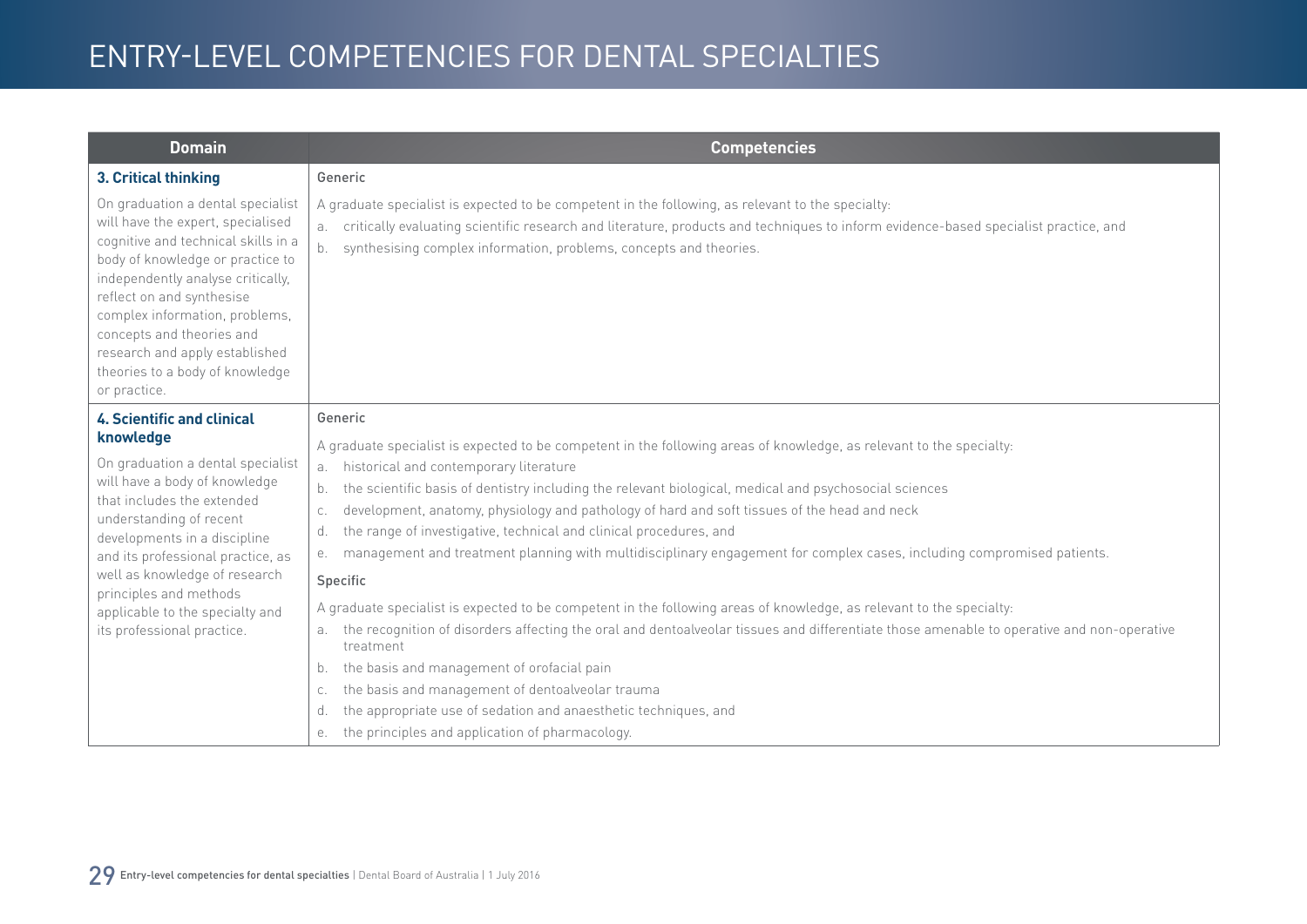# ENTRY-LEVEL COMPETENCIES FOR DENTAL SPECIALTIES

| Domain | Competencies |
|---|---|
| **3. Critical thinking**<br><br>On graduation a dental specialist will have the expert, specialised cognitive and technical skills in a body of knowledge or practice to independently analyse critically, reflect on and synthesise complex information, problems, concepts and theories and research and apply established theories to a body of knowledge or practice. | Generic<br><br>A graduate specialist is expected to be competent in the following, as relevant to the specialty:<br>a. critically evaluating scientific research and literature, products and techniques to inform evidence-based specialist practice, and<br>b. synthesising complex information, problems, concepts and theories. |
| **4. Scientific and clinical knowledge**<br><br>On graduation a dental specialist will have a body of knowledge that includes the extended understanding of recent developments in a discipline and its professional practice, as well as knowledge of research principles and methods applicable to the specialty and its professional practice. | Generic<br><br>A graduate specialist is expected to be competent in the following areas of knowledge, as relevant to the specialty:<br>a. historical and contemporary literature<br>b. the scientific basis of dentistry including the relevant biological, medical and psychosocial sciences<br>c. development, anatomy, physiology and pathology of hard and soft tissues of the head and neck<br>d. the range of investigative, technical and clinical procedures, and<br>e. management and treatment planning with multidisciplinary engagement for complex cases, including compromised patients.<br><br>Specific<br><br>A graduate specialist is expected to be competent in the following areas of knowledge, as relevant to the specialty:<br>a. the recognition of disorders affecting the oral and dentoalveolar tissues and differentiate those amenable to operative and non-operative treatment<br>b. the basis and management of orofacial pain<br>c. the basis and management of dentoalveolar trauma<br>d. the appropriate use of sedation and anaesthetic techniques, and<br>e. the principles and application of pharmacology. |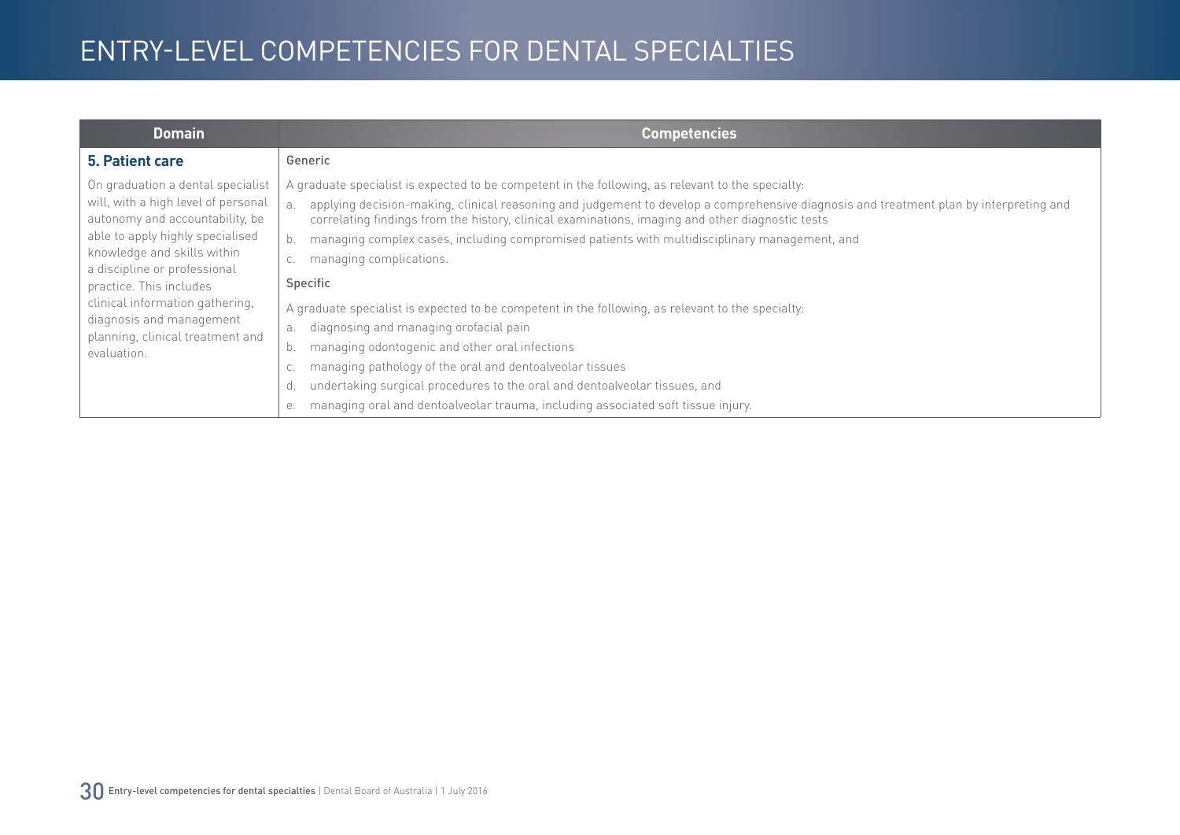| Domain | Competencies |
|---|---|
| **5. Patient care**<br><br>On graduation a dental specialist will, with a high level of personal autonomy and accountability, be able to apply highly specialised knowledge and skills within a discipline or professional practice. This includes clinical information gathering, diagnosis and management planning, clinical treatment and evaluation. | Generic<br><br>A graduate specialist is expected to be competent in the following, as relevant to the specialty:<br>a. applying decision-making, clinical reasoning and judgement to develop a comprehensive diagnosis and treatment plan by interpreting and correlating findings from the history, clinical examinations, imaging and other diagnostic tests<br>b. managing complex cases, including compromised patients with multidisciplinary management, and<br>c. managing complications.<br><br>Specific<br><br>A graduate specialist is expected to be competent in the following, as relevant to the specialty:<br>a. diagnosing and managing orofacial pain<br>b. managing odontogenic and other oral infections<br>c. managing pathology of the oral and dentoalveolar tissues<br>d. undertaking surgical procedures to the oral and dentoalveolar tissues, and<br>e. managing oral and dentoalveolar trauma, including associated soft tissue injury. |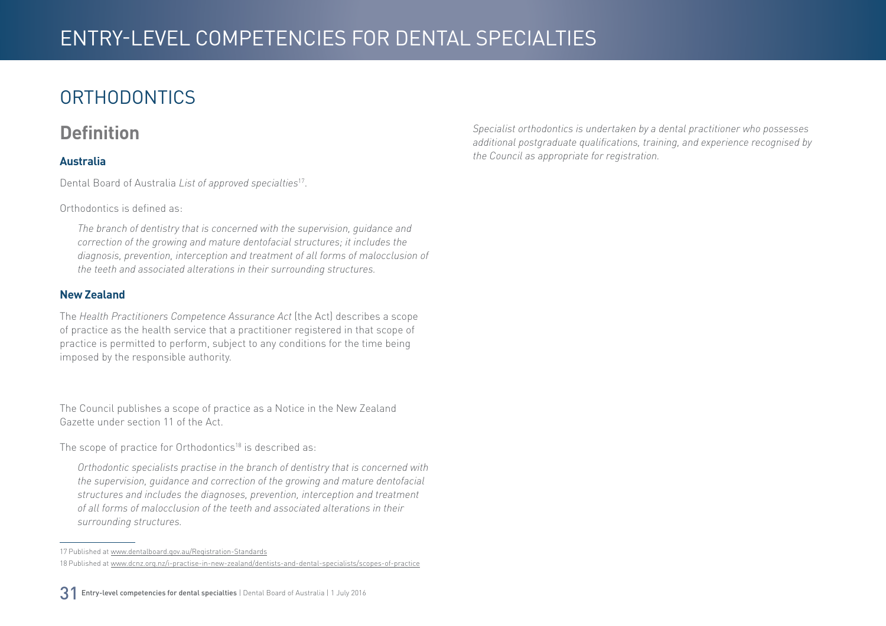## ORTHODONTICS

### Definition

#### Australia

Dental Board of Australia *List of approved specialties*[17].

Orthodontics is defined as:

> *The branch of dentistry that is concerned with the supervision, guidance and correction of the growing and mature dentofacial structures; it includes the diagnosis, prevention, interception and treatment of all forms of malocclusion of the teeth and associated alterations in their surrounding structures.*

#### New Zealand

The *Health Practitioners Competence Assurance Act* (the Act) describes a scope of practice as the health service that a practitioner registered in that scope of practice is permitted to perform, subject to any conditions for the time being imposed by the responsible authority.

The Council publishes a scope of practice as a Notice in the New Zealand Gazette under section 11 of the Act.

The scope of practice for Orthodontics[18] is described as:

> *Orthodontic specialists practise in the branch of dentistry that is concerned with the supervision, guidance and correction of the growing and mature dentofacial structures and includes the diagnoses, prevention, interception and treatment of all forms of malocclusion of the teeth and associated alterations in their surrounding structures.*
>
> *Specialist orthodontics is undertaken by a dental practitioner who possesses additional postgraduate qualifications, training, and experience recognised by the Council as appropriate for registration.*

---

17 Published at www.dentalboard.gov.au/Registration-Standards

18 Published at www.dcnz.org.nz/i-practise-in-new-zealand/dentists-and-dental-specialists/scopes-of-practice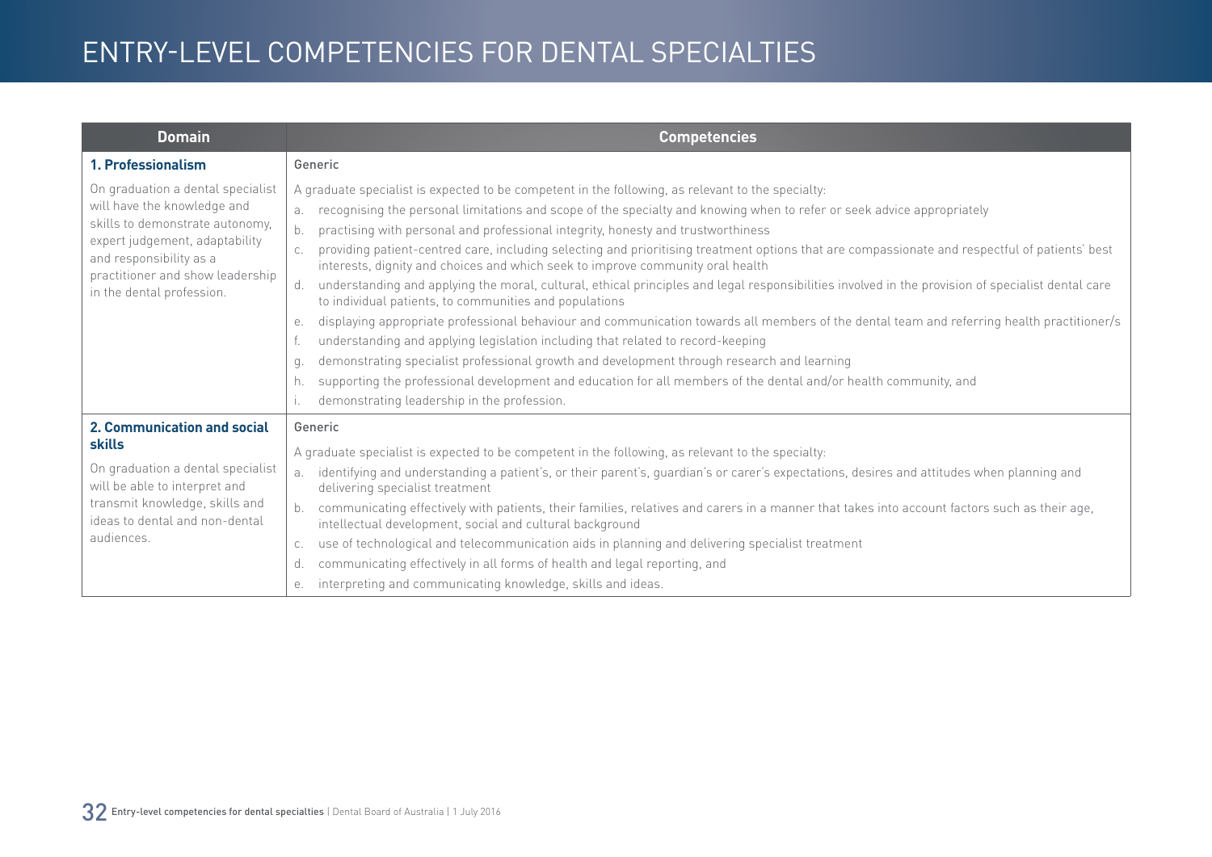# ENTRY-LEVEL COMPETENCIES FOR DENTAL SPECIALTIES

| Domain | Competencies |
|---|---|
| **1. Professionalism**<br><br>On graduation a dental specialist will have the knowledge and skills to demonstrate autonomy, expert judgement, adaptability and responsibility as a practitioner and show leadership in the dental profession. | Generic<br><br>A graduate specialist is expected to be competent in the following, as relevant to the specialty:<br>a. recognising the personal limitations and scope of the specialty and knowing when to refer or seek advice appropriately<br>b. practising with personal and professional integrity, honesty and trustworthiness<br>c. providing patient-centred care, including selecting and prioritising treatment options that are compassionate and respectful of patients' best interests, dignity and choices and which seek to improve community oral health<br>d. understanding and applying the moral, cultural, ethical principles and legal responsibilities involved in the provision of specialist dental care to individual patients, to communities and populations<br>e. displaying appropriate professional behaviour and communication towards all members of the dental team and referring health practitioner/s<br>f. understanding and applying legislation including that related to record-keeping<br>g. demonstrating specialist professional growth and development through research and learning<br>h. supporting the professional development and education for all members of the dental and/or health community, and<br>i. demonstrating leadership in the profession. |
| **2. Communication and social skills**<br><br>On graduation a dental specialist will be able to interpret and transmit knowledge, skills and ideas to dental and non-dental audiences. | Generic<br><br>A graduate specialist is expected to be competent in the following, as relevant to the specialty:<br>a. identifying and understanding a patient's, or their parent's, guardian's or carer's expectations, desires and attitudes when planning and delivering specialist treatment<br>b. communicating effectively with patients, their families, relatives and carers in a manner that takes into account factors such as their age, intellectual development, social and cultural background<br>c. use of technological and telecommunication aids in planning and delivering specialist treatment<br>d. communicating effectively in all forms of health and legal reporting, and<br>e. interpreting and communicating knowledge, skills and ideas. |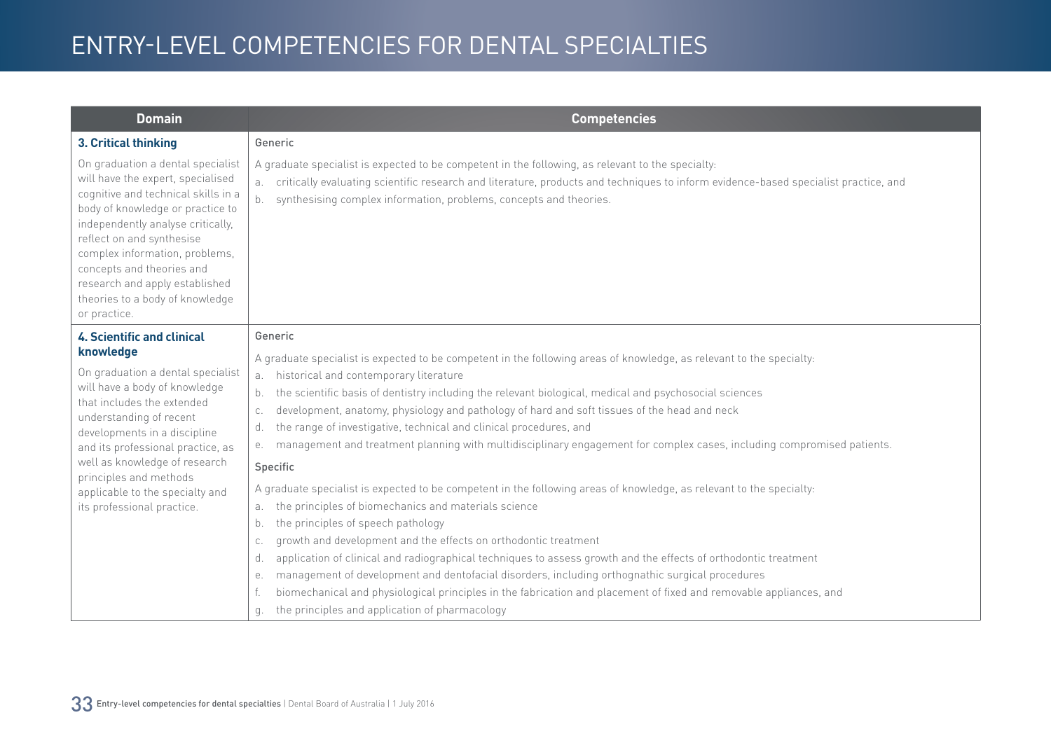# ENTRY-LEVEL COMPETENCIES FOR DENTAL SPECIALTIES

| Domain | Competencies |
|---|---|
| **3. Critical thinking**<br><br>On graduation a dental specialist will have the expert, specialised cognitive and technical skills in a body of knowledge or practice to independently analyse critically, reflect on and synthesise complex information, problems, concepts and theories and research and apply established theories to a body of knowledge or practice. | Generic<br><br>A graduate specialist is expected to be competent in the following, as relevant to the specialty:<br>a. critically evaluating scientific research and literature, products and techniques to inform evidence-based specialist practice, and<br>b. synthesising complex information, problems, concepts and theories. |
| **4. Scientific and clinical knowledge**<br><br>On graduation a dental specialist will have a body of knowledge that includes the extended understanding of recent developments in a discipline and its professional practice, as well as knowledge of research principles and methods applicable to the specialty and its professional practice. | Generic<br><br>A graduate specialist is expected to be competent in the following areas of knowledge, as relevant to the specialty:<br>a. historical and contemporary literature<br>b. the scientific basis of dentistry including the relevant biological, medical and psychosocial sciences<br>c. development, anatomy, physiology and pathology of hard and soft tissues of the head and neck<br>d. the range of investigative, technical and clinical procedures, and<br>e. management and treatment planning with multidisciplinary engagement for complex cases, including compromised patients.<br><br>Specific<br><br>A graduate specialist is expected to be competent in the following areas of knowledge, as relevant to the specialty:<br>a. the principles of biomechanics and materials science<br>b. the principles of speech pathology<br>c. growth and development and the effects on orthodontic treatment<br>d. application of clinical and radiographical techniques to assess growth and the effects of orthodontic treatment<br>e. management of development and dentofacial disorders, including orthognathic surgical procedures<br>f. biomechanical and physiological principles in the fabrication and placement of fixed and removable appliances, and<br>g. the principles and application of pharmacology |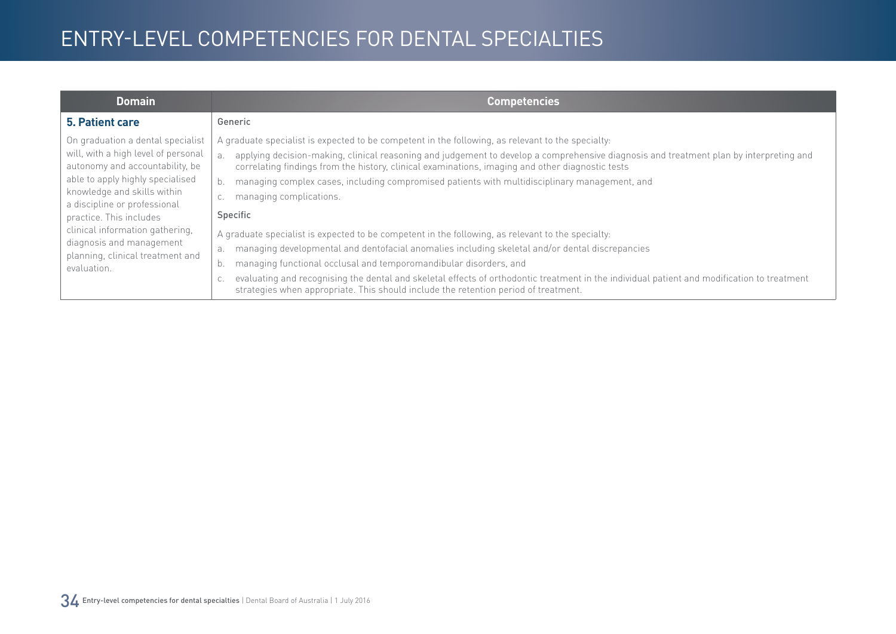# ENTRY-LEVEL COMPETENCIES FOR DENTAL SPECIALTIES

| Domain | Competencies |
|---|---|
| **5. Patient care**<br><br>On graduation a dental specialist will, with a high level of personal autonomy and accountability, be able to apply highly specialised knowledge and skills within a discipline or professional practice. This includes clinical information gathering, diagnosis and management planning, clinical treatment and evaluation. | Generic<br><br>A graduate specialist is expected to be competent in the following, as relevant to the specialty:<br>a. applying decision-making, clinical reasoning and judgement to develop a comprehensive diagnosis and treatment plan by interpreting and correlating findings from the history, clinical examinations, imaging and other diagnostic tests<br>b. managing complex cases, including compromised patients with multidisciplinary management, and<br>c. managing complications.<br><br>Specific<br><br>A graduate specialist is expected to be competent in the following, as relevant to the specialty:<br>a. managing developmental and dentofacial anomalies including skeletal and/or dental discrepancies<br>b. managing functional occlusal and temporomandibular disorders, and<br>c. evaluating and recognising the dental and skeletal effects of orthodontic treatment in the individual patient and modification to treatment strategies when appropriate. This should include the retention period of treatment. |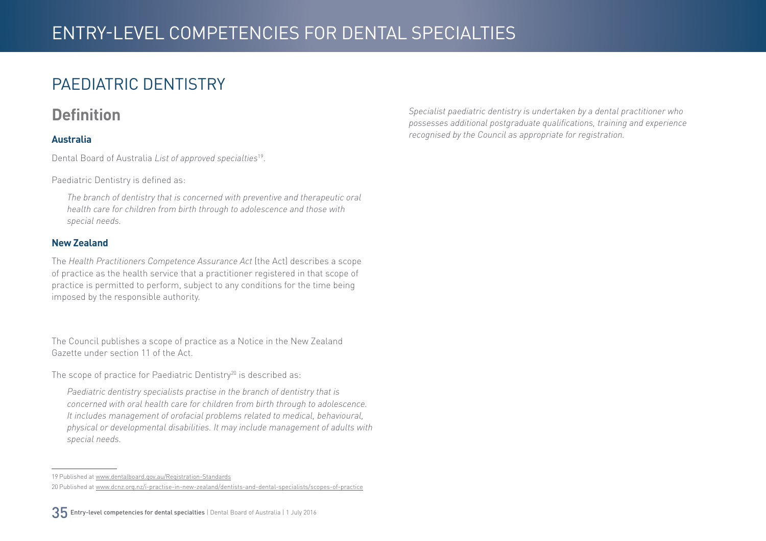## PAEDIATRIC DENTISTRY

### Definition

#### Australia

Dental Board of Australia *List of approved specialties*[19].

Paediatric Dentistry is defined as:

> *The branch of dentistry that is concerned with preventive and therapeutic oral health care for children from birth through to adolescence and those with special needs.*

#### New Zealand

The *Health Practitioners Competence Assurance Act* (the Act) describes a scope of practice as the health service that a practitioner registered in that scope of practice is permitted to perform, subject to any conditions for the time being imposed by the responsible authority.

The Council publishes a scope of practice as a Notice in the New Zealand Gazette under section 11 of the Act.

The scope of practice for Paediatric Dentistry[20] is described as:

> *Paediatric dentistry specialists practise in the branch of dentistry that is concerned with oral health care for children from birth through to adolescence. It includes management of orofacial problems related to medical, behavioural, physical or developmental disabilities. It may include management of adults with special needs.*
>
> *Specialist paediatric dentistry is undertaken by a dental practitioner who possesses additional postgraduate qualifications, training and experience recognised by the Council as appropriate for registration.*

---

19 Published at www.dentalboard.gov.au/Registration-Standards

20 Published at www.dcnz.org.nz/i-practise-in-new-zealand/dentists-and-dental-specialists/scopes-of-practice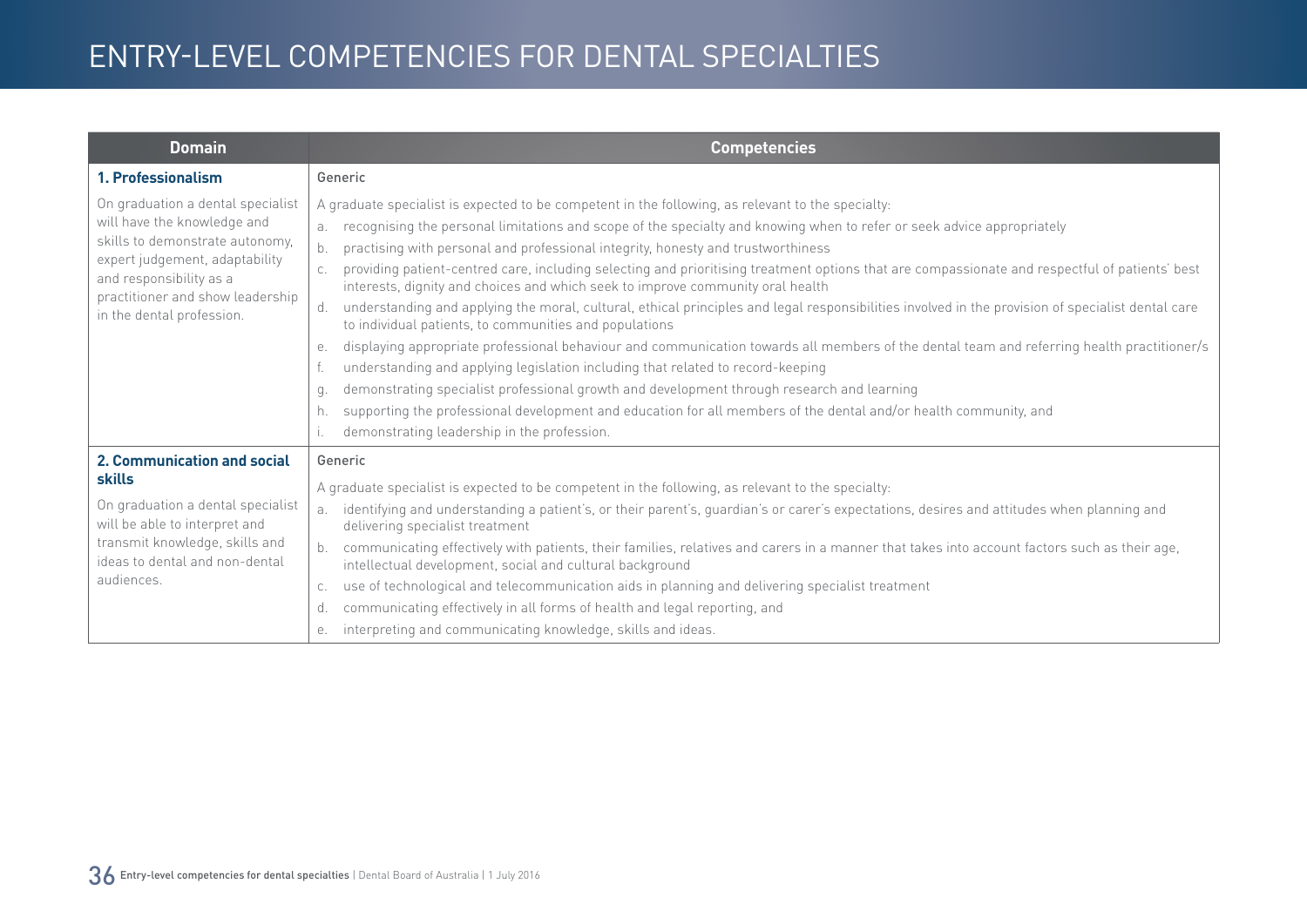# ENTRY-LEVEL COMPETENCIES FOR DENTAL SPECIALTIES

| Domain | Competencies |
|---|---|
| **1. Professionalism**<br><br>On graduation a dental specialist will have the knowledge and skills to demonstrate autonomy, expert judgement, adaptability and responsibility as a practitioner and show leadership in the dental profession. | Generic<br><br>A graduate specialist is expected to be competent in the following, as relevant to the specialty:<br>a. recognising the personal limitations and scope of the specialty and knowing when to refer or seek advice appropriately<br>b. practising with personal and professional integrity, honesty and trustworthiness<br>c. providing patient-centred care, including selecting and prioritising treatment options that are compassionate and respectful of patients' best interests, dignity and choices and which seek to improve community oral health<br>d. understanding and applying the moral, cultural, ethical principles and legal responsibilities involved in the provision of specialist dental care to individual patients, to communities and populations<br>e. displaying appropriate professional behaviour and communication towards all members of the dental team and referring health practitioner/s<br>f. understanding and applying legislation including that related to record-keeping<br>g. demonstrating specialist professional growth and development through research and learning<br>h. supporting the professional development and education for all members of the dental and/or health community, and<br>i. demonstrating leadership in the profession. |
| **2. Communication and social skills**<br><br>On graduation a dental specialist will be able to interpret and transmit knowledge, skills and ideas to dental and non-dental audiences. | Generic<br><br>A graduate specialist is expected to be competent in the following, as relevant to the specialty:<br>a. identifying and understanding a patient's, or their parent's, guardian's or carer's expectations, desires and attitudes when planning and delivering specialist treatment<br>b. communicating effectively with patients, their families, relatives and carers in a manner that takes into account factors such as their age, intellectual development, social and cultural background<br>c. use of technological and telecommunication aids in planning and delivering specialist treatment<br>d. communicating effectively in all forms of health and legal reporting, and<br>e. interpreting and communicating knowledge, skills and ideas. |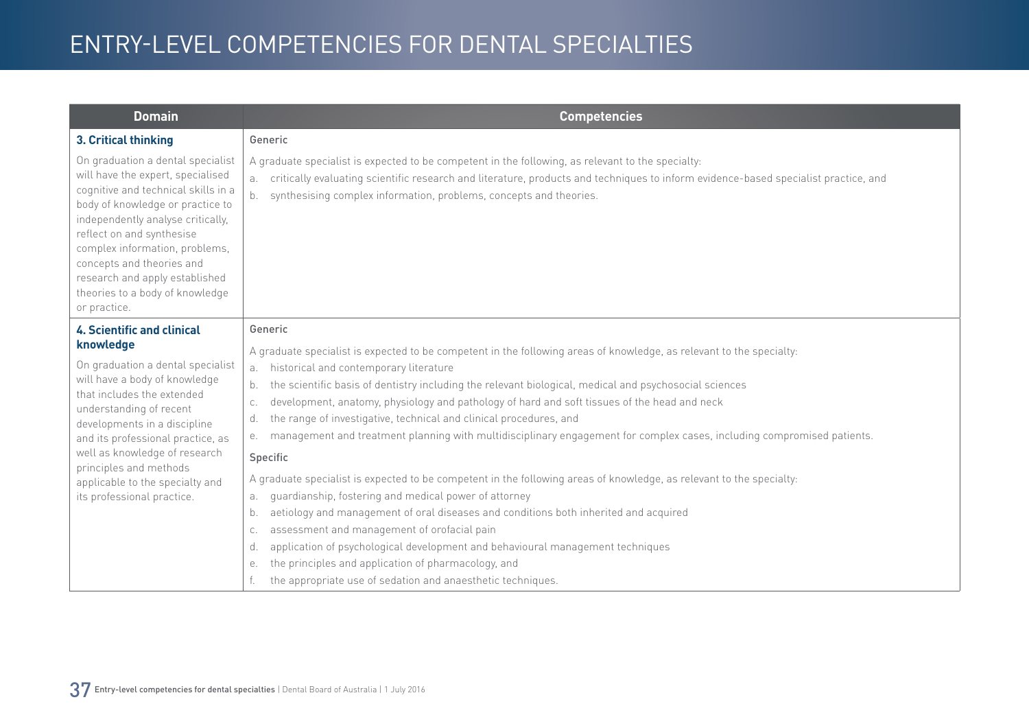# ENTRY-LEVEL COMPETENCIES FOR DENTAL SPECIALTIES

| Domain | Competencies |
|---|---|
| **3. Critical thinking**<br><br>On graduation a dental specialist will have the expert, specialised cognitive and technical skills in a body of knowledge or practice to independently analyse critically, reflect on and synthesise complex information, problems, concepts and theories and research and apply established theories to a body of knowledge or practice. | Generic<br><br>A graduate specialist is expected to be competent in the following, as relevant to the specialty:<br>a. critically evaluating scientific research and literature, products and techniques to inform evidence-based specialist practice, and<br>b. synthesising complex information, problems, concepts and theories. |
| **4. Scientific and clinical knowledge**<br><br>On graduation a dental specialist will have a body of knowledge that includes the extended understanding of recent developments in a discipline and its professional practice, as well as knowledge of research principles and methods applicable to the specialty and its professional practice. | Generic<br><br>A graduate specialist is expected to be competent in the following areas of knowledge, as relevant to the specialty:<br>a. historical and contemporary literature<br>b. the scientific basis of dentistry including the relevant biological, medical and psychosocial sciences<br>c. development, anatomy, physiology and pathology of hard and soft tissues of the head and neck<br>d. the range of investigative, technical and clinical procedures, and<br>e. management and treatment planning with multidisciplinary engagement for complex cases, including compromised patients.<br><br>Specific<br><br>A graduate specialist is expected to be competent in the following areas of knowledge, as relevant to the specialty:<br>a. guardianship, fostering and medical power of attorney<br>b. aetiology and management of oral diseases and conditions both inherited and acquired<br>c. assessment and management of orofacial pain<br>d. application of psychological development and behavioural management techniques<br>e. the principles and application of pharmacology, and<br>f. the appropriate use of sedation and anaesthetic techniques. |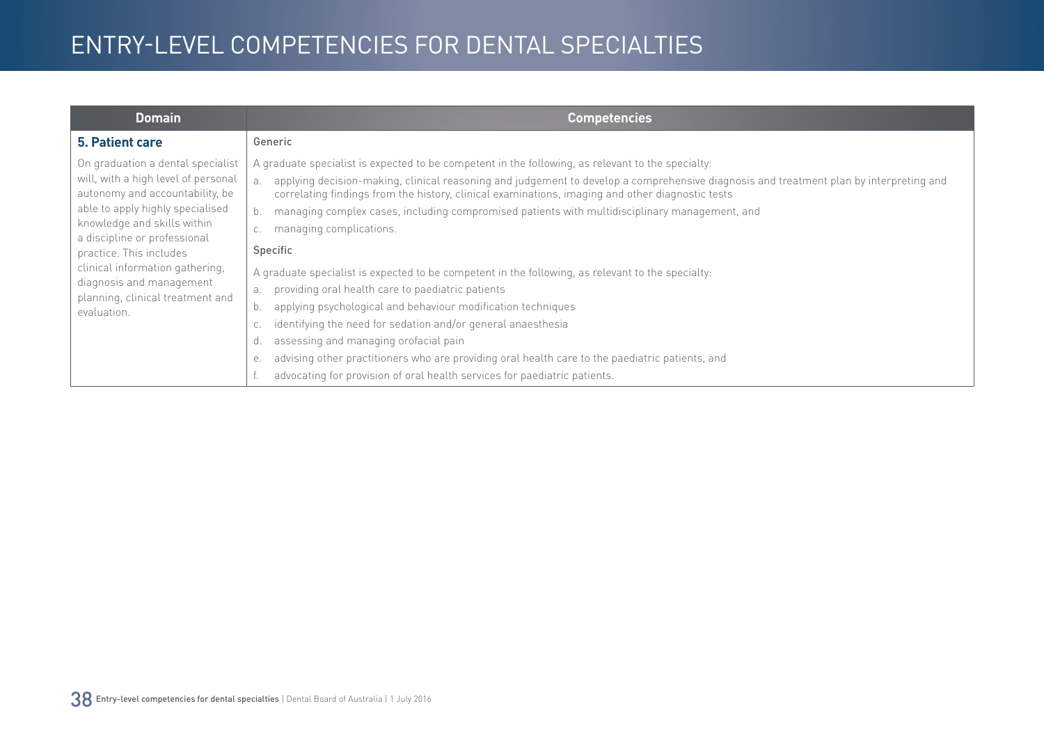# ENTRY-LEVEL COMPETENCIES FOR DENTAL SPECIALTIES

| Domain | Competencies |
|---|---|
| **5. Patient care**<br><br>On graduation a dental specialist will, with a high level of personal autonomy and accountability, be able to apply highly specialised knowledge and skills within a discipline or professional practice. This includes clinical information gathering, diagnosis and management planning, clinical treatment and evaluation. | Generic<br><br>A graduate specialist is expected to be competent in the following, as relevant to the specialty:<br>a. applying decision-making, clinical reasoning and judgement to develop a comprehensive diagnosis and treatment plan by interpreting and correlating findings from the history, clinical examinations, imaging and other diagnostic tests<br>b. managing complex cases, including compromised patients with multidisciplinary management, and<br>c. managing complications.<br><br>Specific<br><br>A graduate specialist is expected to be competent in the following, as relevant to the specialty:<br>a. providing oral health care to paediatric patients<br>b. applying psychological and behaviour modification techniques<br>c. identifying the need for sedation and/or general anaesthesia<br>d. assessing and managing orofacial pain<br>e. advising other practitioners who are providing oral health care to the paediatric patients, and<br>f. advocating for provision of oral health services for paediatric patients. |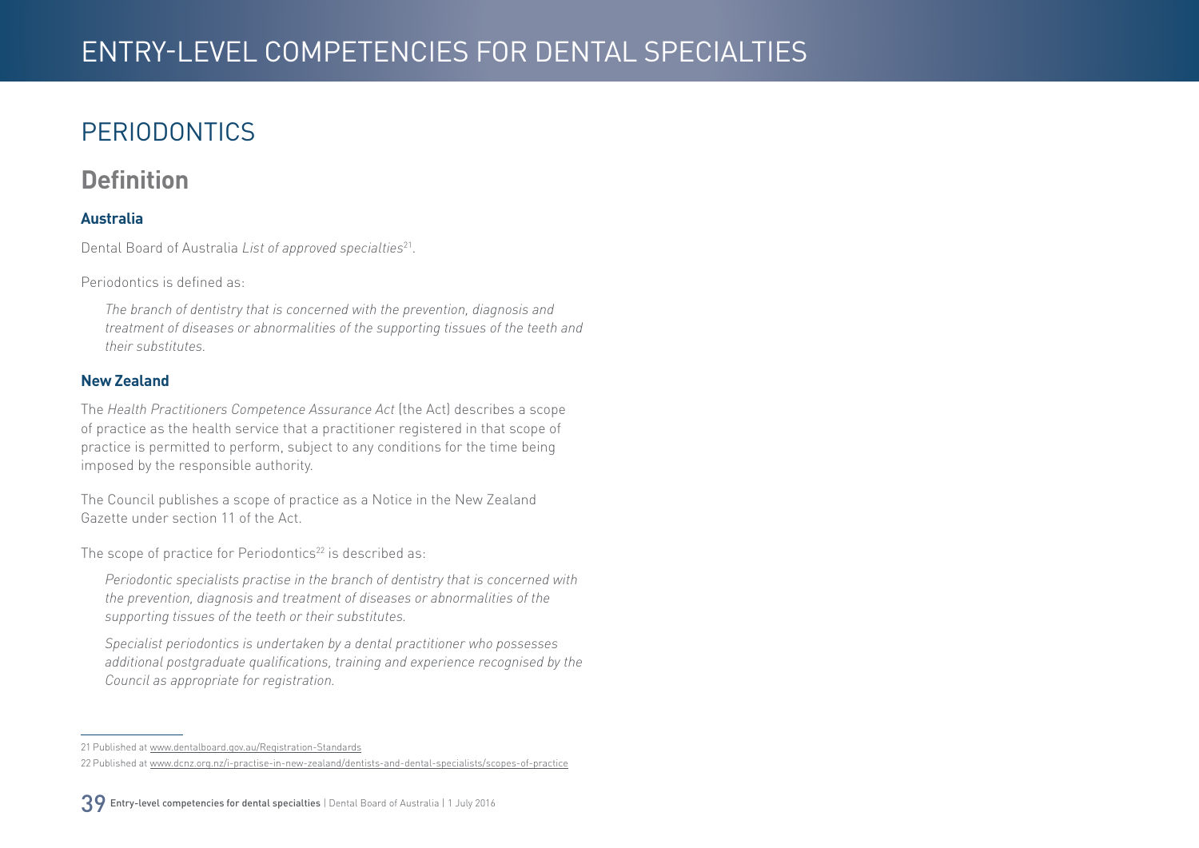# PERIODONTICS

## Definition

### Australia

Dental Board of Australia *List of approved specialties*[21].

Periodontics is defined as:

> *The branch of dentistry that is concerned with the prevention, diagnosis and treatment of diseases or abnormalities of the supporting tissues of the teeth and their substitutes.*

### New Zealand

The *Health Practitioners Competence Assurance Act* (the Act) describes a scope of practice as the health service that a practitioner registered in that scope of practice is permitted to perform, subject to any conditions for the time being imposed by the responsible authority.

The Council publishes a scope of practice as a Notice in the New Zealand Gazette under section 11 of the Act.

The scope of practice for Periodontics[22] is described as:

> *Periodontic specialists practise in the branch of dentistry that is concerned with the prevention, diagnosis and treatment of diseases or abnormalities of the supporting tissues of the teeth or their substitutes.*
>
> *Specialist periodontics is undertaken by a dental practitioner who possesses additional postgraduate qualifications, training and experience recognised by the Council as appropriate for registration.*

---

21 Published at www.dentalboard.gov.au/Registration-Standards

22 Published at www.dcnz.org.nz/i-practise-in-new-zealand/dentists-and-dental-specialists/scopes-of-practice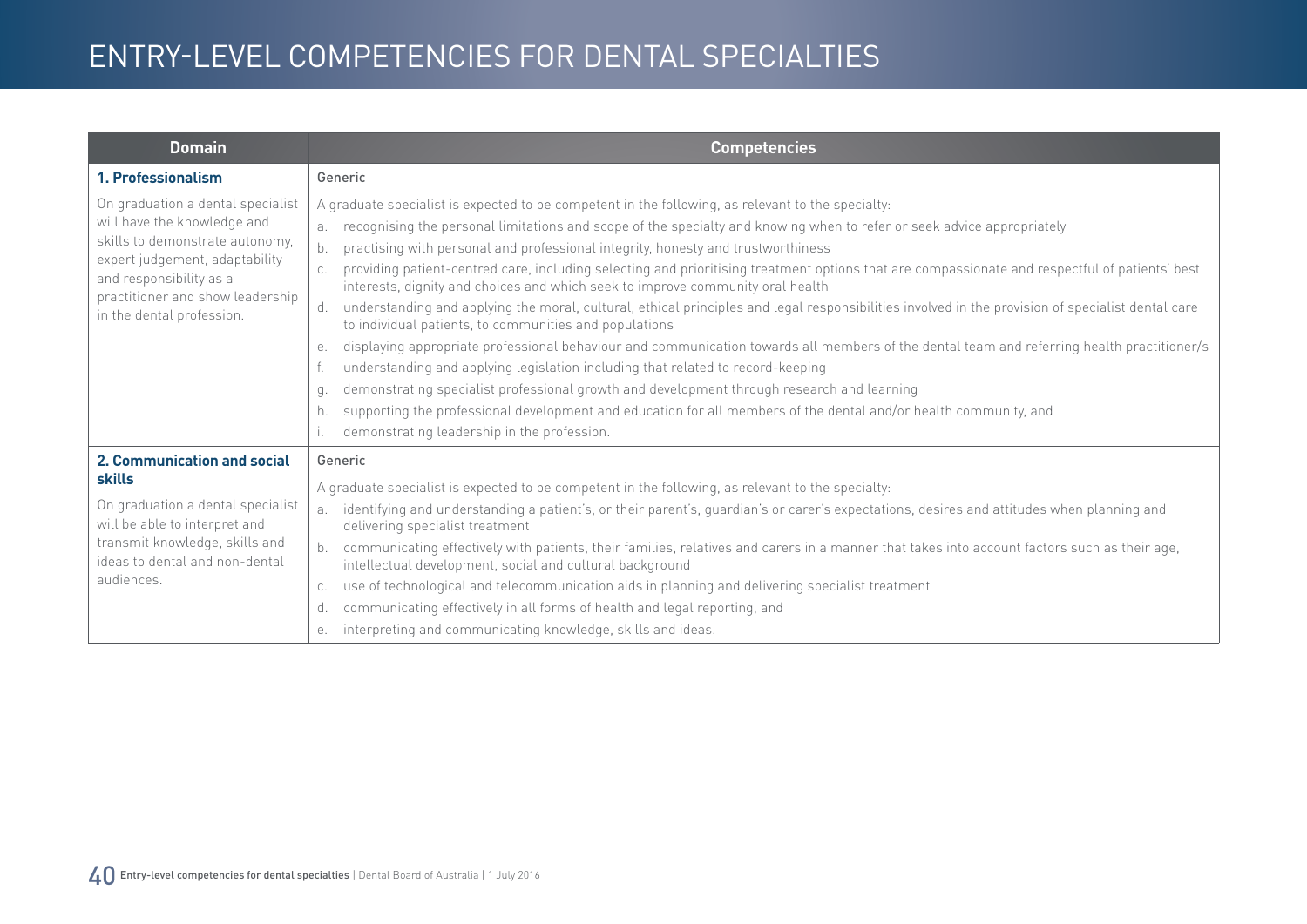# ENTRY-LEVEL COMPETENCIES FOR DENTAL SPECIALTIES

| Domain | Competencies |
|---|---|
| **1. Professionalism**<br><br>On graduation a dental specialist will have the knowledge and skills to demonstrate autonomy, expert judgement, adaptability and responsibility as a practitioner and show leadership in the dental profession. | Generic<br><br>A graduate specialist is expected to be competent in the following, as relevant to the specialty:<br>a. recognising the personal limitations and scope of the specialty and knowing when to refer or seek advice appropriately<br>b. practising with personal and professional integrity, honesty and trustworthiness<br>c. providing patient-centred care, including selecting and prioritising treatment options that are compassionate and respectful of patients' best interests, dignity and choices and which seek to improve community oral health<br>d. understanding and applying the moral, cultural, ethical principles and legal responsibilities involved in the provision of specialist dental care to individual patients, to communities and populations<br>e. displaying appropriate professional behaviour and communication towards all members of the dental team and referring health practitioner/s<br>f. understanding and applying legislation including that related to record-keeping<br>g. demonstrating specialist professional growth and development through research and learning<br>h. supporting the professional development and education for all members of the dental and/or health community, and<br>i. demonstrating leadership in the profession. |
| **2. Communication and social skills**<br><br>On graduation a dental specialist will be able to interpret and transmit knowledge, skills and ideas to dental and non-dental audiences. | Generic<br><br>A graduate specialist is expected to be competent in the following, as relevant to the specialty:<br>a. identifying and understanding a patient's, or their parent's, guardian's or carer's expectations, desires and attitudes when planning and delivering specialist treatment<br>b. communicating effectively with patients, their families, relatives and carers in a manner that takes into account factors such as their age, intellectual development, social and cultural background<br>c. use of technological and telecommunication aids in planning and delivering specialist treatment<br>d. communicating effectively in all forms of health and legal reporting, and<br>e. interpreting and communicating knowledge, skills and ideas. |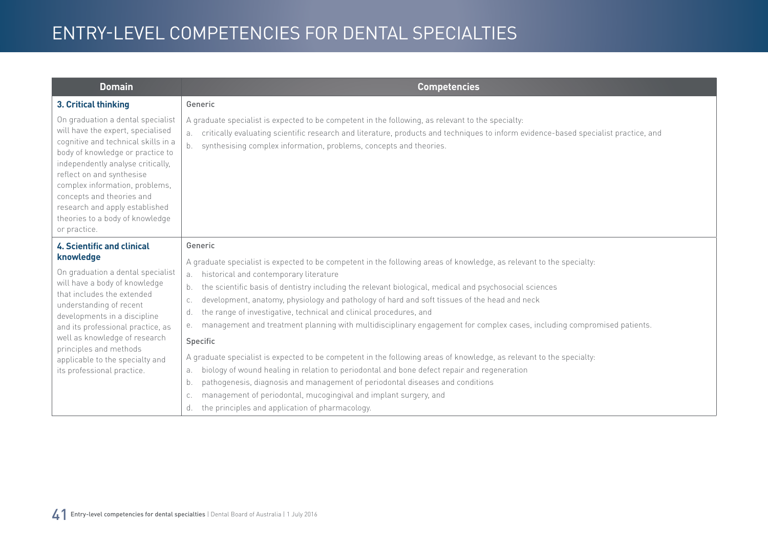# ENTRY-LEVEL COMPETENCIES FOR DENTAL SPECIALTIES

| Domain | Competencies |
| --- | --- |
| **3. Critical thinking**<br><br>On graduation a dental specialist will have the expert, specialised cognitive and technical skills in a body of knowledge or practice to independently analyse critically, reflect on and synthesise complex information, problems, concepts and theories and research and apply established theories to a body of knowledge or practice. | Generic<br><br>A graduate specialist is expected to be competent in the following, as relevant to the specialty:<br>a. critically evaluating scientific research and literature, products and techniques to inform evidence-based specialist practice, and<br>b. synthesising complex information, problems, concepts and theories. |
| **4. Scientific and clinical knowledge**<br><br>On graduation a dental specialist will have a body of knowledge that includes the extended understanding of recent developments in a discipline and its professional practice, as well as knowledge of research principles and methods applicable to the specialty and its professional practice. | Generic<br><br>A graduate specialist is expected to be competent in the following areas of knowledge, as relevant to the specialty:<br>a. historical and contemporary literature<br>b. the scientific basis of dentistry including the relevant biological, medical and psychosocial sciences<br>c. development, anatomy, physiology and pathology of hard and soft tissues of the head and neck<br>d. the range of investigative, technical and clinical procedures, and<br>e. management and treatment planning with multidisciplinary engagement for complex cases, including compromised patients.<br><br>Specific<br><br>A graduate specialist is expected to be competent in the following areas of knowledge, as relevant to the specialty:<br>a. biology of wound healing in relation to periodontal and bone defect repair and regeneration<br>b. pathogenesis, diagnosis and management of periodontal diseases and conditions<br>c. management of periodontal, mucogingival and implant surgery, and<br>d. the principles and application of pharmacology. |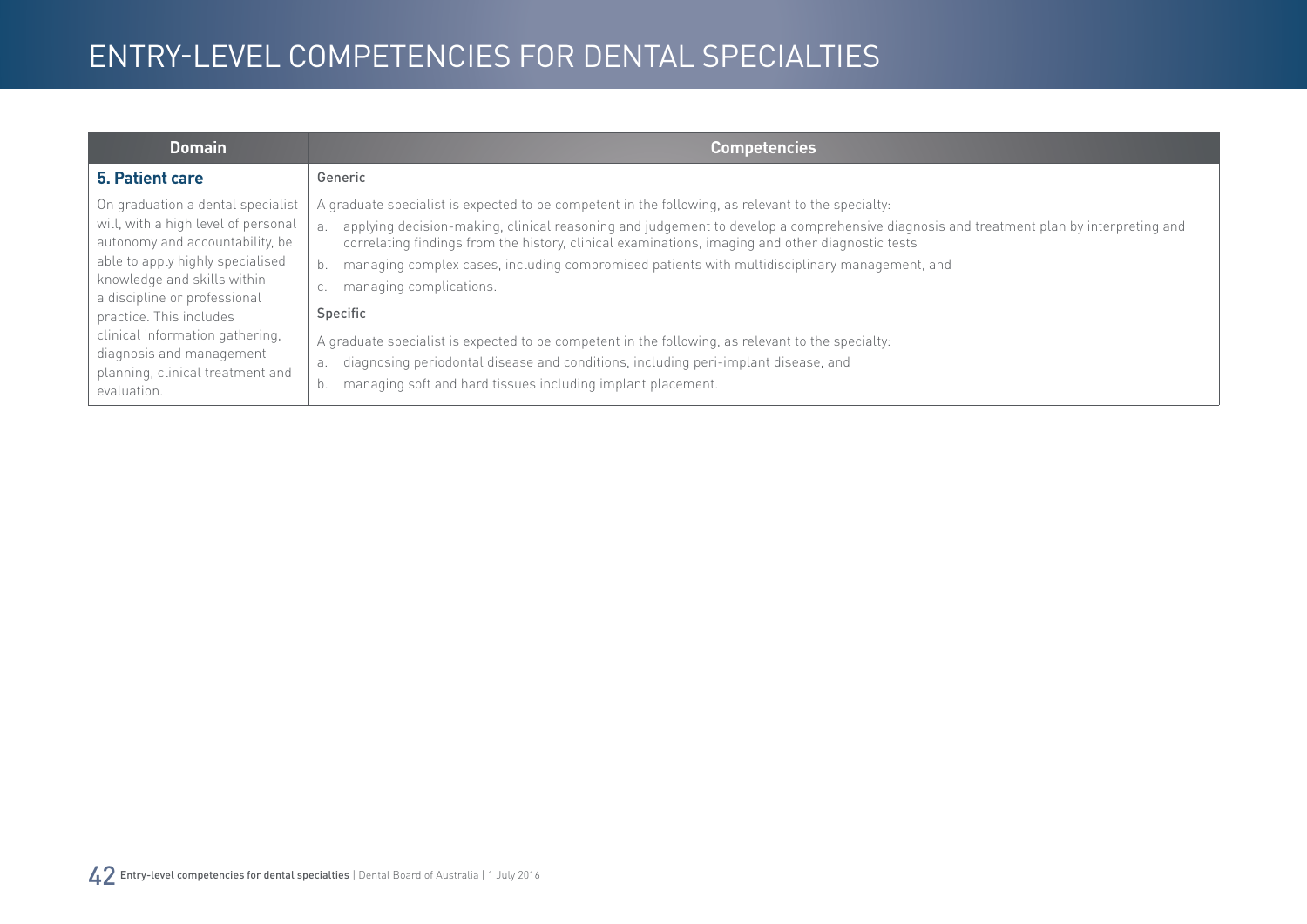| Domain | Competencies |
|---|---|
| **5. Patient care**<br><br>On graduation a dental specialist will, with a high level of personal autonomy and accountability, be able to apply highly specialised knowledge and skills within a discipline or professional practice. This includes clinical information gathering, diagnosis and management planning, clinical treatment and evaluation. | Generic<br><br>A graduate specialist is expected to be competent in the following, as relevant to the specialty:<br>a. applying decision-making, clinical reasoning and judgement to develop a comprehensive diagnosis and treatment plan by interpreting and correlating findings from the history, clinical examinations, imaging and other diagnostic tests<br>b. managing complex cases, including compromised patients with multidisciplinary management, and<br>c. managing complications.<br><br>Specific<br><br>A graduate specialist is expected to be competent in the following, as relevant to the specialty:<br>a. diagnosing periodontal disease and conditions, including peri-implant disease, and<br>b. managing soft and hard tissues including implant placement. |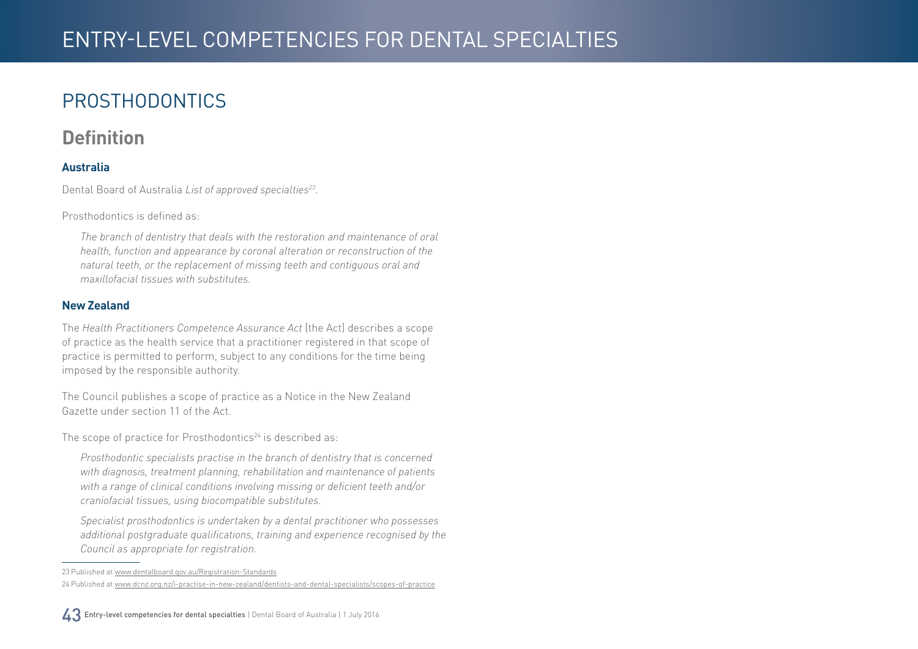# PROSTHODONTICS

## Definition

### Australia

Dental Board of Australia *List of approved specialties*[23].

Prosthodontics is defined as:

> *The branch of dentistry that deals with the restoration and maintenance of oral health, function and appearance by coronal alteration or reconstruction of the natural teeth, or the replacement of missing teeth and contiguous oral and maxillofacial tissues with substitutes.*

### New Zealand

The *Health Practitioners Competence Assurance Act* (the Act) describes a scope of practice as the health service that a practitioner registered in that scope of practice is permitted to perform, subject to any conditions for the time being imposed by the responsible authority.

The Council publishes a scope of practice as a Notice in the New Zealand Gazette under section 11 of the Act.

The scope of practice for Prosthodontics[24] is described as:

> *Prosthodontic specialists practise in the branch of dentistry that is concerned with diagnosis, treatment planning, rehabilitation and maintenance of patients with a range of clinical conditions involving missing or deficient teeth and/or craniofacial tissues, using biocompatible substitutes.*
>
> *Specialist prosthodontics is undertaken by a dental practitioner who possesses additional postgraduate qualifications, training and experience recognised by the Council as appropriate for registration.*

---

23 Published at www.dentalboard.gov.au/Registration-Standards

24 Published at www.dcnz.org.nz/i-practise-in-new-zealand/dentists-and-dental-specialists/scopes-of-practice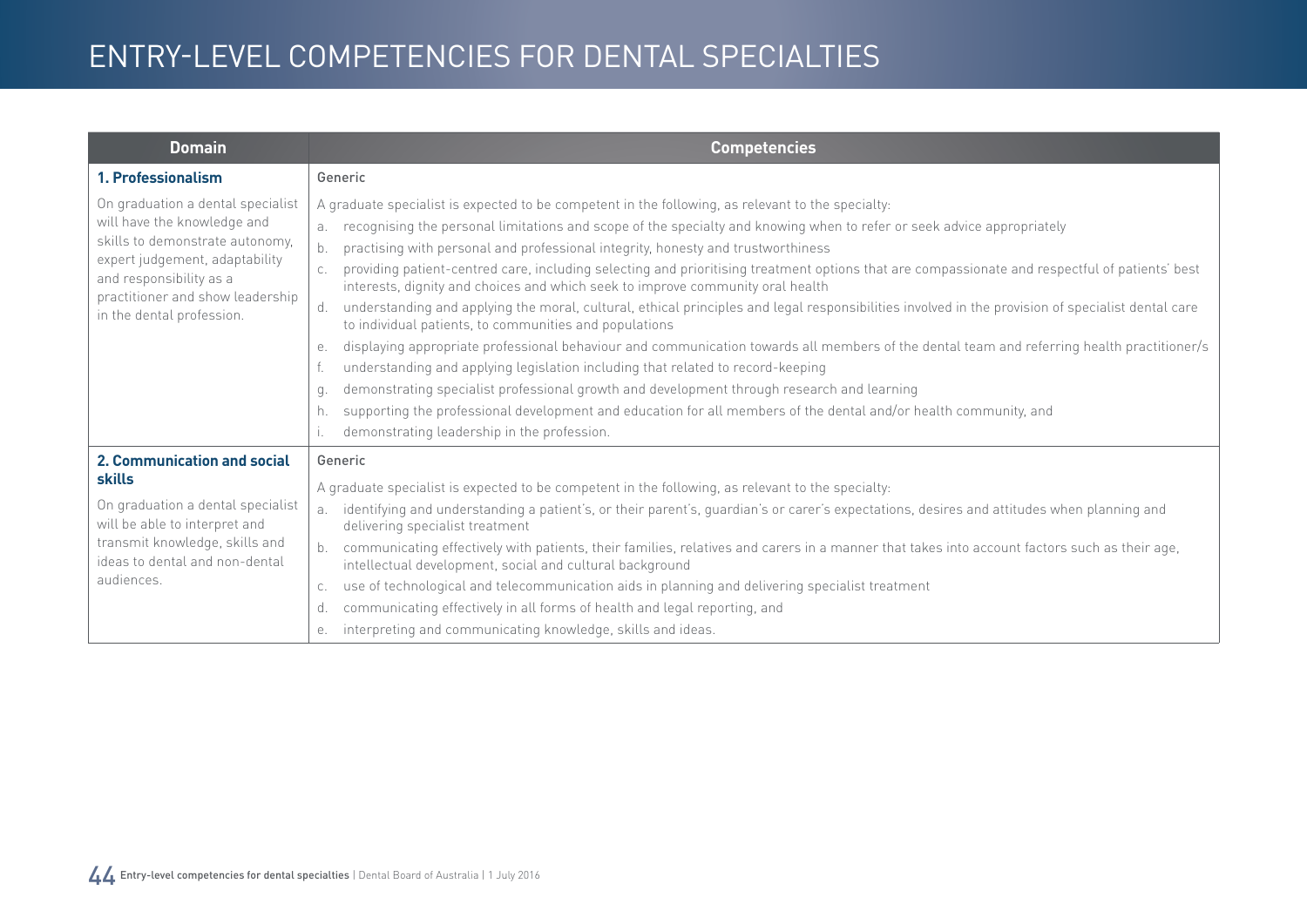# ENTRY-LEVEL COMPETENCIES FOR DENTAL SPECIALTIES

| Domain | Competencies |
|---|---|
| **1. Professionalism**<br><br>On graduation a dental specialist will have the knowledge and skills to demonstrate autonomy, expert judgement, adaptability and responsibility as a practitioner and show leadership in the dental profession. | Generic<br><br>A graduate specialist is expected to be competent in the following, as relevant to the specialty:<br>a. recognising the personal limitations and scope of the specialty and knowing when to refer or seek advice appropriately<br>b. practising with personal and professional integrity, honesty and trustworthiness<br>c. providing patient-centred care, including selecting and prioritising treatment options that are compassionate and respectful of patients' best interests, dignity and choices and which seek to improve community oral health<br>d. understanding and applying the moral, cultural, ethical principles and legal responsibilities involved in the provision of specialist dental care to individual patients, to communities and populations<br>e. displaying appropriate professional behaviour and communication towards all members of the dental team and referring health practitioner/s<br>f. understanding and applying legislation including that related to record-keeping<br>g. demonstrating specialist professional growth and development through research and learning<br>h. supporting the professional development and education for all members of the dental and/or health community, and<br>i. demonstrating leadership in the profession. |
| **2. Communication and social skills**<br><br>On graduation a dental specialist will be able to interpret and transmit knowledge, skills and ideas to dental and non-dental audiences. | Generic<br><br>A graduate specialist is expected to be competent in the following, as relevant to the specialty:<br>a. identifying and understanding a patient's, or their parent's, guardian's or carer's expectations, desires and attitudes when planning and delivering specialist treatment<br>b. communicating effectively with patients, their families, relatives and carers in a manner that takes into account factors such as their age, intellectual development, social and cultural background<br>c. use of technological and telecommunication aids in planning and delivering specialist treatment<br>d. communicating effectively in all forms of health and legal reporting, and<br>e. interpreting and communicating knowledge, skills and ideas. |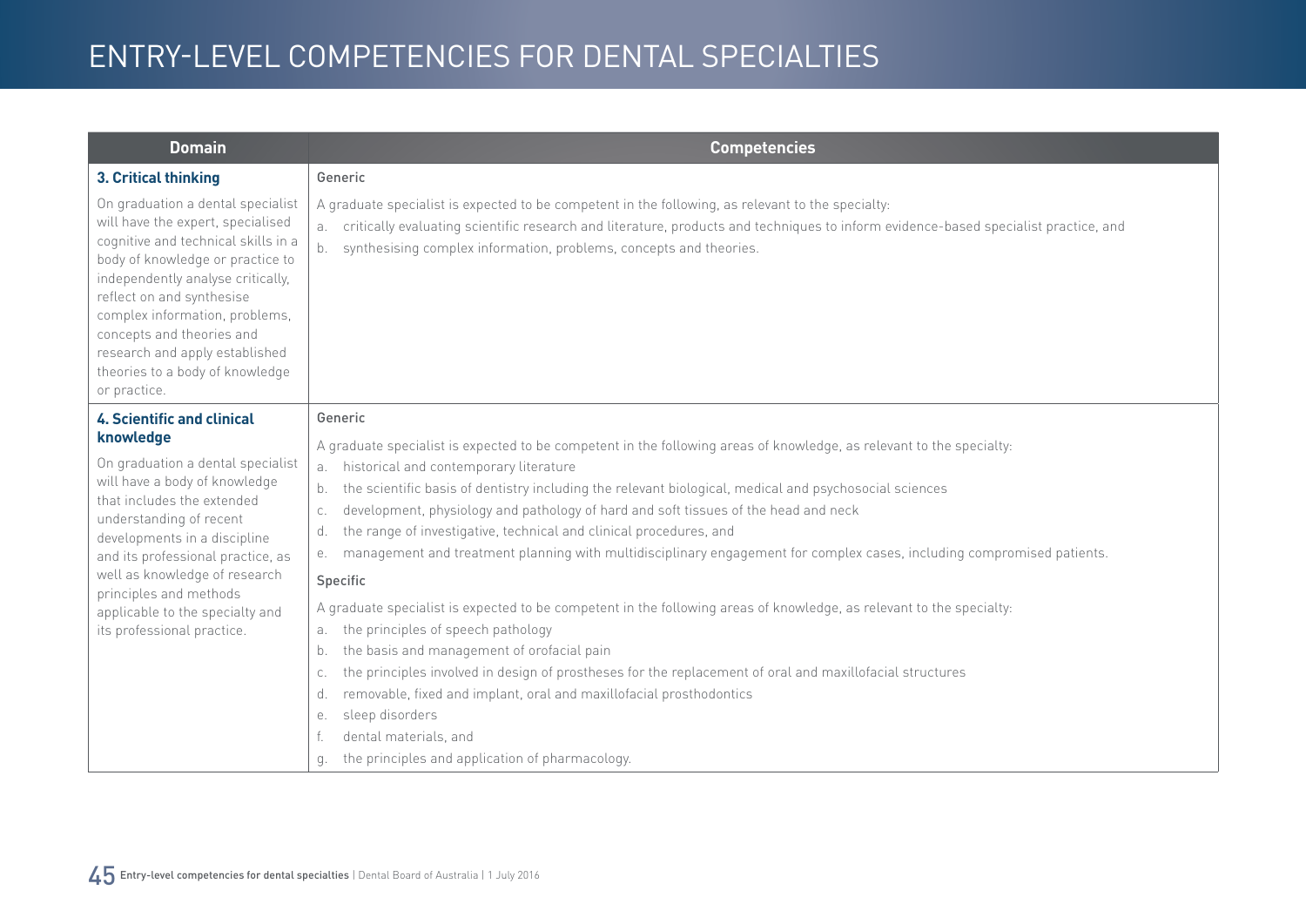# ENTRY-LEVEL COMPETENCIES FOR DENTAL SPECIALTIES

| Domain | Competencies |
| --- | --- |
| **3. Critical thinking**<br><br>On graduation a dental specialist will have the expert, specialised cognitive and technical skills in a body of knowledge or practice to independently analyse critically, reflect on and synthesise complex information, problems, concepts and theories and research and apply established theories to a body of knowledge or practice. | Generic<br><br>A graduate specialist is expected to be competent in the following, as relevant to the specialty:<br>a. critically evaluating scientific research and literature, products and techniques to inform evidence-based specialist practice, and<br>b. synthesising complex information, problems, concepts and theories. |
| **4. Scientific and clinical knowledge**<br><br>On graduation a dental specialist will have a body of knowledge that includes the extended understanding of recent developments in a discipline and its professional practice, as well as knowledge of research principles and methods applicable to the specialty and its professional practice. | Generic<br><br>A graduate specialist is expected to be competent in the following areas of knowledge, as relevant to the specialty:<br>a. historical and contemporary literature<br>b. the scientific basis of dentistry including the relevant biological, medical and psychosocial sciences<br>c. development, physiology and pathology of hard and soft tissues of the head and neck<br>d. the range of investigative, technical and clinical procedures, and<br>e. management and treatment planning with multidisciplinary engagement for complex cases, including compromised patients.<br><br>Specific<br><br>A graduate specialist is expected to be competent in the following areas of knowledge, as relevant to the specialty:<br>a. the principles of speech pathology<br>b. the basis and management of orofacial pain<br>c. the principles involved in design of prostheses for the replacement of oral and maxillofacial structures<br>d. removable, fixed and implant, oral and maxillofacial prosthodontics<br>e. sleep disorders<br>f. dental materials, and<br>g. the principles and application of pharmacology. |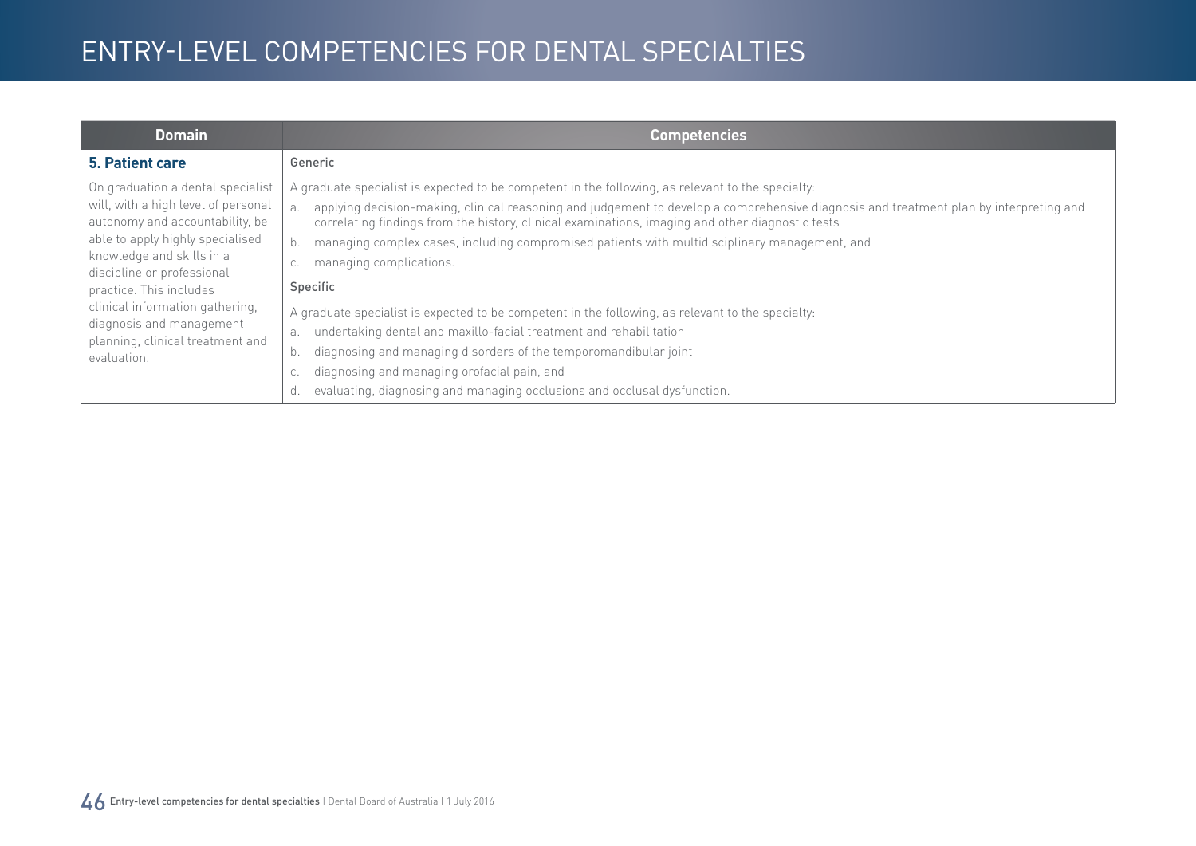# ENTRY-LEVEL COMPETENCIES FOR DENTAL SPECIALTIES

| Domain | Competencies |
|---|---|
| **5. Patient care**<br><br>On graduation a dental specialist will, with a high level of personal autonomy and accountability, be able to apply highly specialised knowledge and skills in a discipline or professional practice. This includes clinical information gathering, diagnosis and management planning, clinical treatment and evaluation. | Generic<br><br>A graduate specialist is expected to be competent in the following, as relevant to the specialty:<br>a. applying decision-making, clinical reasoning and judgement to develop a comprehensive diagnosis and treatment plan by interpreting and correlating findings from the history, clinical examinations, imaging and other diagnostic tests<br>b. managing complex cases, including compromised patients with multidisciplinary management, and<br>c. managing complications.<br><br>Specific<br><br>A graduate specialist is expected to be competent in the following, as relevant to the specialty:<br>a. undertaking dental and maxillo-facial treatment and rehabilitation<br>b. diagnosing and managing disorders of the temporomandibular joint<br>c. diagnosing and managing orofacial pain, and<br>d. evaluating, diagnosing and managing occlusions and occlusal dysfunction. |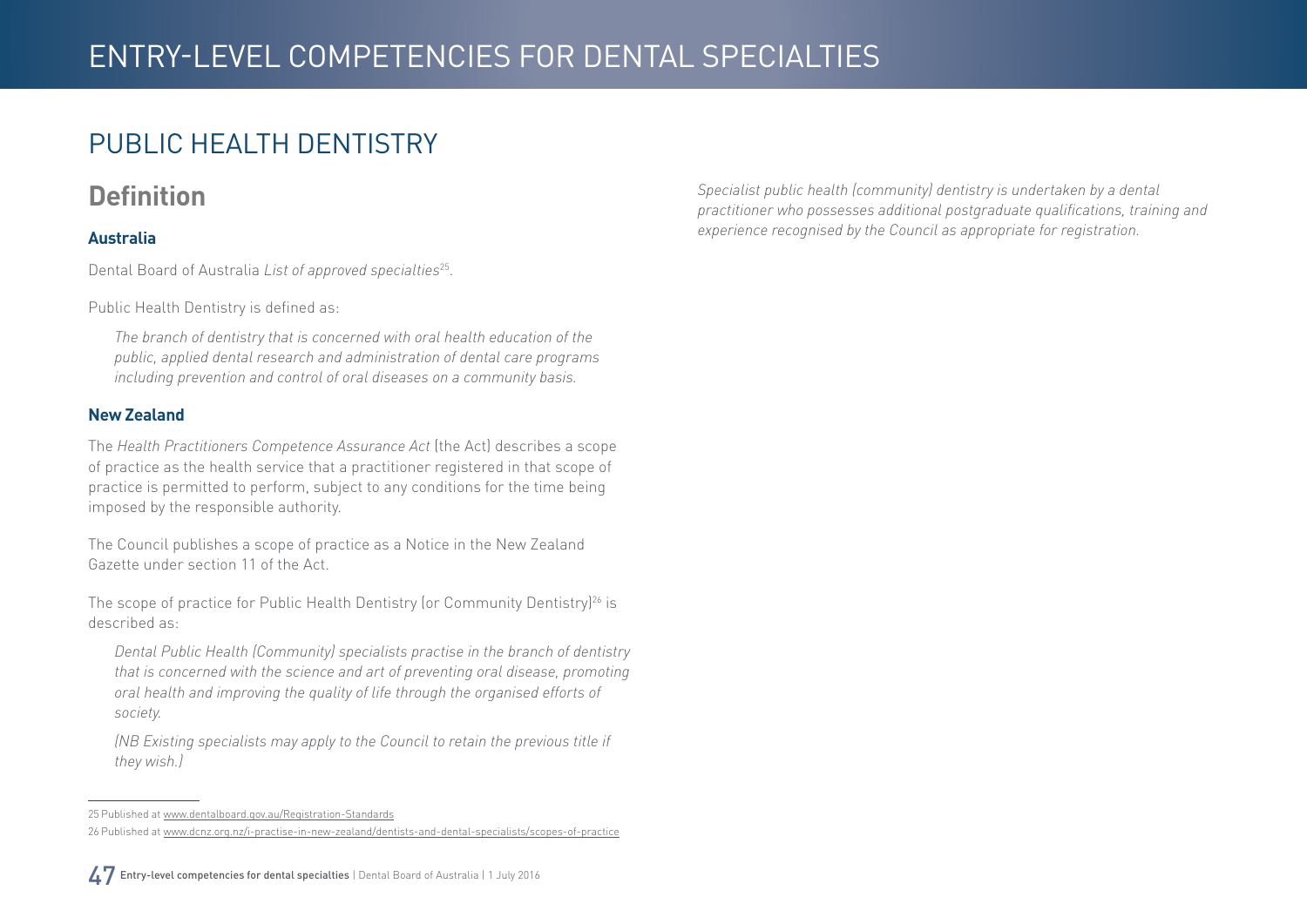# PUBLIC HEALTH DENTISTRY

## Definition

### Australia

Dental Board of Australia *List of approved specialties*[25].

Public Health Dentistry is defined as:

> *The branch of dentistry that is concerned with oral health education of the public, applied dental research and administration of dental care programs including prevention and control of oral diseases on a community basis.*

### New Zealand

The *Health Practitioners Competence Assurance Act* (the Act) describes a scope of practice as the health service that a practitioner registered in that scope of practice is permitted to perform, subject to any conditions for the time being imposed by the responsible authority.

The Council publishes a scope of practice as a Notice in the New Zealand Gazette under section 11 of the Act.

The scope of practice for Public Health Dentistry (or Community Dentistry)[26] is described as:

> *Dental Public Health (Community) specialists practise in the branch of dentistry that is concerned with the science and art of preventing oral disease, promoting oral health and improving the quality of life through the organised efforts of society.*
>
> *(NB Existing specialists may apply to the Council to retain the previous title if they wish.)*
>
> *Specialist public health (community) dentistry is undertaken by a dental practitioner who possesses additional postgraduate qualifications, training and experience recognised by the Council as appropriate for registration.*

---

25 Published at www.dentalboard.gov.au/Registration-Standards

26 Published at www.dcnz.org.nz/i-practise-in-new-zealand/dentists-and-dental-specialists/scopes-of-practice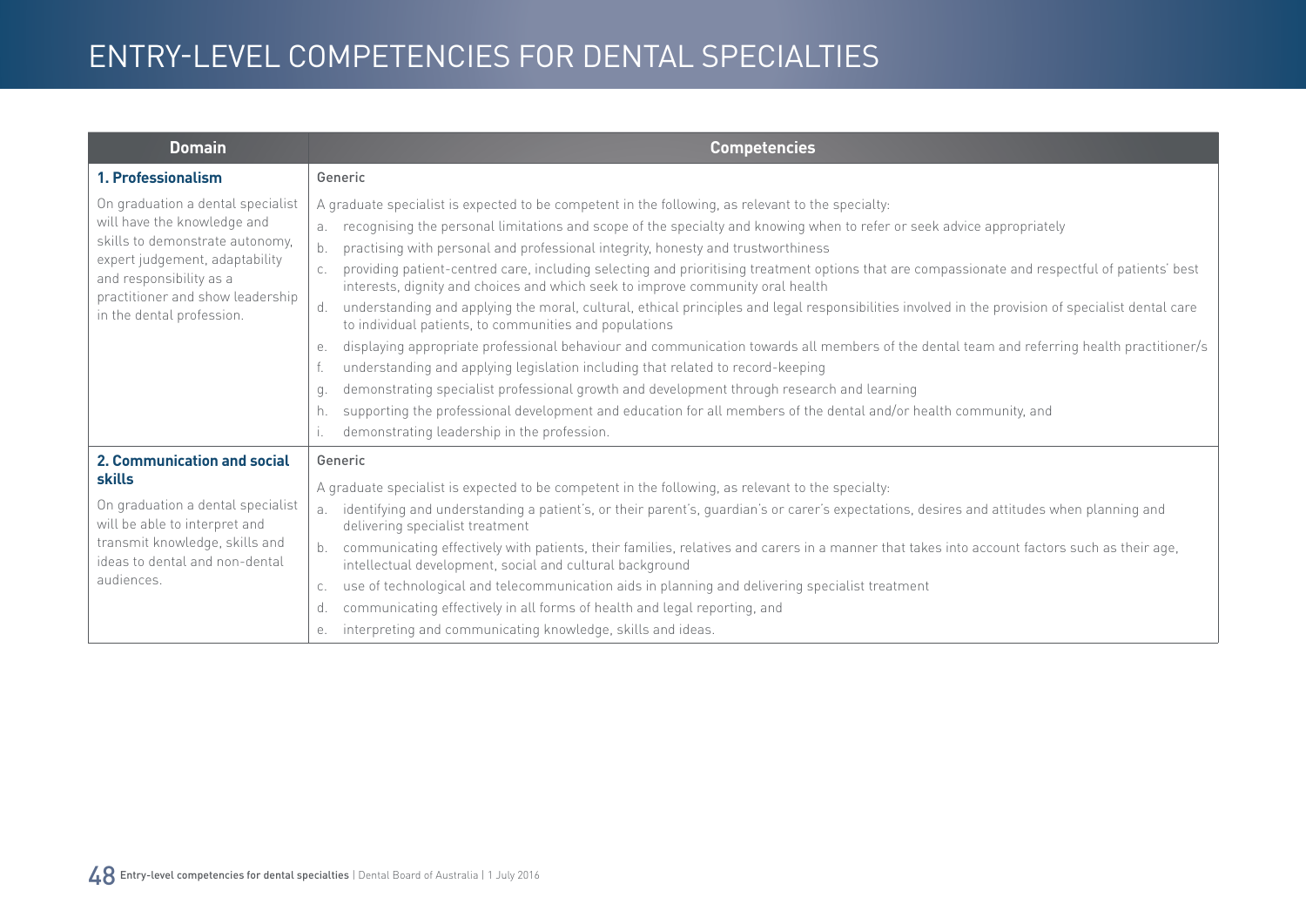# ENTRY-LEVEL COMPETENCIES FOR DENTAL SPECIALTIES

| Domain | Competencies |
|---|---|
| **1. Professionalism**<br><br>On graduation a dental specialist will have the knowledge and skills to demonstrate autonomy, expert judgement, adaptability and responsibility as a practitioner and show leadership in the dental profession. | Generic<br><br>A graduate specialist is expected to be competent in the following, as relevant to the specialty:<br>a. recognising the personal limitations and scope of the specialty and knowing when to refer or seek advice appropriately<br>b. practising with personal and professional integrity, honesty and trustworthiness<br>c. providing patient-centred care, including selecting and prioritising treatment options that are compassionate and respectful of patients' best interests, dignity and choices and which seek to improve community oral health<br>d. understanding and applying the moral, cultural, ethical principles and legal responsibilities involved in the provision of specialist dental care to individual patients, to communities and populations<br>e. displaying appropriate professional behaviour and communication towards all members of the dental team and referring health practitioner/s<br>f. understanding and applying legislation including that related to record-keeping<br>g. demonstrating specialist professional growth and development through research and learning<br>h. supporting the professional development and education for all members of the dental and/or health community, and<br>i. demonstrating leadership in the profession. |
| **2. Communication and social skills**<br><br>On graduation a dental specialist will be able to interpret and transmit knowledge, skills and ideas to dental and non-dental audiences. | Generic<br><br>A graduate specialist is expected to be competent in the following, as relevant to the specialty:<br>a. identifying and understanding a patient's, or their parent's, guardian's or carer's expectations, desires and attitudes when planning and delivering specialist treatment<br>b. communicating effectively with patients, their families, relatives and carers in a manner that takes into account factors such as their age, intellectual development, social and cultural background<br>c. use of technological and telecommunication aids in planning and delivering specialist treatment<br>d. communicating effectively in all forms of health and legal reporting, and<br>e. interpreting and communicating knowledge, skills and ideas. |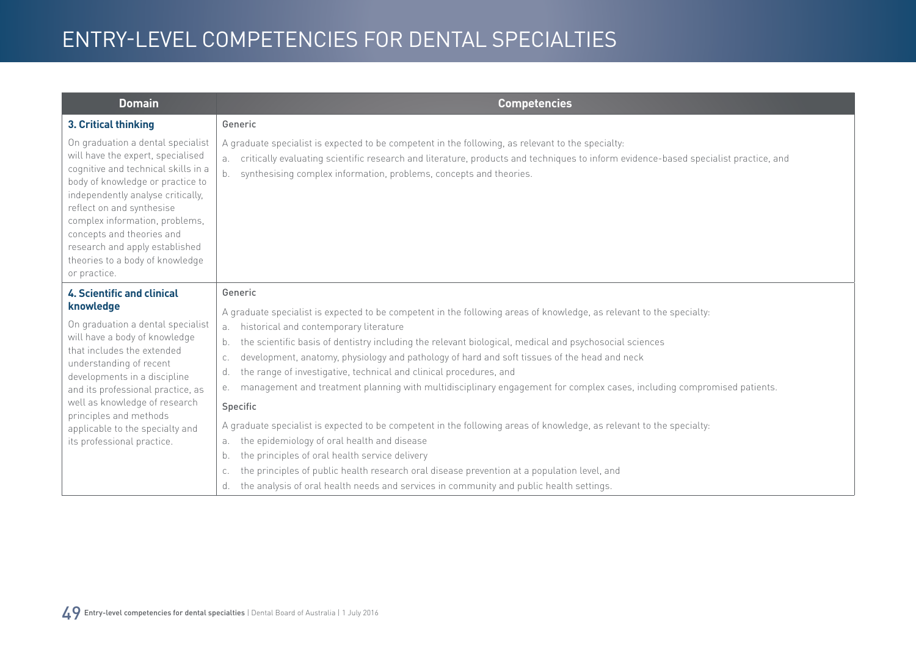# ENTRY-LEVEL COMPETENCIES FOR DENTAL SPECIALTIES

| Domain | Competencies |
|---|---|
| **3. Critical thinking**<br><br>On graduation a dental specialist will have the expert, specialised cognitive and technical skills in a body of knowledge or practice to independently analyse critically, reflect on and synthesise complex information, problems, concepts and theories and research and apply established theories to a body of knowledge or practice. | Generic<br><br>A graduate specialist is expected to be competent in the following, as relevant to the specialty:<br>a. critically evaluating scientific research and literature, products and techniques to inform evidence-based specialist practice, and<br>b. synthesising complex information, problems, concepts and theories. |
| **4. Scientific and clinical knowledge**<br><br>On graduation a dental specialist will have a body of knowledge that includes the extended understanding of recent developments in a discipline and its professional practice, as well as knowledge of research principles and methods applicable to the specialty and its professional practice. | Generic<br><br>A graduate specialist is expected to be competent in the following areas of knowledge, as relevant to the specialty:<br>a. historical and contemporary literature<br>b. the scientific basis of dentistry including the relevant biological, medical and psychosocial sciences<br>c. development, anatomy, physiology and pathology of hard and soft tissues of the head and neck<br>d. the range of investigative, technical and clinical procedures, and<br>e. management and treatment planning with multidisciplinary engagement for complex cases, including compromised patients.<br><br>Specific<br><br>A graduate specialist is expected to be competent in the following areas of knowledge, as relevant to the specialty:<br>a. the epidemiology of oral health and disease<br>b. the principles of oral health service delivery<br>c. the principles of public health research oral disease prevention at a population level, and<br>d. the analysis of oral health needs and services in community and public health settings. |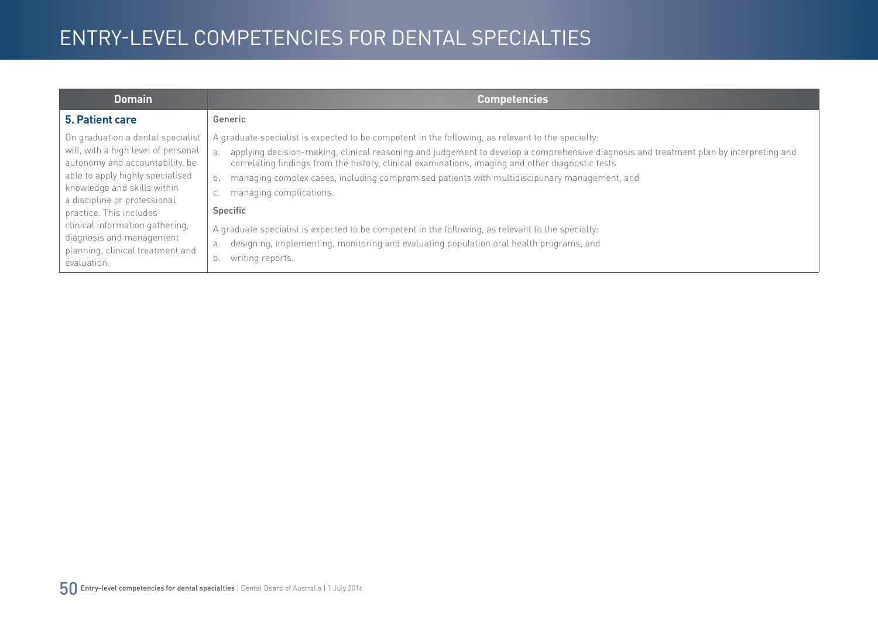# ENTRY-LEVEL COMPETENCIES FOR DENTAL SPECIALTIES

| Domain | Competencies |
|---|---|
| **5. Patient care**<br><br>On graduation a dental specialist will, with a high level of personal autonomy and accountability, be able to apply highly specialised knowledge and skills within a discipline or professional practice. This includes clinical information gathering, diagnosis and management planning, clinical treatment and evaluation. | Generic<br><br>A graduate specialist is expected to be competent in the following, as relevant to the specialty:<br>a. applying decision-making, clinical reasoning and judgement to develop a comprehensive diagnosis and treatment plan by interpreting and correlating findings from the history, clinical examinations, imaging and other diagnostic tests<br>b. managing complex cases, including compromised patients with multidisciplinary management, and<br>c. managing complications.<br><br>Specific<br><br>A graduate specialist is expected to be competent in the following, as relevant to the specialty:<br>a. designing, implementing, monitoring and evaluating population oral health programs, and<br>b. writing reports. |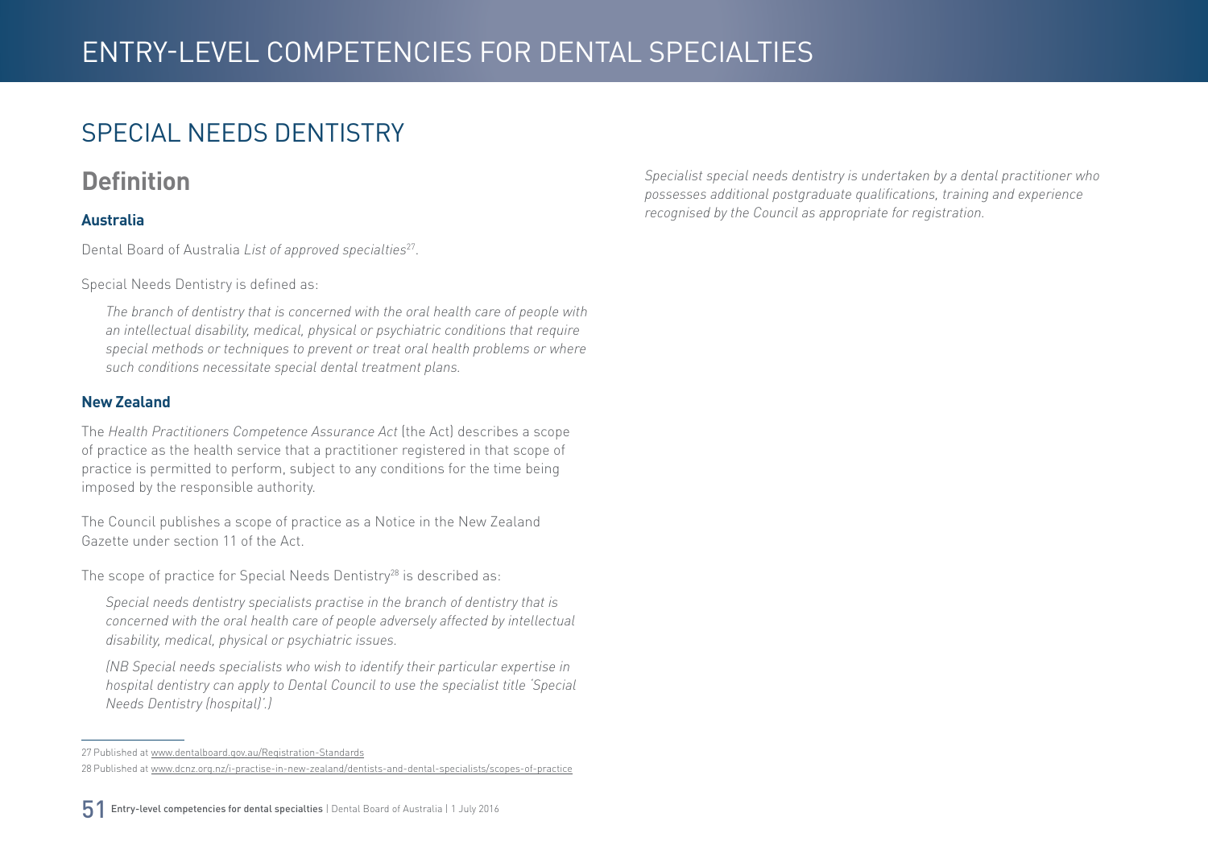# SPECIAL NEEDS DENTISTRY

## Definition

### Australia

Dental Board of Australia *List of approved specialties*[27].

Special Needs Dentistry is defined as:

> *The branch of dentistry that is concerned with the oral health care of people with an intellectual disability, medical, physical or psychiatric conditions that require special methods or techniques to prevent or treat oral health problems or where such conditions necessitate special dental treatment plans.*

### New Zealand

The *Health Practitioners Competence Assurance Act* (the Act) describes a scope of practice as the health service that a practitioner registered in that scope of practice is permitted to perform, subject to any conditions for the time being imposed by the responsible authority.

The Council publishes a scope of practice as a Notice in the New Zealand Gazette under section 11 of the Act.

The scope of practice for Special Needs Dentistry[28] is described as:

> *Special needs dentistry specialists practise in the branch of dentistry that is concerned with the oral health care of people adversely affected by intellectual disability, medical, physical or psychiatric issues.*
>
> *(NB Special needs specialists who wish to identify their particular expertise in hospital dentistry can apply to Dental Council to use the specialist title 'Special Needs Dentistry (hospital)'.)*
>
> *Specialist special needs dentistry is undertaken by a dental practitioner who possesses additional postgraduate qualifications, training and experience recognised by the Council as appropriate for registration.*

---

27 Published at www.dentalboard.gov.au/Registration-Standards

28 Published at www.dcnz.org.nz/i-practise-in-new-zealand/dentists-and-dental-specialists/scopes-of-practice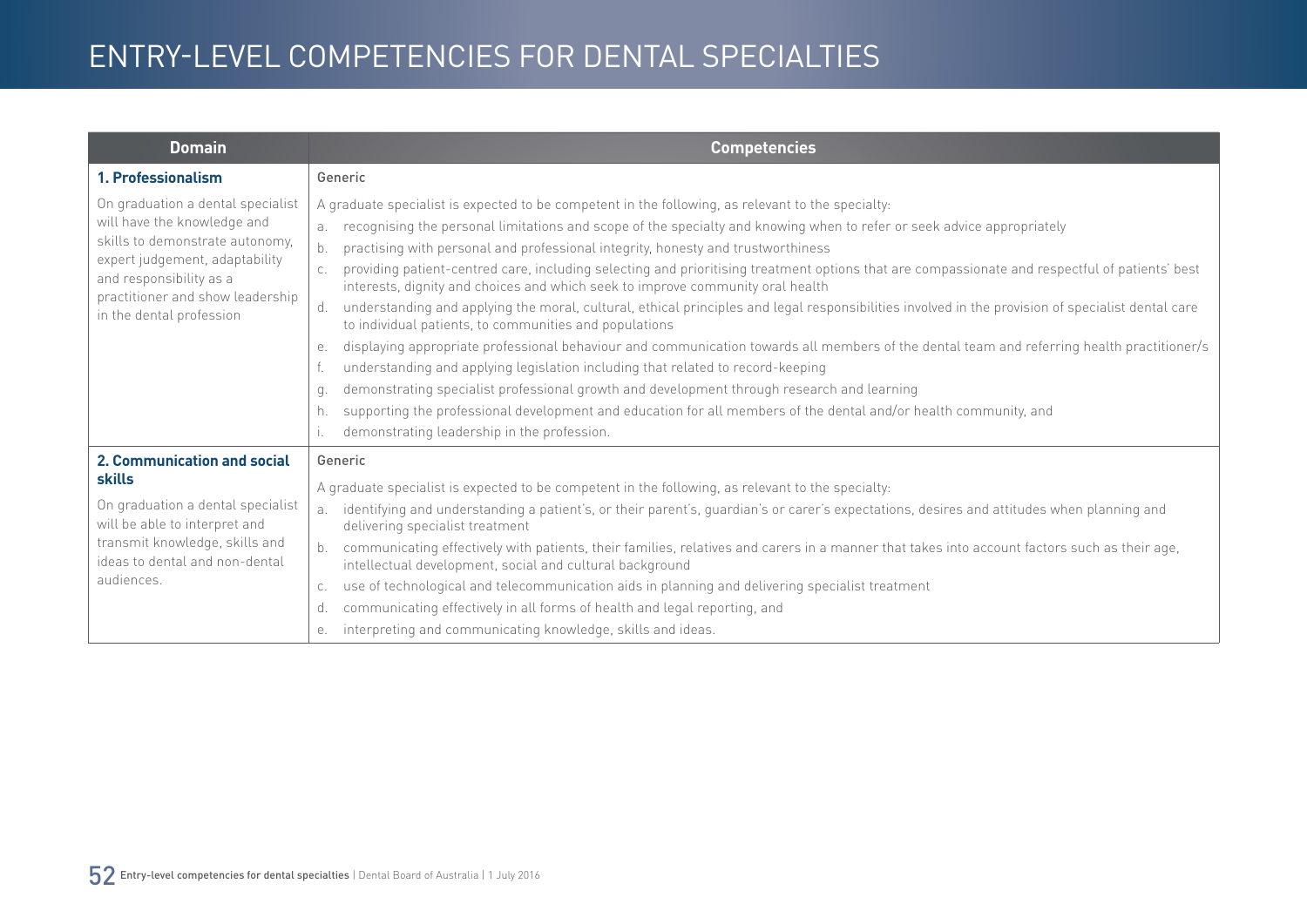# ENTRY-LEVEL COMPETENCIES FOR DENTAL SPECIALTIES

| Domain | Competencies |
|---|---|
| **1. Professionalism**<br><br>On graduation a dental specialist will have the knowledge and skills to demonstrate autonomy, expert judgement, adaptability and responsibility as a practitioner and show leadership in the dental profession | Generic<br><br>A graduate specialist is expected to be competent in the following, as relevant to the specialty:<br>a. recognising the personal limitations and scope of the specialty and knowing when to refer or seek advice appropriately<br>b. practising with personal and professional integrity, honesty and trustworthiness<br>c. providing patient-centred care, including selecting and prioritising treatment options that are compassionate and respectful of patients' best interests, dignity and choices and which seek to improve community oral health<br>d. understanding and applying the moral, cultural, ethical principles and legal responsibilities involved in the provision of specialist dental care to individual patients, to communities and populations<br>e. displaying appropriate professional behaviour and communication towards all members of the dental team and referring health practitioner/s<br>f. understanding and applying legislation including that related to record-keeping<br>g. demonstrating specialist professional growth and development through research and learning<br>h. supporting the professional development and education for all members of the dental and/or health community, and<br>i. demonstrating leadership in the profession. |
| **2. Communication and social skills**<br><br>On graduation a dental specialist will be able to interpret and transmit knowledge, skills and ideas to dental and non-dental audiences. | Generic<br><br>A graduate specialist is expected to be competent in the following, as relevant to the specialty:<br>a. identifying and understanding a patient's, or their parent's, guardian's or carer's expectations, desires and attitudes when planning and delivering specialist treatment<br>b. communicating effectively with patients, their families, relatives and carers in a manner that takes into account factors such as their age, intellectual development, social and cultural background<br>c. use of technological and telecommunication aids in planning and delivering specialist treatment<br>d. communicating effectively in all forms of health and legal reporting, and<br>e. interpreting and communicating knowledge, skills and ideas. |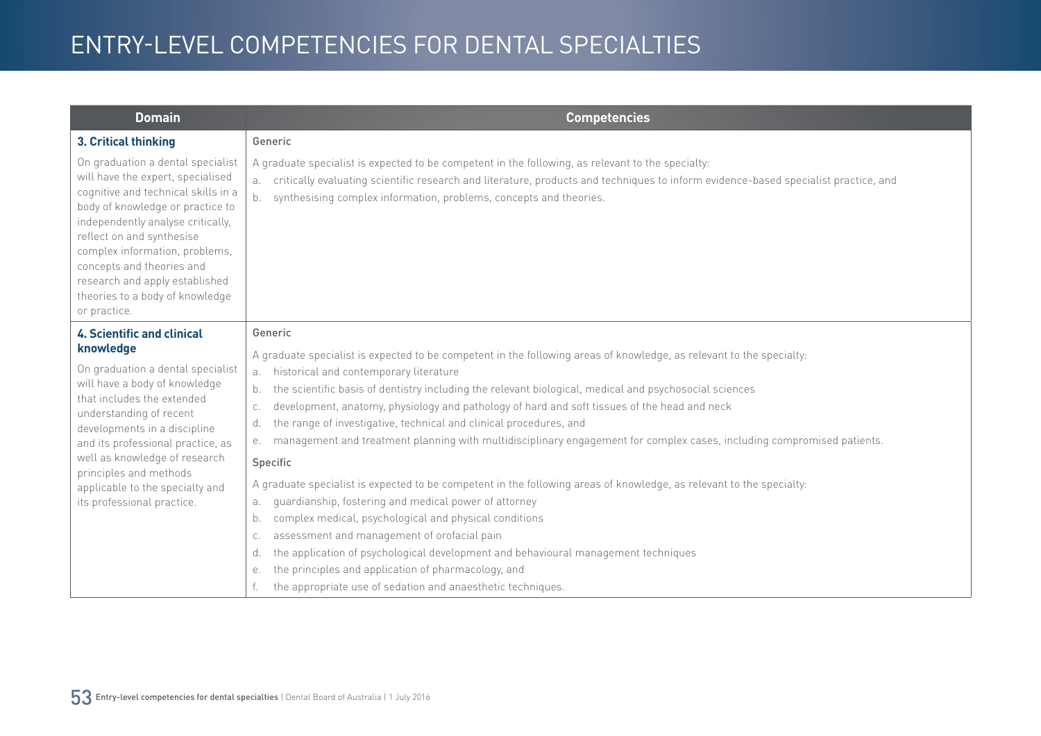# ENTRY-LEVEL COMPETENCIES FOR DENTAL SPECIALTIES

| Domain | Competencies |
|---|---|
| **3. Critical thinking**<br><br>On graduation a dental specialist will have the expert, specialised cognitive and technical skills in a body of knowledge or practice to independently analyse critically, reflect on and synthesise complex information, problems, concepts and theories and research and apply established theories to a body of knowledge or practice. | Generic<br><br>A graduate specialist is expected to be competent in the following, as relevant to the specialty:<br>a. critically evaluating scientific research and literature, products and techniques to inform evidence-based specialist practice, and<br>b. synthesising complex information, problems, concepts and theories. |
| **4. Scientific and clinical knowledge**<br><br>On graduation a dental specialist will have a body of knowledge that includes the extended understanding of recent developments in a discipline and its professional practice, as well as knowledge of research principles and methods applicable to the specialty and its professional practice. | Generic<br><br>A graduate specialist is expected to be competent in the following areas of knowledge, as relevant to the specialty:<br>a. historical and contemporary literature<br>b. the scientific basis of dentistry including the relevant biological, medical and psychosocial sciences<br>c. development, anatomy, physiology and pathology of hard and soft tissues of the head and neck<br>d. the range of investigative, technical and clinical procedures, and<br>e. management and treatment planning with multidisciplinary engagement for complex cases, including compromised patients.<br><br>Specific<br><br>A graduate specialist is expected to be competent in the following areas of knowledge, as relevant to the specialty:<br>a. guardianship, fostering and medical power of attorney<br>b. complex medical, psychological and physical conditions<br>c. assessment and management of orofacial pain<br>d. the application of psychological development and behavioural management techniques<br>e. the principles and application of pharmacology, and<br>f. the appropriate use of sedation and anaesthetic techniques. |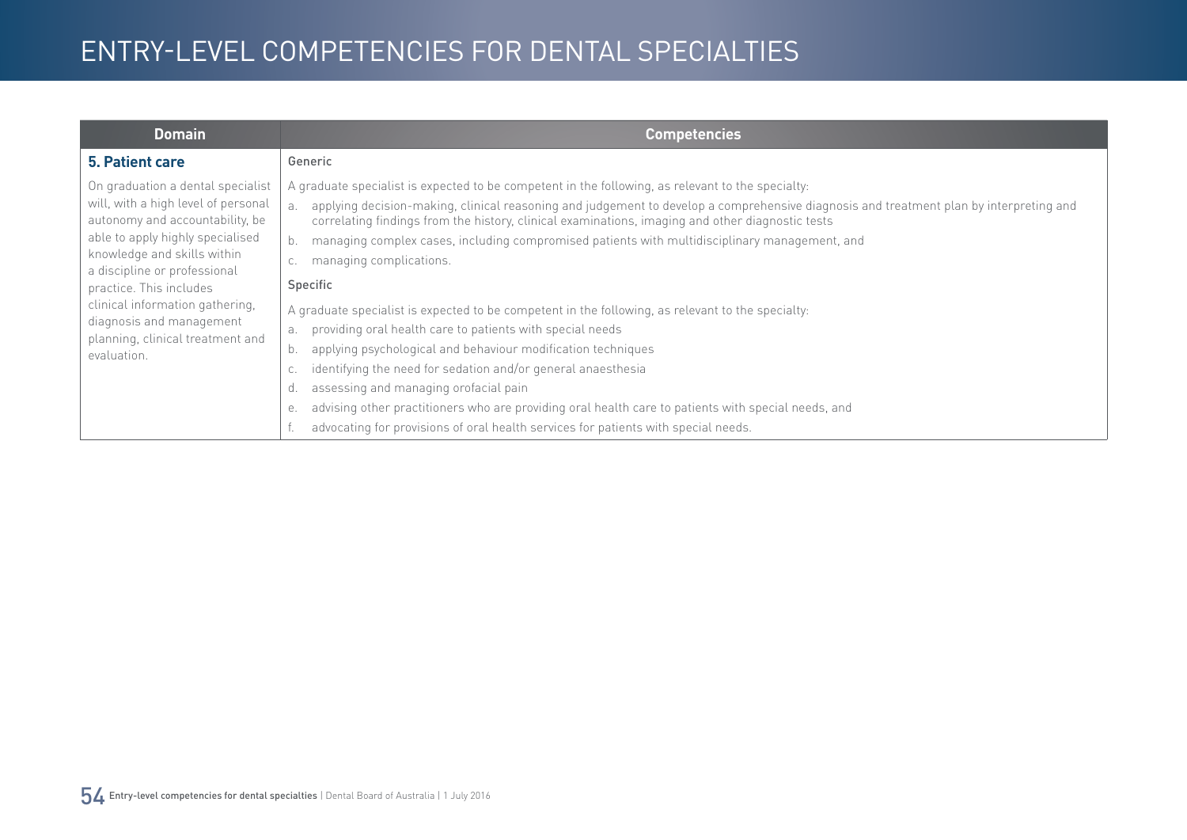# ENTRY-LEVEL COMPETENCIES FOR DENTAL SPECIALTIES

| Domain | Competencies |
| --- | --- |
| **5. Patient care**<br><br>On graduation a dental specialist will, with a high level of personal autonomy and accountability, be able to apply highly specialised knowledge and skills within a discipline or professional practice. This includes clinical information gathering, diagnosis and management planning, clinical treatment and evaluation. | Generic<br><br>A graduate specialist is expected to be competent in the following, as relevant to the specialty:<br>a. applying decision-making, clinical reasoning and judgement to develop a comprehensive diagnosis and treatment plan by interpreting and correlating findings from the history, clinical examinations, imaging and other diagnostic tests<br>b. managing complex cases, including compromised patients with multidisciplinary management, and<br>c. managing complications.<br><br>Specific<br><br>A graduate specialist is expected to be competent in the following, as relevant to the specialty:<br>a. providing oral health care to patients with special needs<br>b. applying psychological and behaviour modification techniques<br>c. identifying the need for sedation and/or general anaesthesia<br>d. assessing and managing orofacial pain<br>e. advising other practitioners who are providing oral health care to patients with special needs, and<br>f. advocating for provisions of oral health services for patients with special needs. |